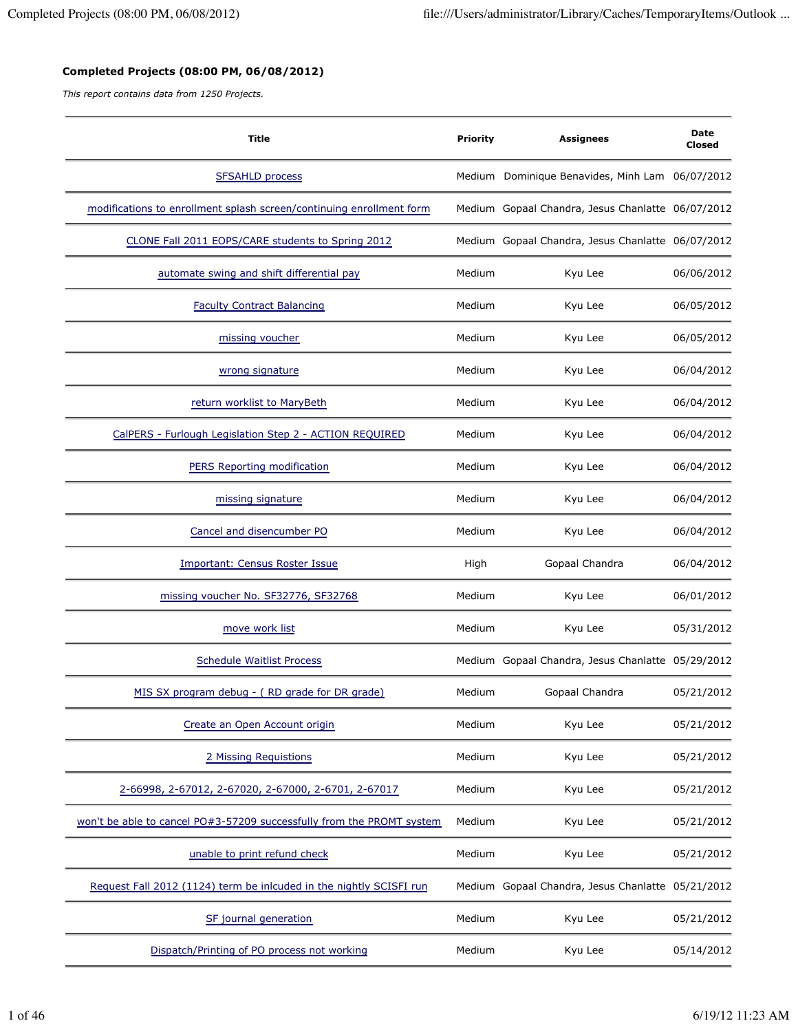**Completed Projects (08:00 PM, 06/08/2012)**

*This report contains data from 1250 Projects.*

| Title | Priority | Assignees | Date Closed |
|---|---|---|---|
| SFSAHLD process | Medium | Dominique Benavides, Minh Lam | 06/07/2012 |
| modifications to enrollment splash screen/continuing enrollment form | Medium | Gopaal Chandra, Jesus Chanlatte | 06/07/2012 |
| CLONE Fall 2011 EOPS/CARE students to Spring 2012 | Medium | Gopaal Chandra, Jesus Chanlatte | 06/07/2012 |
| automate swing and shift differential pay | Medium | Kyu Lee | 06/06/2012 |
| Faculty Contract Balancing | Medium | Kyu Lee | 06/05/2012 |
| missing voucher | Medium | Kyu Lee | 06/05/2012 |
| wrong signature | Medium | Kyu Lee | 06/04/2012 |
| return worklist to MaryBeth | Medium | Kyu Lee | 06/04/2012 |
| CalPERS - Furlough Legislation Step 2 - ACTION REQUIRED | Medium | Kyu Lee | 06/04/2012 |
| PERS Reporting modification | Medium | Kyu Lee | 06/04/2012 |
| missing signature | Medium | Kyu Lee | 06/04/2012 |
| Cancel and disencumber PO | Medium | Kyu Lee | 06/04/2012 |
| Important: Census Roster Issue | High | Gopaal Chandra | 06/04/2012 |
| missing voucher No. SF32776, SF32768 | Medium | Kyu Lee | 06/01/2012 |
| move work list | Medium | Kyu Lee | 05/31/2012 |
| Schedule Waitlist Process | Medium | Gopaal Chandra, Jesus Chanlatte | 05/29/2012 |
| MIS SX program debug - ( RD grade for DR grade) | Medium | Gopaal Chandra | 05/21/2012 |
| Create an Open Account origin | Medium | Kyu Lee | 05/21/2012 |
| 2 Missing Requistions | Medium | Kyu Lee | 05/21/2012 |
| 2-66998, 2-67012, 2-67020, 2-67000, 2-6701, 2-67017 | Medium | Kyu Lee | 05/21/2012 |
| won't be able to cancel PO#3-57209 successfully from the PROMT system | Medium | Kyu Lee | 05/21/2012 |
| unable to print refund check | Medium | Kyu Lee | 05/21/2012 |
| Request Fall 2012 (1124) term be inlcuded in the nightly SCISFI run | Medium | Gopaal Chandra, Jesus Chanlatte | 05/21/2012 |
| SF journal generation | Medium | Kyu Lee | 05/21/2012 |
| Dispatch/Printing of PO process not working | Medium | Kyu Lee | 05/14/2012 |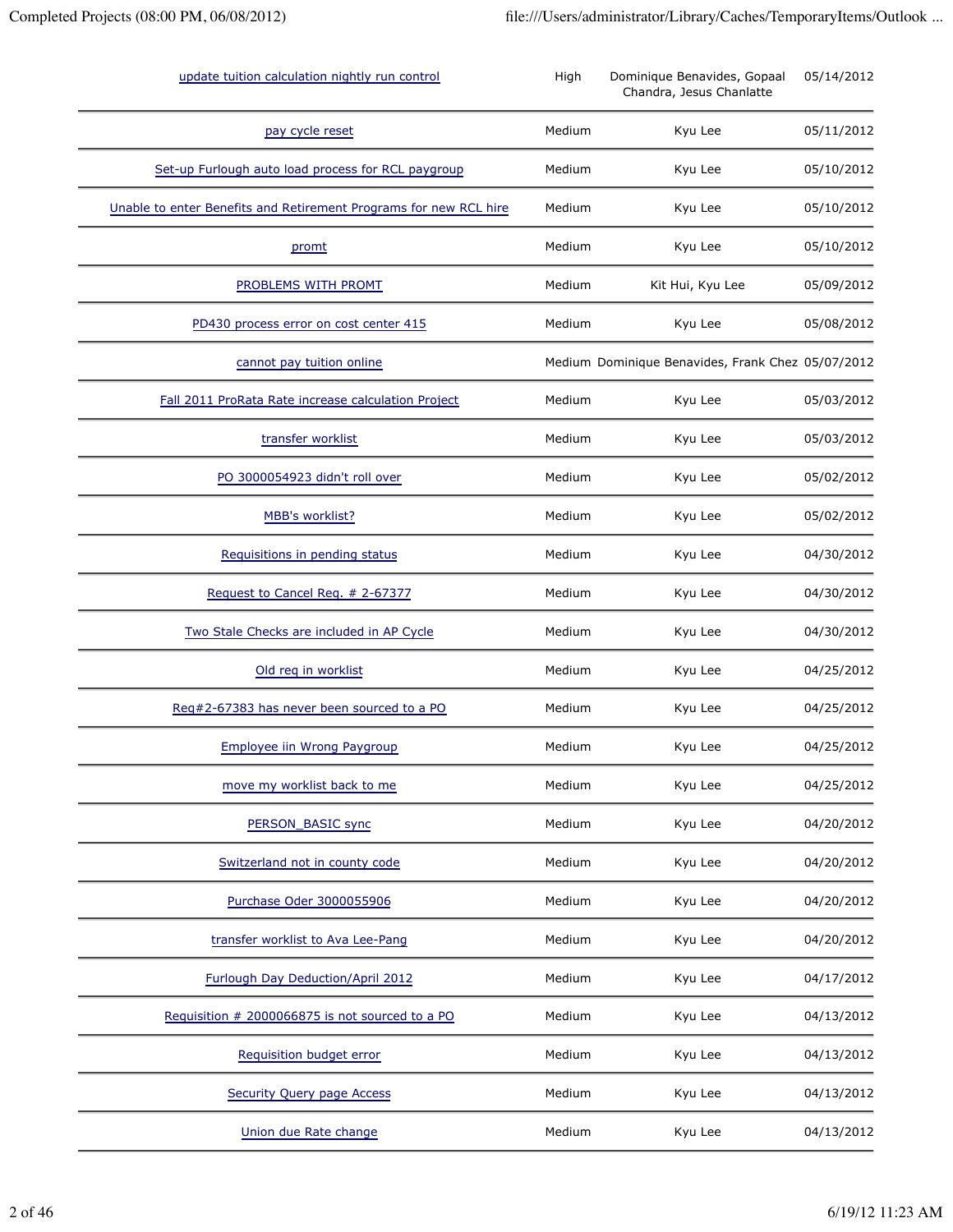| | | | |
|---|---|---|---|
| update tuition calculation nightly run control | High | Dominique Benavides, Gopaal Chandra, Jesus Chanlatte | 05/14/2012 |
| pay cycle reset | Medium | Kyu Lee | 05/11/2012 |
| Set-up Furlough auto load process for RCL paygroup | Medium | Kyu Lee | 05/10/2012 |
| Unable to enter Benefits and Retirement Programs for new RCL hire | Medium | Kyu Lee | 05/10/2012 |
| promt | Medium | Kyu Lee | 05/10/2012 |
| PROBLEMS WITH PROMT | Medium | Kit Hui, Kyu Lee | 05/09/2012 |
| PD430 process error on cost center 415 | Medium | Kyu Lee | 05/08/2012 |
| cannot pay tuition online | Medium | Dominique Benavides, Frank Chez | 05/07/2012 |
| Fall 2011 ProRata Rate increase calculation Project | Medium | Kyu Lee | 05/03/2012 |
| transfer worklist | Medium | Kyu Lee | 05/03/2012 |
| PO 3000054923 didn't roll over | Medium | Kyu Lee | 05/02/2012 |
| MBB's worklist? | Medium | Kyu Lee | 05/02/2012 |
| Requisitions in pending status | Medium | Kyu Lee | 04/30/2012 |
| Request to Cancel Req. # 2-67377 | Medium | Kyu Lee | 04/30/2012 |
| Two Stale Checks are included in AP Cycle | Medium | Kyu Lee | 04/30/2012 |
| Old req in worklist | Medium | Kyu Lee | 04/25/2012 |
| Req#2-67383 has never been sourced to a PO | Medium | Kyu Lee | 04/25/2012 |
| Employee iin Wrong Paygroup | Medium | Kyu Lee | 04/25/2012 |
| move my worklist back to me | Medium | Kyu Lee | 04/25/2012 |
| PERSON_BASIC sync | Medium | Kyu Lee | 04/20/2012 |
| Switzerland not in county code | Medium | Kyu Lee | 04/20/2012 |
| Purchase Oder 3000055906 | Medium | Kyu Lee | 04/20/2012 |
| transfer worklist to Ava Lee-Pang | Medium | Kyu Lee | 04/20/2012 |
| Furlough Day Deduction/April 2012 | Medium | Kyu Lee | 04/17/2012 |
| Requisition # 2000066875 is not sourced to a PO | Medium | Kyu Lee | 04/13/2012 |
| Requisition budget error | Medium | Kyu Lee | 04/13/2012 |
| Security Query page Access | Medium | Kyu Lee | 04/13/2012 |
| Union due Rate change | Medium | Kyu Lee | 04/13/2012 |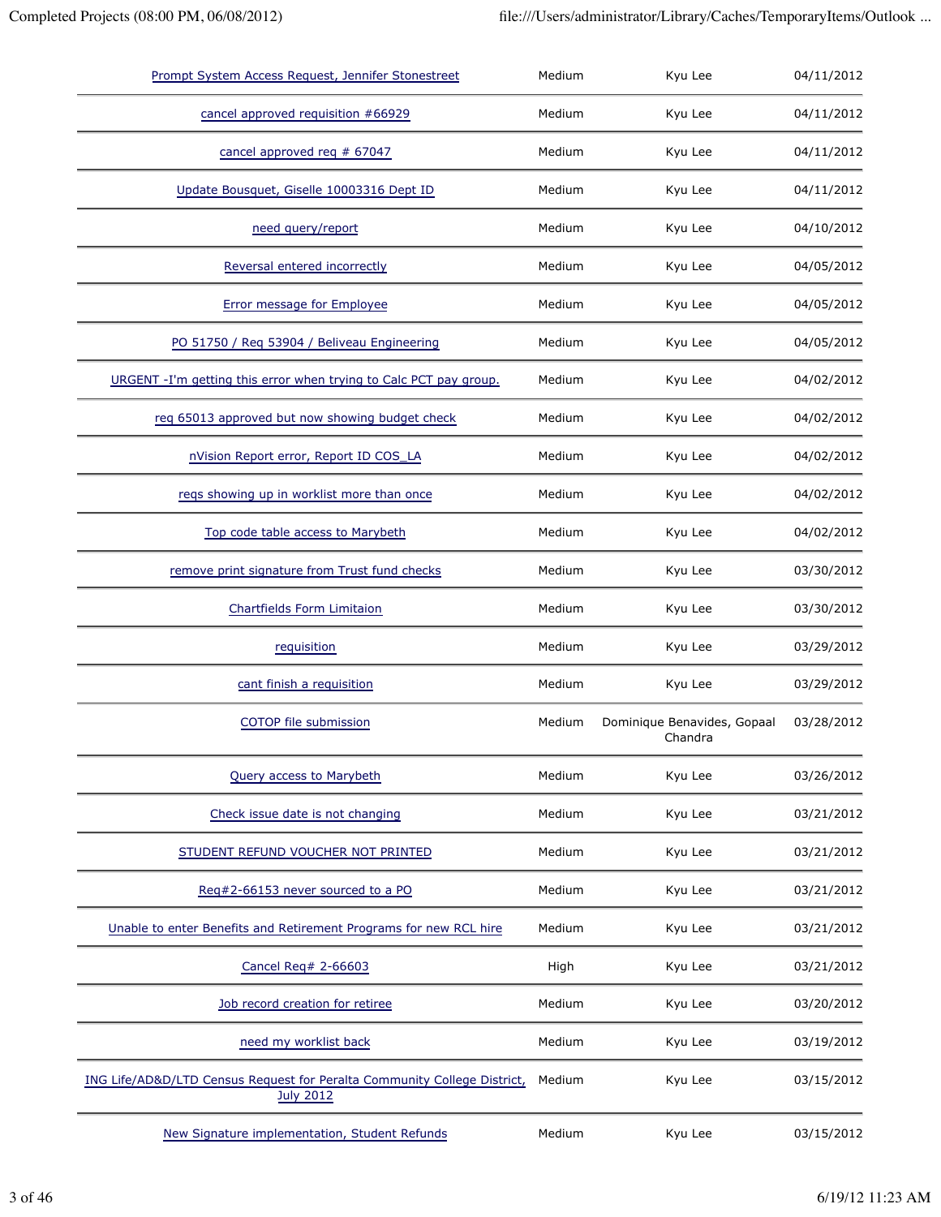| | | | |
|---|---|---|---|
| Prompt System Access Request, Jennifer Stonestreet | Medium | Kyu Lee | 04/11/2012 |
| cancel approved requisition #66929 | Medium | Kyu Lee | 04/11/2012 |
| cancel approved req # 67047 | Medium | Kyu Lee | 04/11/2012 |
| Update Bousquet, Giselle 10003316 Dept ID | Medium | Kyu Lee | 04/11/2012 |
| need query/report | Medium | Kyu Lee | 04/10/2012 |
| Reversal entered incorrectly | Medium | Kyu Lee | 04/05/2012 |
| Error message for Employee | Medium | Kyu Lee | 04/05/2012 |
| PO 51750 / Req 53904 / Beliveau Engineering | Medium | Kyu Lee | 04/05/2012 |
| URGENT -I'm getting this error when trying to Calc PCT pay group. | Medium | Kyu Lee | 04/02/2012 |
| req 65013 approved but now showing budget check | Medium | Kyu Lee | 04/02/2012 |
| nVision Report error, Report ID COS_LA | Medium | Kyu Lee | 04/02/2012 |
| reqs showing up in worklist more than once | Medium | Kyu Lee | 04/02/2012 |
| Top code table access to Marybeth | Medium | Kyu Lee | 04/02/2012 |
| remove print signature from Trust fund checks | Medium | Kyu Lee | 03/30/2012 |
| Chartfields Form Limitaion | Medium | Kyu Lee | 03/30/2012 |
| requisition | Medium | Kyu Lee | 03/29/2012 |
| cant finish a requisition | Medium | Kyu Lee | 03/29/2012 |
| COTOP file submission | Medium | Dominique Benavides, Gopaal Chandra | 03/28/2012 |
| Query access to Marybeth | Medium | Kyu Lee | 03/26/2012 |
| Check issue date is not changing | Medium | Kyu Lee | 03/21/2012 |
| STUDENT REFUND VOUCHER NOT PRINTED | Medium | Kyu Lee | 03/21/2012 |
| Req#2-66153 never sourced to a PO | Medium | Kyu Lee | 03/21/2012 |
| Unable to enter Benefits and Retirement Programs for new RCL hire | Medium | Kyu Lee | 03/21/2012 |
| Cancel Req# 2-66603 | High | Kyu Lee | 03/21/2012 |
| Job record creation for retiree | Medium | Kyu Lee | 03/20/2012 |
| need my worklist back | Medium | Kyu Lee | 03/19/2012 |
| ING Life/AD&D/LTD Census Request for Peralta Community College District, July 2012 | Medium | Kyu Lee | 03/15/2012 |
| New Signature implementation, Student Refunds | Medium | Kyu Lee | 03/15/2012 |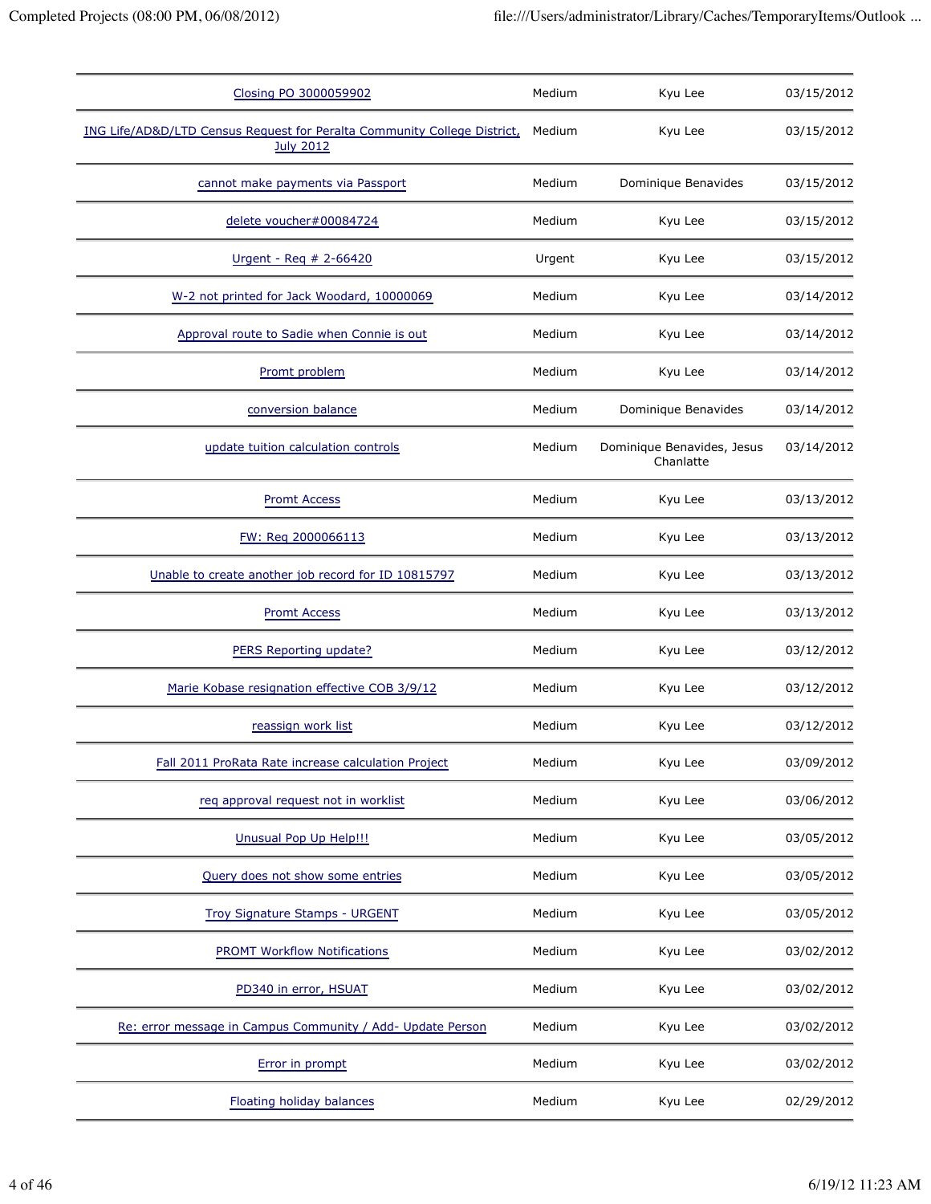| | | | |
|---|---|---|---|
| Closing PO 3000059902 | Medium | Kyu Lee | 03/15/2012 |
| ING Life/AD&D/LTD Census Request for Peralta Community College District, July 2012 | Medium | Kyu Lee | 03/15/2012 |
| cannot make payments via Passport | Medium | Dominique Benavides | 03/15/2012 |
| delete voucher#00084724 | Medium | Kyu Lee | 03/15/2012 |
| Urgent - Req # 2-66420 | Urgent | Kyu Lee | 03/15/2012 |
| W-2 not printed for Jack Woodard, 10000069 | Medium | Kyu Lee | 03/14/2012 |
| Approval route to Sadie when Connie is out | Medium | Kyu Lee | 03/14/2012 |
| Promt problem | Medium | Kyu Lee | 03/14/2012 |
| conversion balance | Medium | Dominique Benavides | 03/14/2012 |
| update tuition calculation controls | Medium | Dominique Benavides, Jesus Chanlatte | 03/14/2012 |
| Promt Access | Medium | Kyu Lee | 03/13/2012 |
| FW: Req 2000066113 | Medium | Kyu Lee | 03/13/2012 |
| Unable to create another job record for ID 10815797 | Medium | Kyu Lee | 03/13/2012 |
| Promt Access | Medium | Kyu Lee | 03/13/2012 |
| PERS Reporting update? | Medium | Kyu Lee | 03/12/2012 |
| Marie Kobase resignation effective COB 3/9/12 | Medium | Kyu Lee | 03/12/2012 |
| reassign work list | Medium | Kyu Lee | 03/12/2012 |
| Fall 2011 ProRata Rate increase calculation Project | Medium | Kyu Lee | 03/09/2012 |
| req approval request not in worklist | Medium | Kyu Lee | 03/06/2012 |
| Unusual Pop Up Help!!! | Medium | Kyu Lee | 03/05/2012 |
| Query does not show some entries | Medium | Kyu Lee | 03/05/2012 |
| Troy Signature Stamps - URGENT | Medium | Kyu Lee | 03/05/2012 |
| PROMT Workflow Notifications | Medium | Kyu Lee | 03/02/2012 |
| PD340 in error, HSUAT | Medium | Kyu Lee | 03/02/2012 |
| Re: error message in Campus Community / Add- Update Person | Medium | Kyu Lee | 03/02/2012 |
| Error in prompt | Medium | Kyu Lee | 03/02/2012 |
| Floating holiday balances | Medium | Kyu Lee | 02/29/2012 |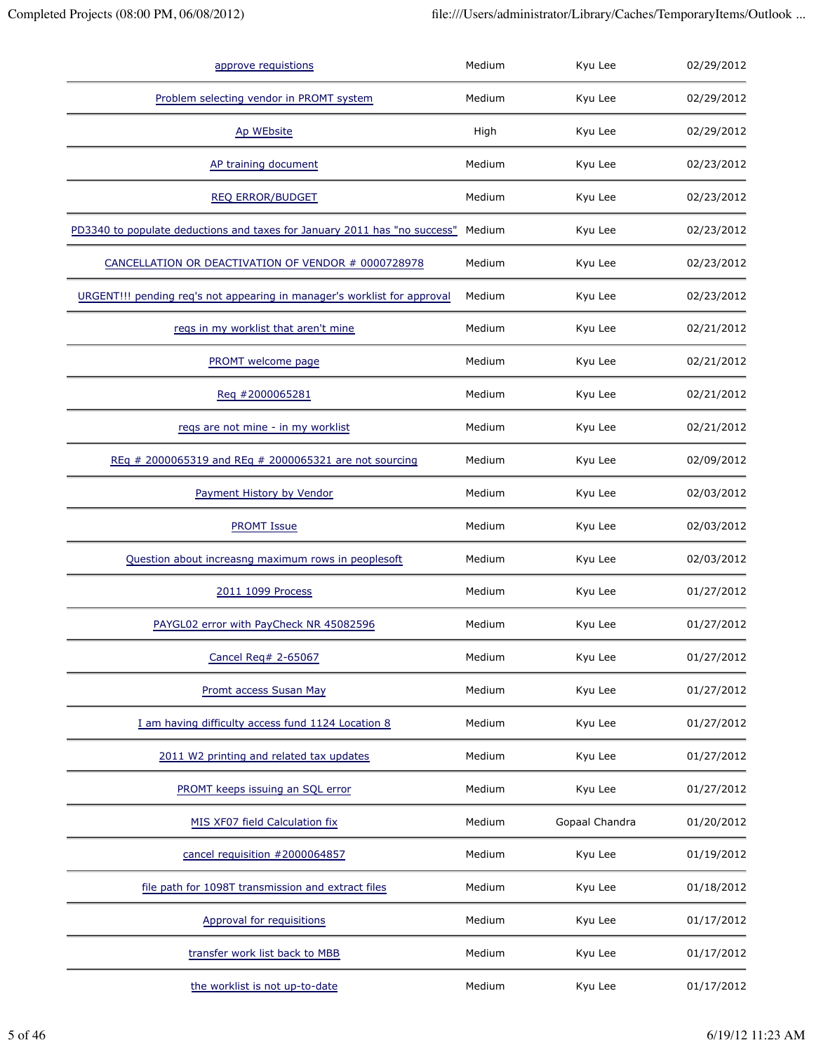| | | | |
|---|---|---|---|
| approve requistions | Medium | Kyu Lee | 02/29/2012 |
| Problem selecting vendor in PROMT system | Medium | Kyu Lee | 02/29/2012 |
| Ap WEbsite | High | Kyu Lee | 02/29/2012 |
| AP training document | Medium | Kyu Lee | 02/23/2012 |
| REQ ERROR/BUDGET | Medium | Kyu Lee | 02/23/2012 |
| PD3340 to populate deductions and taxes for January 2011 has "no success" | Medium | Kyu Lee | 02/23/2012 |
| CANCELLATION OR DEACTIVATION OF VENDOR # 0000728978 | Medium | Kyu Lee | 02/23/2012 |
| URGENT!!! pending req's not appearing in manager's worklist for approval | Medium | Kyu Lee | 02/23/2012 |
| reqs in my worklist that aren't mine | Medium | Kyu Lee | 02/21/2012 |
| PROMT welcome page | Medium | Kyu Lee | 02/21/2012 |
| Req #2000065281 | Medium | Kyu Lee | 02/21/2012 |
| reqs are not mine - in my worklist | Medium | Kyu Lee | 02/21/2012 |
| REq # 2000065319 and REq # 2000065321 are not sourcing | Medium | Kyu Lee | 02/09/2012 |
| Payment History by Vendor | Medium | Kyu Lee | 02/03/2012 |
| PROMT Issue | Medium | Kyu Lee | 02/03/2012 |
| Question about increasng maximum rows in peoplesoft | Medium | Kyu Lee | 02/03/2012 |
| 2011 1099 Process | Medium | Kyu Lee | 01/27/2012 |
| PAYGL02 error with PayCheck NR 45082596 | Medium | Kyu Lee | 01/27/2012 |
| Cancel Req# 2-65067 | Medium | Kyu Lee | 01/27/2012 |
| Promt access Susan May | Medium | Kyu Lee | 01/27/2012 |
| I am having difficulty access fund 1124 Location 8 | Medium | Kyu Lee | 01/27/2012 |
| 2011 W2 printing and related tax updates | Medium | Kyu Lee | 01/27/2012 |
| PROMT keeps issuing an SQL error | Medium | Kyu Lee | 01/27/2012 |
| MIS XF07 field Calculation fix | Medium | Gopaal Chandra | 01/20/2012 |
| cancel requisition #2000064857 | Medium | Kyu Lee | 01/19/2012 |
| file path for 1098T transmission and extract files | Medium | Kyu Lee | 01/18/2012 |
| Approval for requisitions | Medium | Kyu Lee | 01/17/2012 |
| transfer work list back to MBB | Medium | Kyu Lee | 01/17/2012 |
| the worklist is not up-to-date | Medium | Kyu Lee | 01/17/2012 |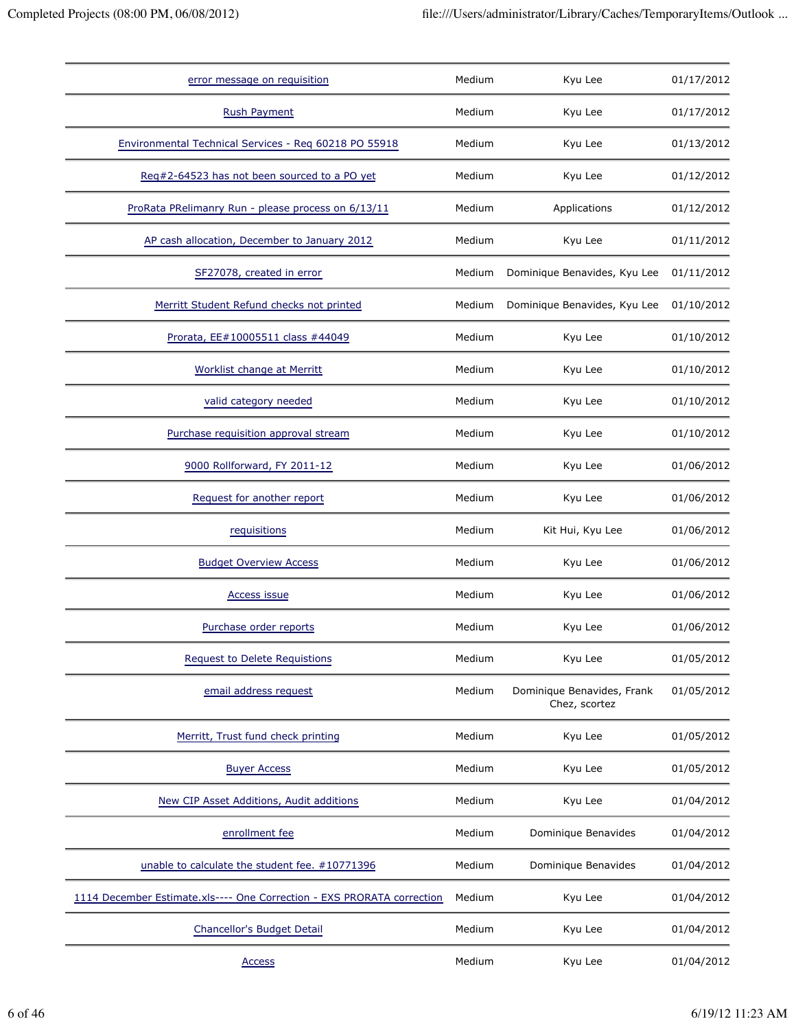| | | | |
|---|---|---|---|
| error message on requisition | Medium | Kyu Lee | 01/17/2012 |
| Rush Payment | Medium | Kyu Lee | 01/17/2012 |
| Environmental Technical Services - Req 60218 PO 55918 | Medium | Kyu Lee | 01/13/2012 |
| Req#2-64523 has not been sourced to a PO yet | Medium | Kyu Lee | 01/12/2012 |
| ProRata PRelimanry Run - please process on 6/13/11 | Medium | Applications | 01/12/2012 |
| AP cash allocation, December to January 2012 | Medium | Kyu Lee | 01/11/2012 |
| SF27078, created in error | Medium | Dominique Benavides, Kyu Lee | 01/11/2012 |
| Merritt Student Refund checks not printed | Medium | Dominique Benavides, Kyu Lee | 01/10/2012 |
| Prorata, EE#10005511 class #44049 | Medium | Kyu Lee | 01/10/2012 |
| Worklist change at Merritt | Medium | Kyu Lee | 01/10/2012 |
| valid category needed | Medium | Kyu Lee | 01/10/2012 |
| Purchase requisition approval stream | Medium | Kyu Lee | 01/10/2012 |
| 9000 Rollforward, FY 2011-12 | Medium | Kyu Lee | 01/06/2012 |
| Request for another report | Medium | Kyu Lee | 01/06/2012 |
| requisitions | Medium | Kit Hui, Kyu Lee | 01/06/2012 |
| Budget Overview Access | Medium | Kyu Lee | 01/06/2012 |
| Access issue | Medium | Kyu Lee | 01/06/2012 |
| Purchase order reports | Medium | Kyu Lee | 01/06/2012 |
| Request to Delete Requistions | Medium | Kyu Lee | 01/05/2012 |
| email address request | Medium | Dominique Benavides, Frank Chez, scortez | 01/05/2012 |
| Merritt, Trust fund check printing | Medium | Kyu Lee | 01/05/2012 |
| Buyer Access | Medium | Kyu Lee | 01/05/2012 |
| New CIP Asset Additions, Audit additions | Medium | Kyu Lee | 01/04/2012 |
| enrollment fee | Medium | Dominique Benavides | 01/04/2012 |
| unable to calculate the student fee. #10771396 | Medium | Dominique Benavides | 01/04/2012 |
| 1114 December Estimate.xls---- One Correction - EXS PRORATA correction | Medium | Kyu Lee | 01/04/2012 |
| Chancellor's Budget Detail | Medium | Kyu Lee | 01/04/2012 |
| Access | Medium | Kyu Lee | 01/04/2012 |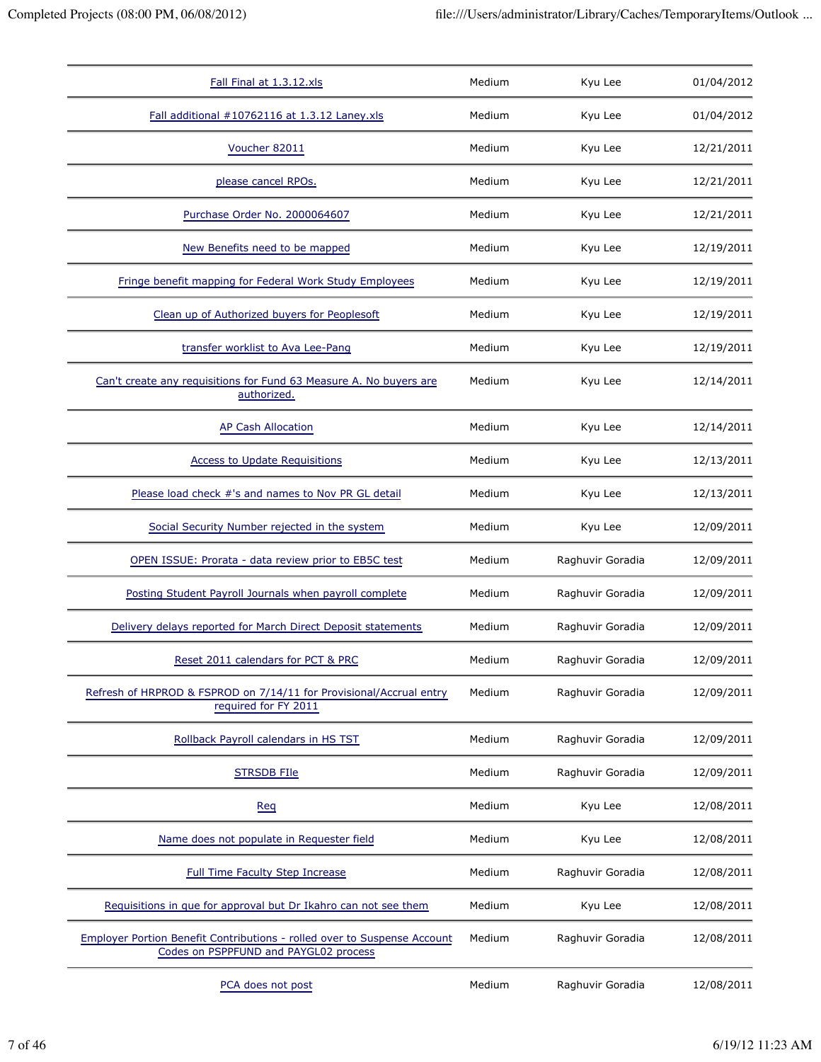| | | | |
|---|---|---|---|
| Fall Final at 1.3.12.xls | Medium | Kyu Lee | 01/04/2012 |
| Fall additional #10762116 at 1.3.12 Laney.xls | Medium | Kyu Lee | 01/04/2012 |
| Voucher 82011 | Medium | Kyu Lee | 12/21/2011 |
| please cancel RPOs. | Medium | Kyu Lee | 12/21/2011 |
| Purchase Order No. 2000064607 | Medium | Kyu Lee | 12/21/2011 |
| New Benefits need to be mapped | Medium | Kyu Lee | 12/19/2011 |
| Fringe benefit mapping for Federal Work Study Employees | Medium | Kyu Lee | 12/19/2011 |
| Clean up of Authorized buyers for Peoplesoft | Medium | Kyu Lee | 12/19/2011 |
| transfer worklist to Ava Lee-Pang | Medium | Kyu Lee | 12/19/2011 |
| Can't create any requisitions for Fund 63 Measure A. No buyers are authorized. | Medium | Kyu Lee | 12/14/2011 |
| AP Cash Allocation | Medium | Kyu Lee | 12/14/2011 |
| Access to Update Requisitions | Medium | Kyu Lee | 12/13/2011 |
| Please load check #'s and names to Nov PR GL detail | Medium | Kyu Lee | 12/13/2011 |
| Social Security Number rejected in the system | Medium | Kyu Lee | 12/09/2011 |
| OPEN ISSUE: Prorata - data review prior to EB5C test | Medium | Raghuvir Goradia | 12/09/2011 |
| Posting Student Payroll Journals when payroll complete | Medium | Raghuvir Goradia | 12/09/2011 |
| Delivery delays reported for March Direct Deposit statements | Medium | Raghuvir Goradia | 12/09/2011 |
| Reset 2011 calendars for PCT & PRC | Medium | Raghuvir Goradia | 12/09/2011 |
| Refresh of HRPROD & FSPROD on 7/14/11 for Provisional/Accrual entry required for FY 2011 | Medium | Raghuvir Goradia | 12/09/2011 |
| Rollback Payroll calendars in HS TST | Medium | Raghuvir Goradia | 12/09/2011 |
| STRSDB FIle | Medium | Raghuvir Goradia | 12/09/2011 |
| Req | Medium | Kyu Lee | 12/08/2011 |
| Name does not populate in Requester field | Medium | Kyu Lee | 12/08/2011 |
| Full Time Faculty Step Increase | Medium | Raghuvir Goradia | 12/08/2011 |
| Requisitions in que for approval but Dr Ikahro can not see them | Medium | Kyu Lee | 12/08/2011 |
| Employer Portion Benefit Contributions - rolled over to Suspense Account Codes on PSPPFUND and PAYGL02 process | Medium | Raghuvir Goradia | 12/08/2011 |
| PCA does not post | Medium | Raghuvir Goradia | 12/08/2011 |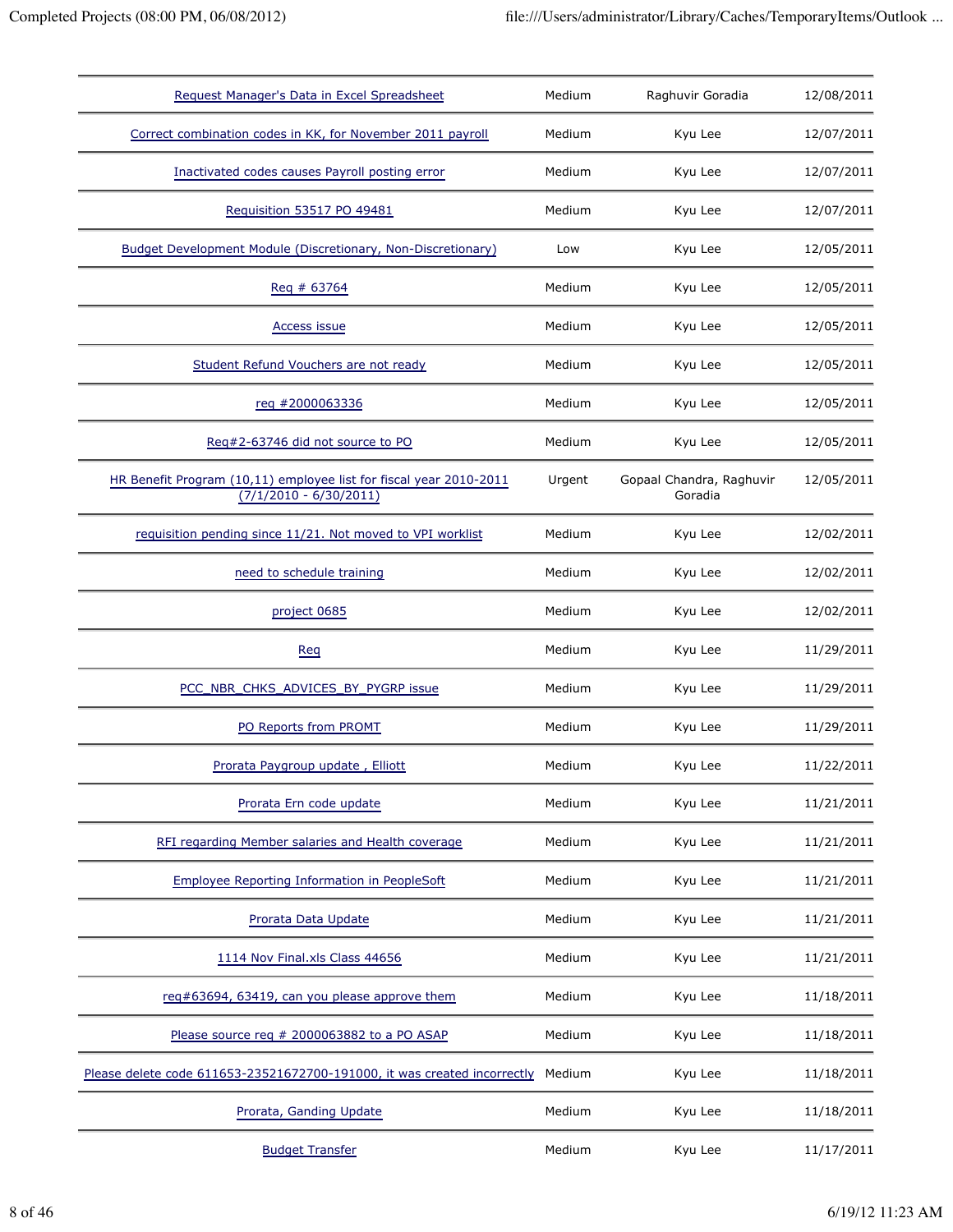| | | | |
|---|---|---|---|
| Request Manager's Data in Excel Spreadsheet | Medium | Raghuvir Goradia | 12/08/2011 |
| Correct combination codes in KK, for November 2011 payroll | Medium | Kyu Lee | 12/07/2011 |
| Inactivated codes causes Payroll posting error | Medium | Kyu Lee | 12/07/2011 |
| Requisition 53517 PO 49481 | Medium | Kyu Lee | 12/07/2011 |
| Budget Development Module (Discretionary, Non-Discretionary) | Low | Kyu Lee | 12/05/2011 |
| Req # 63764 | Medium | Kyu Lee | 12/05/2011 |
| Access issue | Medium | Kyu Lee | 12/05/2011 |
| Student Refund Vouchers are not ready | Medium | Kyu Lee | 12/05/2011 |
| req #2000063336 | Medium | Kyu Lee | 12/05/2011 |
| Req#2-63746 did not source to PO | Medium | Kyu Lee | 12/05/2011 |
| HR Benefit Program (10,11) employee list for fiscal year 2010-2011 (7/1/2010 - 6/30/2011) | Urgent | Gopaal Chandra, Raghuvir Goradia | 12/05/2011 |
| requisition pending since 11/21. Not moved to VPI worklist | Medium | Kyu Lee | 12/02/2011 |
| need to schedule training | Medium | Kyu Lee | 12/02/2011 |
| project 0685 | Medium | Kyu Lee | 12/02/2011 |
| Req | Medium | Kyu Lee | 11/29/2011 |
| PCC_NBR_CHKS_ADVICES_BY_PYGRP issue | Medium | Kyu Lee | 11/29/2011 |
| PO Reports from PROMT | Medium | Kyu Lee | 11/29/2011 |
| Prorata Paygroup update , Elliott | Medium | Kyu Lee | 11/22/2011 |
| Prorata Ern code update | Medium | Kyu Lee | 11/21/2011 |
| RFI regarding Member salaries and Health coverage | Medium | Kyu Lee | 11/21/2011 |
| Employee Reporting Information in PeopleSoft | Medium | Kyu Lee | 11/21/2011 |
| Prorata Data Update | Medium | Kyu Lee | 11/21/2011 |
| 1114 Nov Final.xls Class 44656 | Medium | Kyu Lee | 11/21/2011 |
| req#63694, 63419, can you please approve them | Medium | Kyu Lee | 11/18/2011 |
| Please source req # 2000063882 to a PO ASAP | Medium | Kyu Lee | 11/18/2011 |
| Please delete code 611653-23521672700-191000, it was created incorrectly | Medium | Kyu Lee | 11/18/2011 |
| Prorata, Ganding Update | Medium | Kyu Lee | 11/18/2011 |
| Budget Transfer | Medium | Kyu Lee | 11/17/2011 |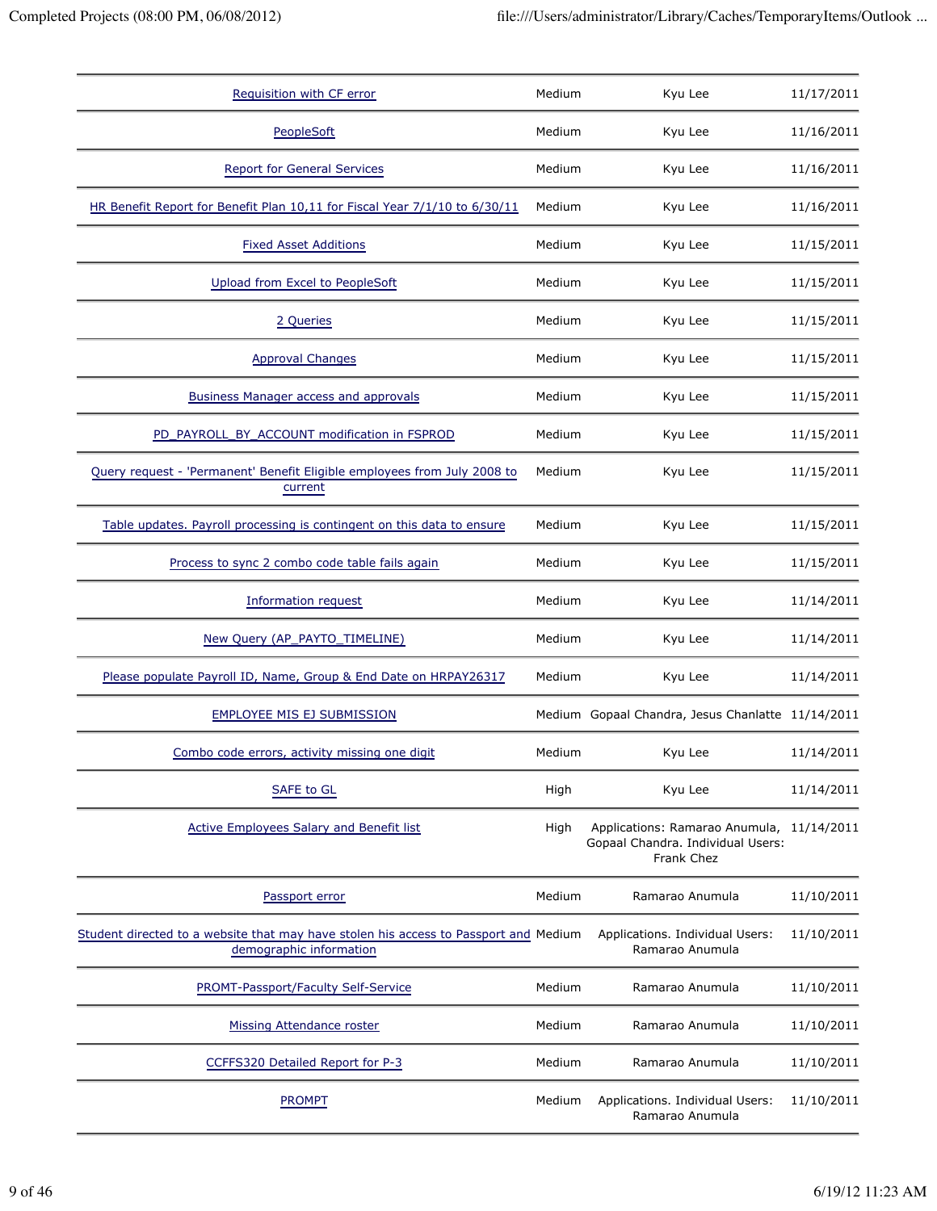| | | | |
|---|---|---|---|
| Requisition with CF error | Medium | Kyu Lee | 11/17/2011 |
| PeopleSoft | Medium | Kyu Lee | 11/16/2011 |
| Report for General Services | Medium | Kyu Lee | 11/16/2011 |
| HR Benefit Report for Benefit Plan 10,11 for Fiscal Year 7/1/10 to 6/30/11 | Medium | Kyu Lee | 11/16/2011 |
| Fixed Asset Additions | Medium | Kyu Lee | 11/15/2011 |
| Upload from Excel to PeopleSoft | Medium | Kyu Lee | 11/15/2011 |
| 2 Queries | Medium | Kyu Lee | 11/15/2011 |
| Approval Changes | Medium | Kyu Lee | 11/15/2011 |
| Business Manager access and approvals | Medium | Kyu Lee | 11/15/2011 |
| PD_PAYROLL_BY_ACCOUNT modification in FSPROD | Medium | Kyu Lee | 11/15/2011 |
| Query request - 'Permanent' Benefit Eligible employees from July 2008 to current | Medium | Kyu Lee | 11/15/2011 |
| Table updates. Payroll processing is contingent on this data to ensure | Medium | Kyu Lee | 11/15/2011 |
| Process to sync 2 combo code table fails again | Medium | Kyu Lee | 11/15/2011 |
| Information request | Medium | Kyu Lee | 11/14/2011 |
| New Query (AP_PAYTO_TIMELINE) | Medium | Kyu Lee | 11/14/2011 |
| Please populate Payroll ID, Name, Group & End Date on HRPAY26317 | Medium | Kyu Lee | 11/14/2011 |
| EMPLOYEE MIS EJ SUBMISSION | Medium | Gopaal Chandra, Jesus Chanlatte | 11/14/2011 |
| Combo code errors, activity missing one digit | Medium | Kyu Lee | 11/14/2011 |
| SAFE to GL | High | Kyu Lee | 11/14/2011 |
| Active Employees Salary and Benefit list | High | Applications: Ramarao Anumula, Gopaal Chandra. Individual Users: Frank Chez | 11/14/2011 |
| Passport error | Medium | Ramarao Anumula | 11/10/2011 |
| Student directed to a website that may have stolen his access to Passport and demographic information | Medium | Applications. Individual Users: Ramarao Anumula | 11/10/2011 |
| PROMT-Passport/Faculty Self-Service | Medium | Ramarao Anumula | 11/10/2011 |
| Missing Attendance roster | Medium | Ramarao Anumula | 11/10/2011 |
| CCFFS320 Detailed Report for P-3 | Medium | Ramarao Anumula | 11/10/2011 |
| PROMPT | Medium | Applications. Individual Users: Ramarao Anumula | 11/10/2011 |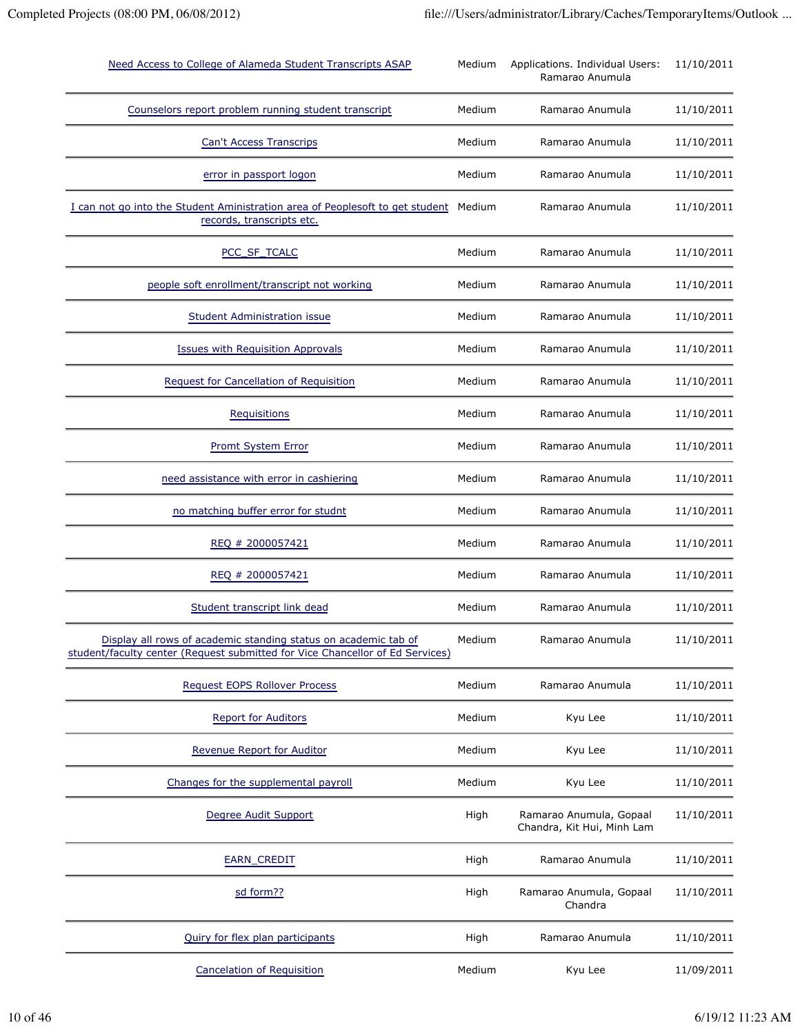| | | | |
|---|---|---|---|
| Need Access to College of Alameda Student Transcripts ASAP | Medium | Applications. Individual Users: Ramarao Anumula | 11/10/2011 |
| Counselors report problem running student transcript | Medium | Ramarao Anumula | 11/10/2011 |
| Can't Access Transcrips | Medium | Ramarao Anumula | 11/10/2011 |
| error in passport logon | Medium | Ramarao Anumula | 11/10/2011 |
| I can not go into the Student Aministration area of Peoplesoft to get student records, transcripts etc. | Medium | Ramarao Anumula | 11/10/2011 |
| PCC_SF_TCALC | Medium | Ramarao Anumula | 11/10/2011 |
| people soft enrollment/transcript not working | Medium | Ramarao Anumula | 11/10/2011 |
| Student Administration issue | Medium | Ramarao Anumula | 11/10/2011 |
| Issues with Requisition Approvals | Medium | Ramarao Anumula | 11/10/2011 |
| Request for Cancellation of Requisition | Medium | Ramarao Anumula | 11/10/2011 |
| Requisitions | Medium | Ramarao Anumula | 11/10/2011 |
| Promt System Error | Medium | Ramarao Anumula | 11/10/2011 |
| need assistance with error in cashiering | Medium | Ramarao Anumula | 11/10/2011 |
| no matching buffer error for studnt | Medium | Ramarao Anumula | 11/10/2011 |
| REQ # 2000057421 | Medium | Ramarao Anumula | 11/10/2011 |
| REQ # 2000057421 | Medium | Ramarao Anumula | 11/10/2011 |
| Student transcript link dead | Medium | Ramarao Anumula | 11/10/2011 |
| Display all rows of academic standing status on academic tab of student/faculty center (Request submitted for Vice Chancellor of Ed Services) | Medium | Ramarao Anumula | 11/10/2011 |
| Request EOPS Rollover Process | Medium | Ramarao Anumula | 11/10/2011 |
| Report for Auditors | Medium | Kyu Lee | 11/10/2011 |
| Revenue Report for Auditor | Medium | Kyu Lee | 11/10/2011 |
| Changes for the supplemental payroll | Medium | Kyu Lee | 11/10/2011 |
| Degree Audit Support | High | Ramarao Anumula, Gopaal Chandra, Kit Hui, Minh Lam | 11/10/2011 |
| EARN_CREDIT | High | Ramarao Anumula | 11/10/2011 |
| sd form?? | High | Ramarao Anumula, Gopaal Chandra | 11/10/2011 |
| Quiry for flex plan participants | High | Ramarao Anumula | 11/10/2011 |
| Cancelation of Requisition | Medium | Kyu Lee | 11/09/2011 |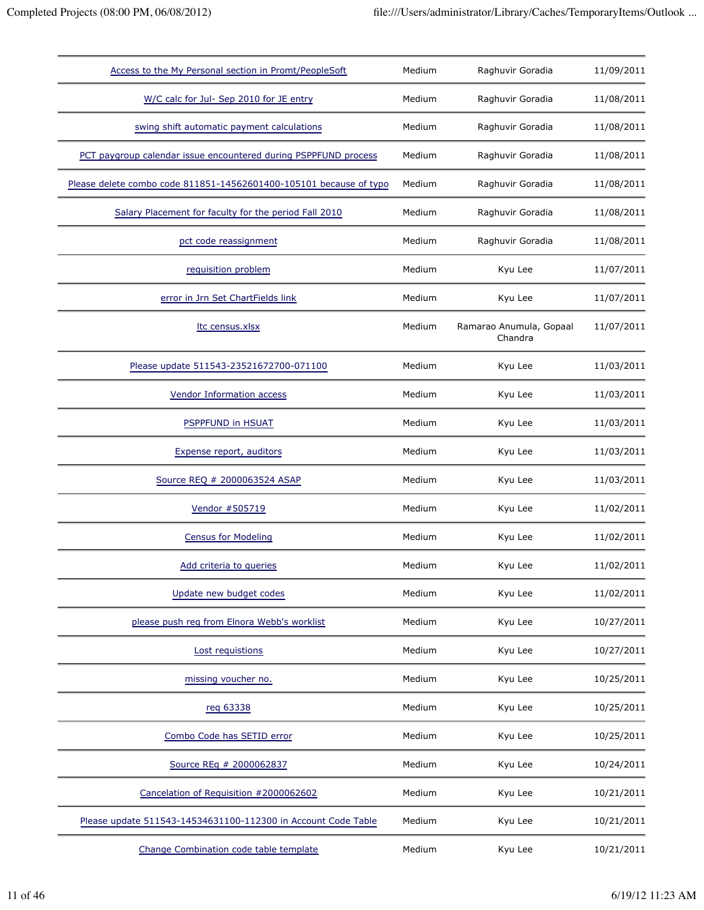| | | | |
|---|---|---|---|
| Access to the My Personal section in Promt/PeopleSoft | Medium | Raghuvir Goradia | 11/09/2011 |
| W/C calc for Jul- Sep 2010 for JE entry | Medium | Raghuvir Goradia | 11/08/2011 |
| swing shift automatic payment calculations | Medium | Raghuvir Goradia | 11/08/2011 |
| PCT paygroup calendar issue encountered during PSPPFUND process | Medium | Raghuvir Goradia | 11/08/2011 |
| Please delete combo code 811851-14562601400-105101 because of typo | Medium | Raghuvir Goradia | 11/08/2011 |
| Salary Placement for faculty for the period Fall 2010 | Medium | Raghuvir Goradia | 11/08/2011 |
| pct code reassignment | Medium | Raghuvir Goradia | 11/08/2011 |
| requisition problem | Medium | Kyu Lee | 11/07/2011 |
| error in Jrn Set ChartFields link | Medium | Kyu Lee | 11/07/2011 |
| ltc census.xlsx | Medium | Ramarao Anumula, Gopaal Chandra | 11/07/2011 |
| Please update 511543-23521672700-071100 | Medium | Kyu Lee | 11/03/2011 |
| Vendor Information access | Medium | Kyu Lee | 11/03/2011 |
| PSPPFUND in HSUAT | Medium | Kyu Lee | 11/03/2011 |
| Expense report, auditors | Medium | Kyu Lee | 11/03/2011 |
| Source REQ # 2000063524 ASAP | Medium | Kyu Lee | 11/03/2011 |
| Vendor #505719 | Medium | Kyu Lee | 11/02/2011 |
| Census for Modeling | Medium | Kyu Lee | 11/02/2011 |
| Add criteria to queries | Medium | Kyu Lee | 11/02/2011 |
| Update new budget codes | Medium | Kyu Lee | 11/02/2011 |
| please push req from Elnora Webb's worklist | Medium | Kyu Lee | 10/27/2011 |
| Lost requistions | Medium | Kyu Lee | 10/27/2011 |
| missing voucher no. | Medium | Kyu Lee | 10/25/2011 |
| req 63338 | Medium | Kyu Lee | 10/25/2011 |
| Combo Code has SETID error | Medium | Kyu Lee | 10/25/2011 |
| Source REq # 2000062837 | Medium | Kyu Lee | 10/24/2011 |
| Cancelation of Requisition #2000062602 | Medium | Kyu Lee | 10/21/2011 |
| Please update 511543-14534631100-112300 in Account Code Table | Medium | Kyu Lee | 10/21/2011 |
| Change Combination code table template | Medium | Kyu Lee | 10/21/2011 |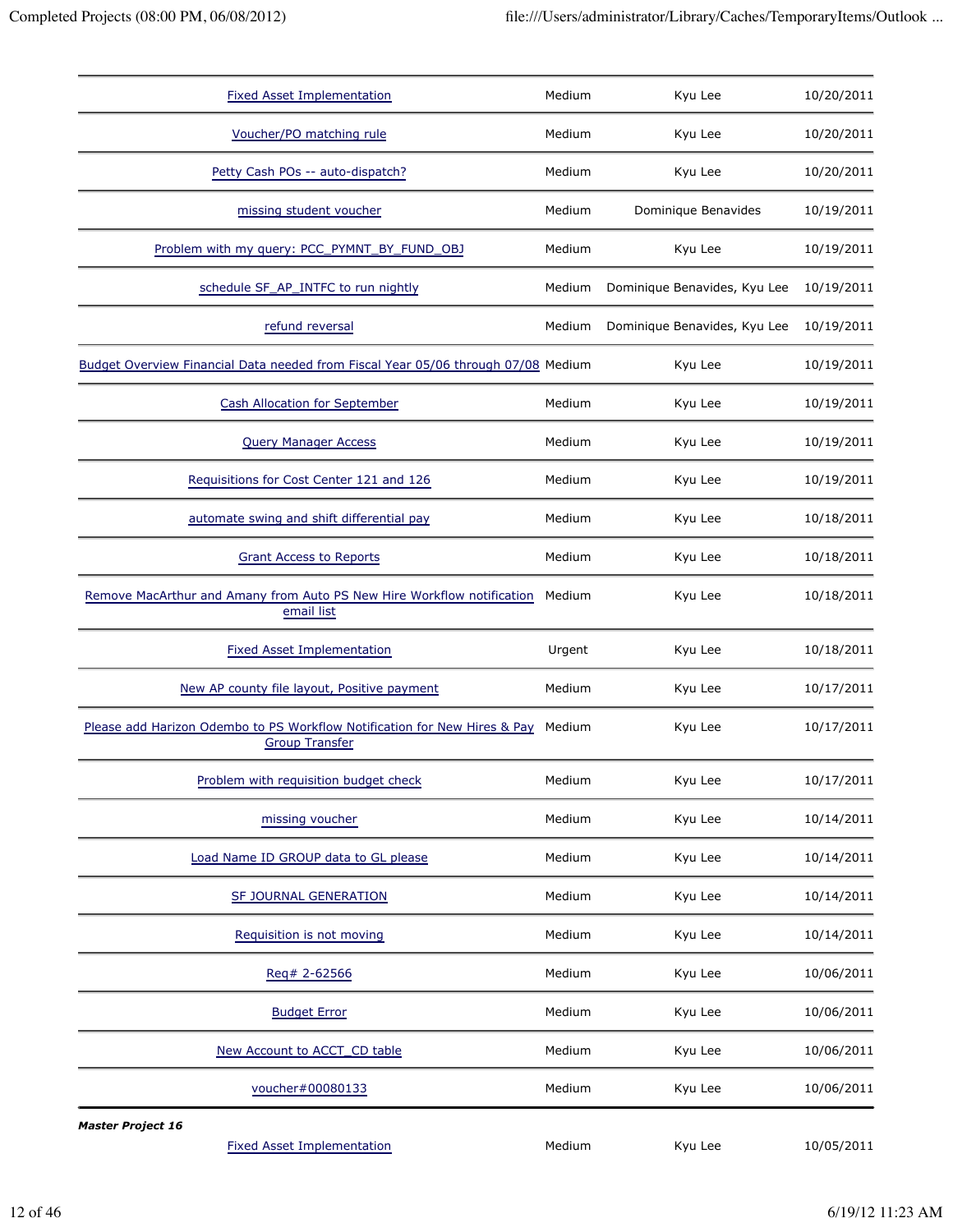| | | | |
|---|---|---|---|
| Fixed Asset Implementation | Medium | Kyu Lee | 10/20/2011 |
| Voucher/PO matching rule | Medium | Kyu Lee | 10/20/2011 |
| Petty Cash POs -- auto-dispatch? | Medium | Kyu Lee | 10/20/2011 |
| missing student voucher | Medium | Dominique Benavides | 10/19/2011 |
| Problem with my query: PCC_PYMNT_BY_FUND_OBJ | Medium | Kyu Lee | 10/19/2011 |
| schedule SF_AP_INTFC to run nightly | Medium | Dominique Benavides, Kyu Lee | 10/19/2011 |
| refund reversal | Medium | Dominique Benavides, Kyu Lee | 10/19/2011 |
| Budget Overview Financial Data needed from Fiscal Year 05/06 through 07/08 | Medium | Kyu Lee | 10/19/2011 |
| Cash Allocation for September | Medium | Kyu Lee | 10/19/2011 |
| Query Manager Access | Medium | Kyu Lee | 10/19/2011 |
| Requisitions for Cost Center 121 and 126 | Medium | Kyu Lee | 10/19/2011 |
| automate swing and shift differential pay | Medium | Kyu Lee | 10/18/2011 |
| Grant Access to Reports | Medium | Kyu Lee | 10/18/2011 |
| Remove MacArthur and Amany from Auto PS New Hire Workflow notification email list | Medium | Kyu Lee | 10/18/2011 |
| Fixed Asset Implementation | Urgent | Kyu Lee | 10/18/2011 |
| New AP county file layout, Positive payment | Medium | Kyu Lee | 10/17/2011 |
| Please add Harizon Odembo to PS Workflow Notification for New Hires & Pay Group Transfer | Medium | Kyu Lee | 10/17/2011 |
| Problem with requisition budget check | Medium | Kyu Lee | 10/17/2011 |
| missing voucher | Medium | Kyu Lee | 10/14/2011 |
| Load Name ID GROUP data to GL please | Medium | Kyu Lee | 10/14/2011 |
| SF JOURNAL GENERATION | Medium | Kyu Lee | 10/14/2011 |
| Requisition is not moving | Medium | Kyu Lee | 10/14/2011 |
| Req# 2-62566 | Medium | Kyu Lee | 10/06/2011 |
| Budget Error | Medium | Kyu Lee | 10/06/2011 |
| New Account to ACCT_CD table | Medium | Kyu Lee | 10/06/2011 |
| voucher#00080133 | Medium | Kyu Lee | 10/06/2011 |

***Master Project 16***

| | | | |
|---|---|---|---|
| Fixed Asset Implementation | Medium | Kyu Lee | 10/05/2011 |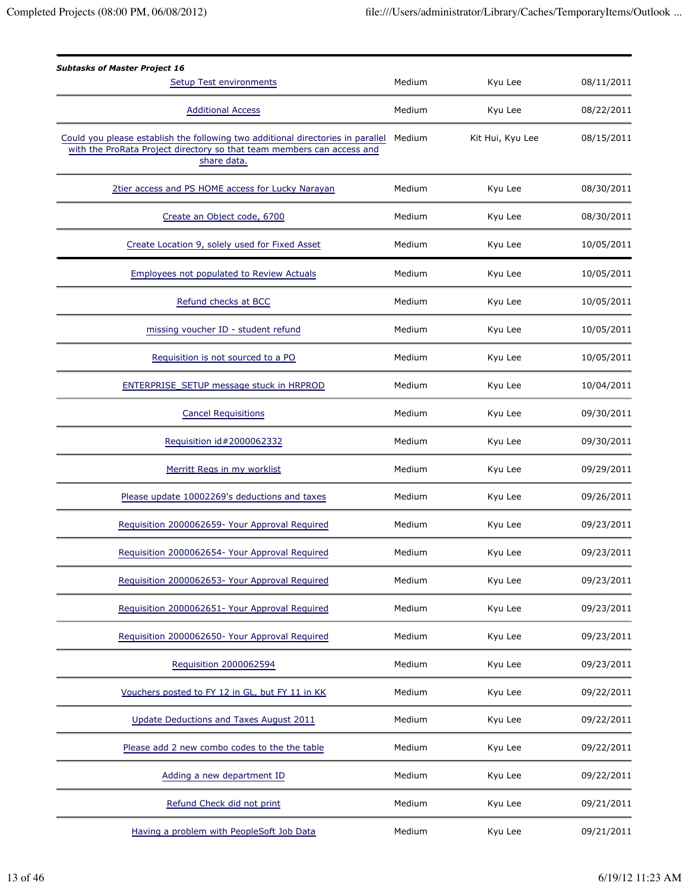***Subtasks of Master Project 16***

| | | | |
|---|---|---|---|
| Setup Test environments | Medium | Kyu Lee | 08/11/2011 |
| Additional Access | Medium | Kyu Lee | 08/22/2011 |
| Could you please establish the following two additional directories in parallel with the ProRata Project directory so that team members can access and share data. | Medium | Kit Hui, Kyu Lee | 08/15/2011 |
| 2tier access and PS HOME access for Lucky Narayan | Medium | Kyu Lee | 08/30/2011 |
| Create an Object code, 6700 | Medium | Kyu Lee | 08/30/2011 |
| Create Location 9, solely used for Fixed Asset | Medium | Kyu Lee | 10/05/2011 |

| | | | |
|---|---|---|---|
| Employees not populated to Review Actuals | Medium | Kyu Lee | 10/05/2011 |
| Refund checks at BCC | Medium | Kyu Lee | 10/05/2011 |
| missing voucher ID - student refund | Medium | Kyu Lee | 10/05/2011 |
| Requisition is not sourced to a PO | Medium | Kyu Lee | 10/05/2011 |
| ENTERPRISE_SETUP message stuck in HRPROD | Medium | Kyu Lee | 10/04/2011 |
| Cancel Requisitions | Medium | Kyu Lee | 09/30/2011 |
| Requisition id#2000062332 | Medium | Kyu Lee | 09/30/2011 |
| Merritt Reqs in my worklist | Medium | Kyu Lee | 09/29/2011 |
| Please update 10002269's deductions and taxes | Medium | Kyu Lee | 09/26/2011 |
| Requisition 2000062659- Your Approval Required | Medium | Kyu Lee | 09/23/2011 |
| Requisition 2000062654- Your Approval Required | Medium | Kyu Lee | 09/23/2011 |
| Requisition 2000062653- Your Approval Required | Medium | Kyu Lee | 09/23/2011 |
| Requisition 2000062651- Your Approval Required | Medium | Kyu Lee | 09/23/2011 |
| Requisition 2000062650- Your Approval Required | Medium | Kyu Lee | 09/23/2011 |
| Requisition 2000062594 | Medium | Kyu Lee | 09/23/2011 |
| Vouchers posted to FY 12 in GL, but FY 11 in KK | Medium | Kyu Lee | 09/22/2011 |
| Update Deductions and Taxes August 2011 | Medium | Kyu Lee | 09/22/2011 |
| Please add 2 new combo codes to the the table | Medium | Kyu Lee | 09/22/2011 |
| Adding a new department ID | Medium | Kyu Lee | 09/22/2011 |
| Refund Check did not print | Medium | Kyu Lee | 09/21/2011 |
| Having a problem with PeopleSoft Job Data | Medium | Kyu Lee | 09/21/2011 |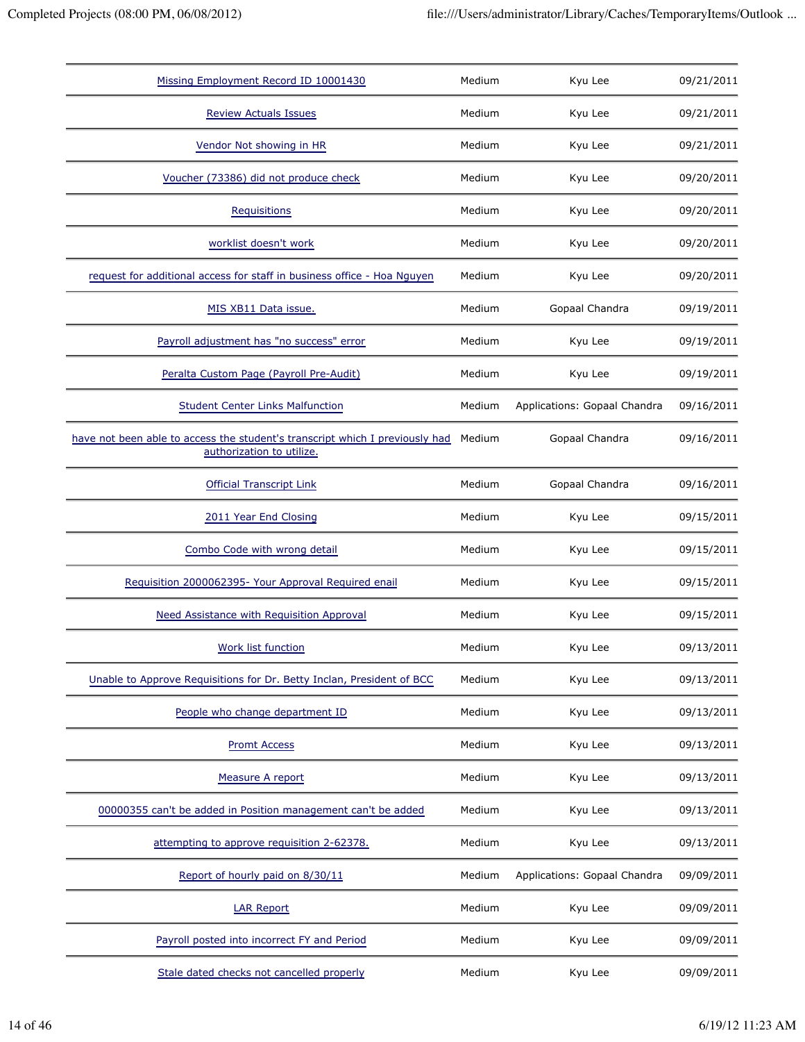| | | | |
|---|---|---|---|
| Missing Employment Record ID 10001430 | Medium | Kyu Lee | 09/21/2011 |
| Review Actuals Issues | Medium | Kyu Lee | 09/21/2011 |
| Vendor Not showing in HR | Medium | Kyu Lee | 09/21/2011 |
| Voucher (73386) did not produce check | Medium | Kyu Lee | 09/20/2011 |
| Requisitions | Medium | Kyu Lee | 09/20/2011 |
| worklist doesn't work | Medium | Kyu Lee | 09/20/2011 |
| request for additional access for staff in business office - Hoa Nguyen | Medium | Kyu Lee | 09/20/2011 |
| MIS XB11 Data issue. | Medium | Gopaal Chandra | 09/19/2011 |
| Payroll adjustment has "no success" error | Medium | Kyu Lee | 09/19/2011 |
| Peralta Custom Page (Payroll Pre-Audit) | Medium | Kyu Lee | 09/19/2011 |
| Student Center Links Malfunction | Medium | Applications: Gopaal Chandra | 09/16/2011 |
| have not been able to access the student's transcript which I previously had authorization to utilize. | Medium | Gopaal Chandra | 09/16/2011 |
| Official Transcript Link | Medium | Gopaal Chandra | 09/16/2011 |
| 2011 Year End Closing | Medium | Kyu Lee | 09/15/2011 |
| Combo Code with wrong detail | Medium | Kyu Lee | 09/15/2011 |
| Requisition 2000062395- Your Approval Required enail | Medium | Kyu Lee | 09/15/2011 |
| Need Assistance with Requisition Approval | Medium | Kyu Lee | 09/15/2011 |
| Work list function | Medium | Kyu Lee | 09/13/2011 |
| Unable to Approve Requisitions for Dr. Betty Inclan, President of BCC | Medium | Kyu Lee | 09/13/2011 |
| People who change department ID | Medium | Kyu Lee | 09/13/2011 |
| Promt Access | Medium | Kyu Lee | 09/13/2011 |
| Measure A report | Medium | Kyu Lee | 09/13/2011 |
| 00000355 can't be added in Position management can't be added | Medium | Kyu Lee | 09/13/2011 |
| attempting to approve requisition 2-62378. | Medium | Kyu Lee | 09/13/2011 |
| Report of hourly paid on 8/30/11 | Medium | Applications: Gopaal Chandra | 09/09/2011 |
| LAR Report | Medium | Kyu Lee | 09/09/2011 |
| Payroll posted into incorrect FY and Period | Medium | Kyu Lee | 09/09/2011 |
| Stale dated checks not cancelled properly | Medium | Kyu Lee | 09/09/2011 |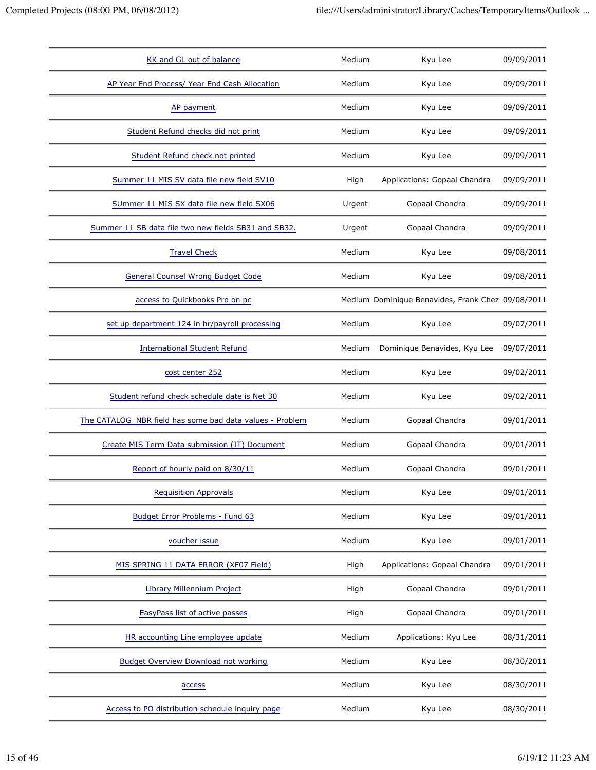| | | | |
|---|---|---|---|
| KK and GL out of balance | Medium | Kyu Lee | 09/09/2011 |
| AP Year End Process/ Year End Cash Allocation | Medium | Kyu Lee | 09/09/2011 |
| AP payment | Medium | Kyu Lee | 09/09/2011 |
| Student Refund checks did not print | Medium | Kyu Lee | 09/09/2011 |
| Student Refund check not printed | Medium | Kyu Lee | 09/09/2011 |
| Summer 11 MIS SV data file new field SV10 | High | Applications: Gopaal Chandra | 09/09/2011 |
| SUmmer 11 MIS SX data file new field SX06 | Urgent | Gopaal Chandra | 09/09/2011 |
| Summer 11 SB data file two new fields SB31 and SB32. | Urgent | Gopaal Chandra | 09/09/2011 |
| Travel Check | Medium | Kyu Lee | 09/08/2011 |
| General Counsel Wrong Budget Code | Medium | Kyu Lee | 09/08/2011 |
| access to Quickbooks Pro on pc | Medium | Dominique Benavides, Frank Chez | 09/08/2011 |
| set up department 124 in hr/payroll processing | Medium | Kyu Lee | 09/07/2011 |
| International Student Refund | Medium | Dominique Benavides, Kyu Lee | 09/07/2011 |
| cost center 252 | Medium | Kyu Lee | 09/02/2011 |
| Student refund check schedule date is Net 30 | Medium | Kyu Lee | 09/02/2011 |
| The CATALOG_NBR field has some bad data values - Problem | Medium | Gopaal Chandra | 09/01/2011 |
| Create MIS Term Data submission (IT) Document | Medium | Gopaal Chandra | 09/01/2011 |
| Report of hourly paid on 8/30/11 | Medium | Gopaal Chandra | 09/01/2011 |
| Requisition Approvals | Medium | Kyu Lee | 09/01/2011 |
| Budget Error Problems - Fund 63 | Medium | Kyu Lee | 09/01/2011 |
| voucher issue | Medium | Kyu Lee | 09/01/2011 |
| MIS SPRING 11 DATA ERROR (XF07 Field) | High | Applications: Gopaal Chandra | 09/01/2011 |
| Library Millennium Project | High | Gopaal Chandra | 09/01/2011 |
| EasyPass list of active passes | High | Gopaal Chandra | 09/01/2011 |
| HR accounting Line employee update | Medium | Applications: Kyu Lee | 08/31/2011 |
| Budget Overview Download not working | Medium | Kyu Lee | 08/30/2011 |
| access | Medium | Kyu Lee | 08/30/2011 |
| Access to PO distribution schedule inquiry page | Medium | Kyu Lee | 08/30/2011 |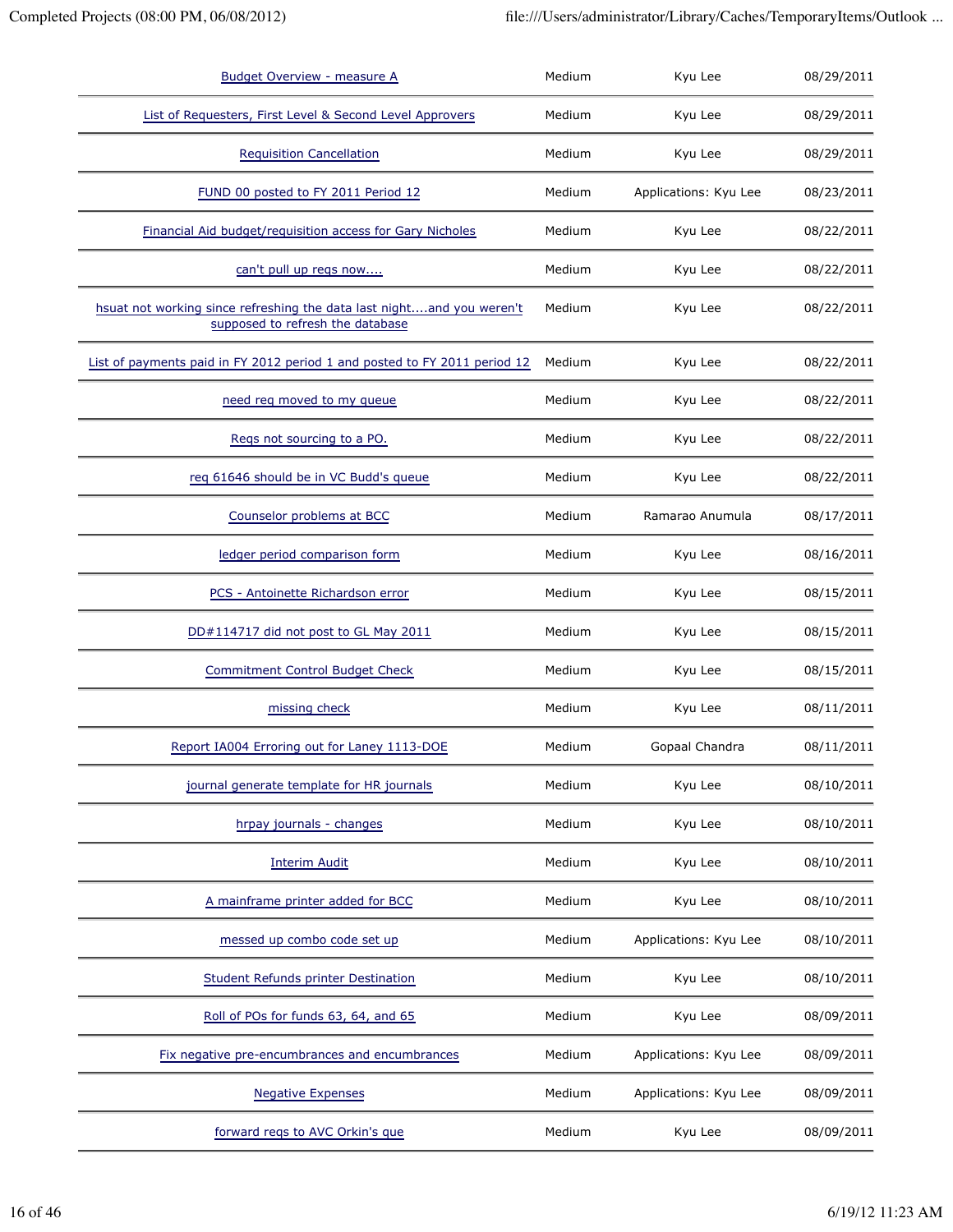| | | | |
|---|---|---|---|
| Budget Overview - measure A | Medium | Kyu Lee | 08/29/2011 |
| List of Requesters, First Level & Second Level Approvers | Medium | Kyu Lee | 08/29/2011 |
| Requisition Cancellation | Medium | Kyu Lee | 08/29/2011 |
| FUND 00 posted to FY 2011 Period 12 | Medium | Applications: Kyu Lee | 08/23/2011 |
| Financial Aid budget/requisition access for Gary Nicholes | Medium | Kyu Lee | 08/22/2011 |
| can't pull up reqs now.... | Medium | Kyu Lee | 08/22/2011 |
| hsuat not working since refreshing the data last night....and you weren't supposed to refresh the database | Medium | Kyu Lee | 08/22/2011 |
| List of payments paid in FY 2012 period 1 and posted to FY 2011 period 12 | Medium | Kyu Lee | 08/22/2011 |
| need req moved to my queue | Medium | Kyu Lee | 08/22/2011 |
| Reqs not sourcing to a PO. | Medium | Kyu Lee | 08/22/2011 |
| req 61646 should be in VC Budd's queue | Medium | Kyu Lee | 08/22/2011 |
| Counselor problems at BCC | Medium | Ramarao Anumula | 08/17/2011 |
| ledger period comparison form | Medium | Kyu Lee | 08/16/2011 |
| PCS - Antoinette Richardson error | Medium | Kyu Lee | 08/15/2011 |
| DD#114717 did not post to GL May 2011 | Medium | Kyu Lee | 08/15/2011 |
| Commitment Control Budget Check | Medium | Kyu Lee | 08/15/2011 |
| missing check | Medium | Kyu Lee | 08/11/2011 |
| Report IA004 Erroring out for Laney 1113-DOE | Medium | Gopaal Chandra | 08/11/2011 |
| journal generate template for HR journals | Medium | Kyu Lee | 08/10/2011 |
| hrpay journals - changes | Medium | Kyu Lee | 08/10/2011 |
| Interim Audit | Medium | Kyu Lee | 08/10/2011 |
| A mainframe printer added for BCC | Medium | Kyu Lee | 08/10/2011 |
| messed up combo code set up | Medium | Applications: Kyu Lee | 08/10/2011 |
| Student Refunds printer Destination | Medium | Kyu Lee | 08/10/2011 |
| Roll of POs for funds 63, 64, and 65 | Medium | Kyu Lee | 08/09/2011 |
| Fix negative pre-encumbrances and encumbrances | Medium | Applications: Kyu Lee | 08/09/2011 |
| Negative Expenses | Medium | Applications: Kyu Lee | 08/09/2011 |
| forward reqs to AVC Orkin's que | Medium | Kyu Lee | 08/09/2011 |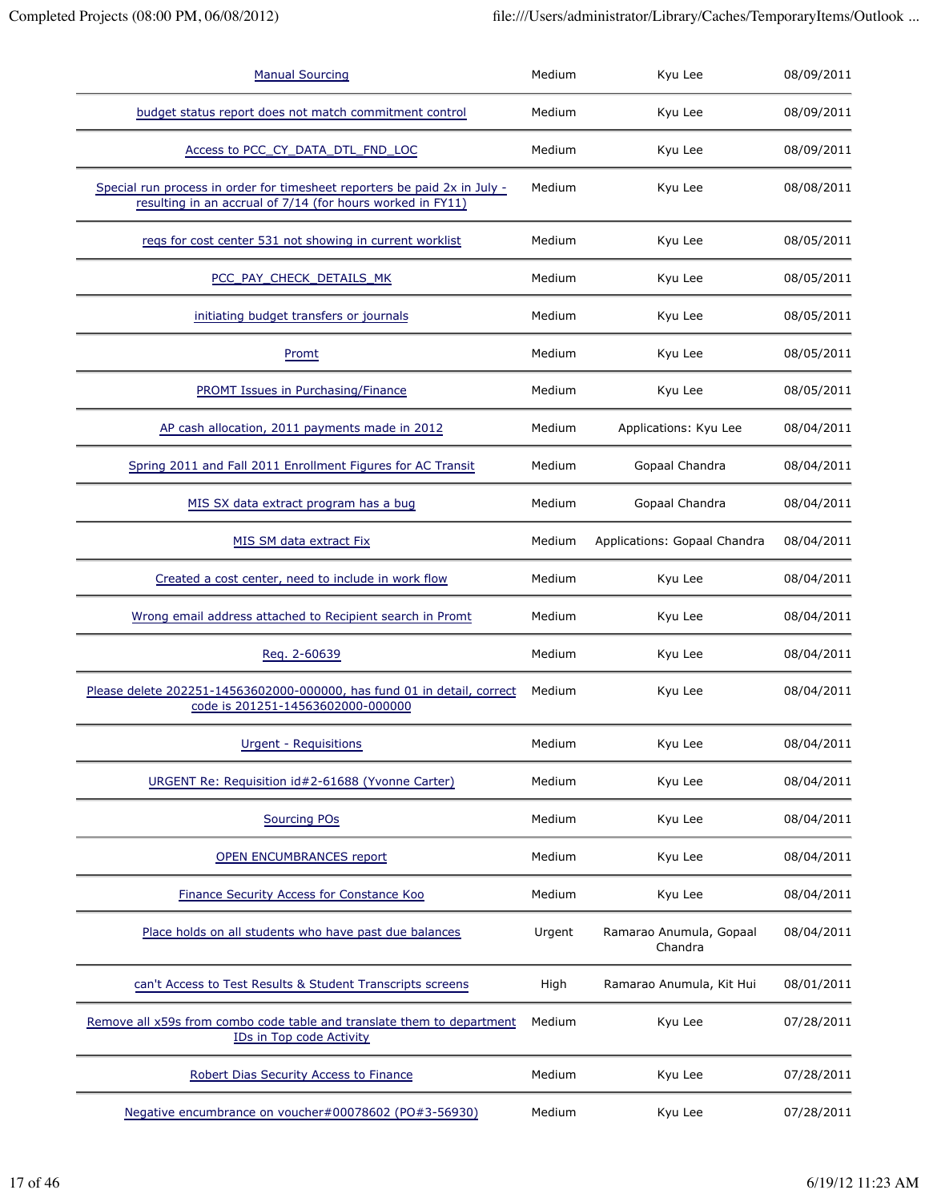| | | | |
|---|---|---|---|
| Manual Sourcing | Medium | Kyu Lee | 08/09/2011 |
| budget status report does not match commitment control | Medium | Kyu Lee | 08/09/2011 |
| Access to PCC_CY_DATA_DTL_FND_LOC | Medium | Kyu Lee | 08/09/2011 |
| Special run process in order for timesheet reporters be paid 2x in July - resulting in an accrual of 7/14 (for hours worked in FY11) | Medium | Kyu Lee | 08/08/2011 |
| reqs for cost center 531 not showing in current worklist | Medium | Kyu Lee | 08/05/2011 |
| PCC_PAY_CHECK_DETAILS_MK | Medium | Kyu Lee | 08/05/2011 |
| initiating budget transfers or journals | Medium | Kyu Lee | 08/05/2011 |
| Promt | Medium | Kyu Lee | 08/05/2011 |
| PROMT Issues in Purchasing/Finance | Medium | Kyu Lee | 08/05/2011 |
| AP cash allocation, 2011 payments made in 2012 | Medium | Applications: Kyu Lee | 08/04/2011 |
| Spring 2011 and Fall 2011 Enrollment Figures for AC Transit | Medium | Gopaal Chandra | 08/04/2011 |
| MIS SX data extract program has a bug | Medium | Gopaal Chandra | 08/04/2011 |
| MIS SM data extract Fix | Medium | Applications: Gopaal Chandra | 08/04/2011 |
| Created a cost center, need to include in work flow | Medium | Kyu Lee | 08/04/2011 |
| Wrong email address attached to Recipient search in Promt | Medium | Kyu Lee | 08/04/2011 |
| Req. 2-60639 | Medium | Kyu Lee | 08/04/2011 |
| Please delete 202251-14563602000-000000, has fund 01 in detail, correct code is 201251-14563602000-000000 | Medium | Kyu Lee | 08/04/2011 |
| Urgent - Requisitions | Medium | Kyu Lee | 08/04/2011 |
| URGENT Re: Requisition id#2-61688 (Yvonne Carter) | Medium | Kyu Lee | 08/04/2011 |
| Sourcing POs | Medium | Kyu Lee | 08/04/2011 |
| OPEN ENCUMBRANCES report | Medium | Kyu Lee | 08/04/2011 |
| Finance Security Access for Constance Koo | Medium | Kyu Lee | 08/04/2011 |
| Place holds on all students who have past due balances | Urgent | Ramarao Anumula, Gopaal Chandra | 08/04/2011 |
| can't Access to Test Results & Student Transcripts screens | High | Ramarao Anumula, Kit Hui | 08/01/2011 |
| Remove all x59s from combo code table and translate them to department IDs in Top code Activity | Medium | Kyu Lee | 07/28/2011 |
| Robert Dias Security Access to Finance | Medium | Kyu Lee | 07/28/2011 |
| Negative encumbrance on voucher#00078602 (PO#3-56930) | Medium | Kyu Lee | 07/28/2011 |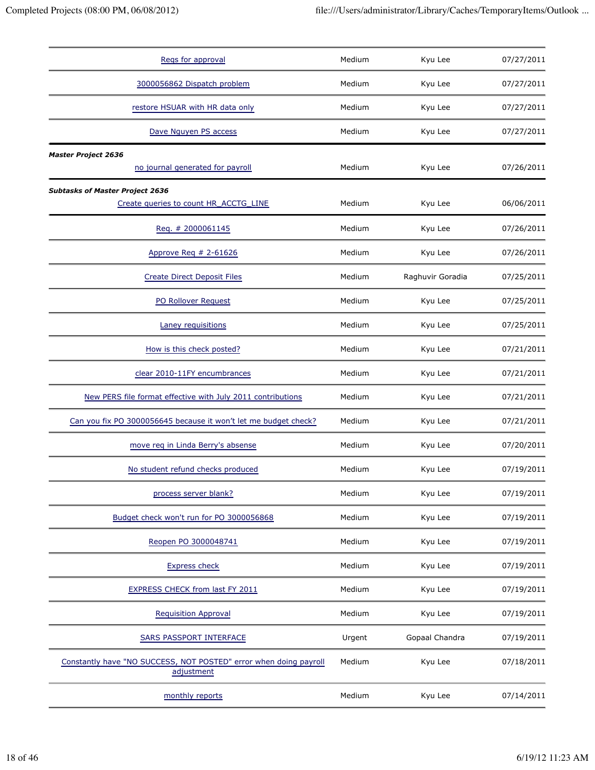| | | | |
|---|---|---|---|
| Reqs for approval | Medium | Kyu Lee | 07/27/2011 |
| 3000056862 Dispatch problem | Medium | Kyu Lee | 07/27/2011 |
| restore HSUAR with HR data only | Medium | Kyu Lee | 07/27/2011 |
| Dave Nguyen PS access | Medium | Kyu Lee | 07/27/2011 |

***Master Project 2636***

| | | | |
|---|---|---|---|
| no journal generated for payroll | Medium | Kyu Lee | 07/26/2011 |

***Subtasks of Master Project 2636***

| | | | |
|---|---|---|---|
| Create queries to count HR_ACCTG_LINE | Medium | Kyu Lee | 06/06/2011 |

| | | | |
|---|---|---|---|
| Req. # 2000061145 | Medium | Kyu Lee | 07/26/2011 |
| Approve Req # 2-61626 | Medium | Kyu Lee | 07/26/2011 |
| Create Direct Deposit Files | Medium | Raghuvir Goradia | 07/25/2011 |
| PO Rollover Request | Medium | Kyu Lee | 07/25/2011 |
| Laney requisitions | Medium | Kyu Lee | 07/25/2011 |
| How is this check posted? | Medium | Kyu Lee | 07/21/2011 |
| clear 2010-11FY encumbrances | Medium | Kyu Lee | 07/21/2011 |
| New PERS file format effective with July 2011 contributions | Medium | Kyu Lee | 07/21/2011 |
| Can you fix PO 3000056645 because it won't let me budget check? | Medium | Kyu Lee | 07/21/2011 |
| move req in Linda Berry's absense | Medium | Kyu Lee | 07/20/2011 |
| No student refund checks produced | Medium | Kyu Lee | 07/19/2011 |
| process server blank? | Medium | Kyu Lee | 07/19/2011 |
| Budget check won't run for PO 3000056868 | Medium | Kyu Lee | 07/19/2011 |
| Reopen PO 3000048741 | Medium | Kyu Lee | 07/19/2011 |
| Express check | Medium | Kyu Lee | 07/19/2011 |
| EXPRESS CHECK from last FY 2011 | Medium | Kyu Lee | 07/19/2011 |
| Requisition Approval | Medium | Kyu Lee | 07/19/2011 |
| SARS PASSPORT INTERFACE | Urgent | Gopaal Chandra | 07/19/2011 |
| Constantly have "NO SUCCESS, NOT POSTED" error when doing payroll adjustment | Medium | Kyu Lee | 07/18/2011 |
| monthly reports | Medium | Kyu Lee | 07/14/2011 |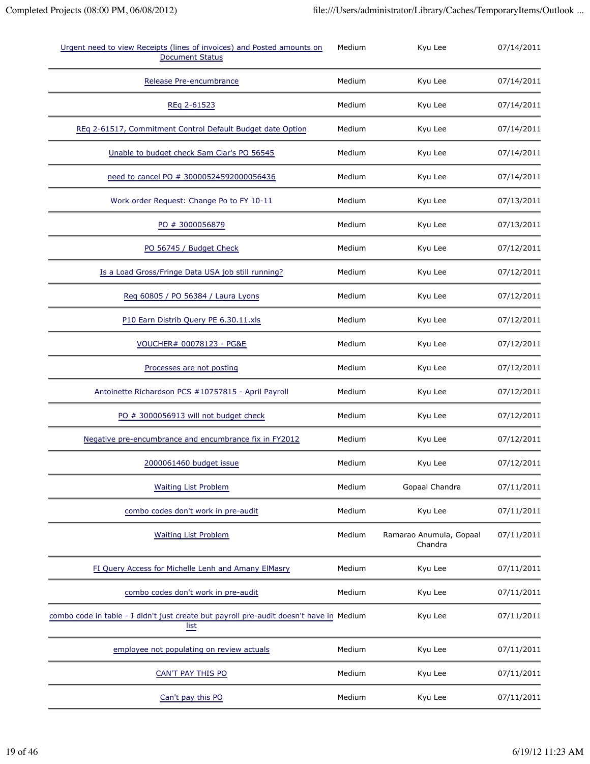| | | | |
|---|---|---|---|
| Urgent need to view Receipts (lines of invoices) and Posted amounts on Document Status | Medium | Kyu Lee | 07/14/2011 |
| Release Pre-encumbrance | Medium | Kyu Lee | 07/14/2011 |
| REq 2-61523 | Medium | Kyu Lee | 07/14/2011 |
| REq 2-61517, Commitment Control Default Budget date Option | Medium | Kyu Lee | 07/14/2011 |
| Unable to budget check Sam Clar's PO 56545 | Medium | Kyu Lee | 07/14/2011 |
| need to cancel PO # 30000524592000056436 | Medium | Kyu Lee | 07/14/2011 |
| Work order Request: Change Po to FY 10-11 | Medium | Kyu Lee | 07/13/2011 |
| PO # 3000056879 | Medium | Kyu Lee | 07/13/2011 |
| PO 56745 / Budget Check | Medium | Kyu Lee | 07/12/2011 |
| Is a Load Gross/Fringe Data USA job still running? | Medium | Kyu Lee | 07/12/2011 |
| Req 60805 / PO 56384 / Laura Lyons | Medium | Kyu Lee | 07/12/2011 |
| P10 Earn Distrib Query PE 6.30.11.xls | Medium | Kyu Lee | 07/12/2011 |
| VOUCHER# 00078123 - PG&E | Medium | Kyu Lee | 07/12/2011 |
| Processes are not posting | Medium | Kyu Lee | 07/12/2011 |
| Antoinette Richardson PCS #10757815 - April Payroll | Medium | Kyu Lee | 07/12/2011 |
| PO # 3000056913 will not budget check | Medium | Kyu Lee | 07/12/2011 |
| Negative pre-encumbrance and encumbrance fix in FY2012 | Medium | Kyu Lee | 07/12/2011 |
| 2000061460 budget issue | Medium | Kyu Lee | 07/12/2011 |
| Waiting List Problem | Medium | Gopaal Chandra | 07/11/2011 |
| combo codes don't work in pre-audit | Medium | Kyu Lee | 07/11/2011 |
| Waiting List Problem | Medium | Ramarao Anumula, Gopaal Chandra | 07/11/2011 |
| FI Query Access for Michelle Lenh and Amany ElMasry | Medium | Kyu Lee | 07/11/2011 |
| combo codes don't work in pre-audit | Medium | Kyu Lee | 07/11/2011 |
| combo code in table - I didn't just create but payroll pre-audit doesn't have in list | Medium | Kyu Lee | 07/11/2011 |
| employee not populating on review actuals | Medium | Kyu Lee | 07/11/2011 |
| CAN'T PAY THIS PO | Medium | Kyu Lee | 07/11/2011 |
| Can't pay this PO | Medium | Kyu Lee | 07/11/2011 |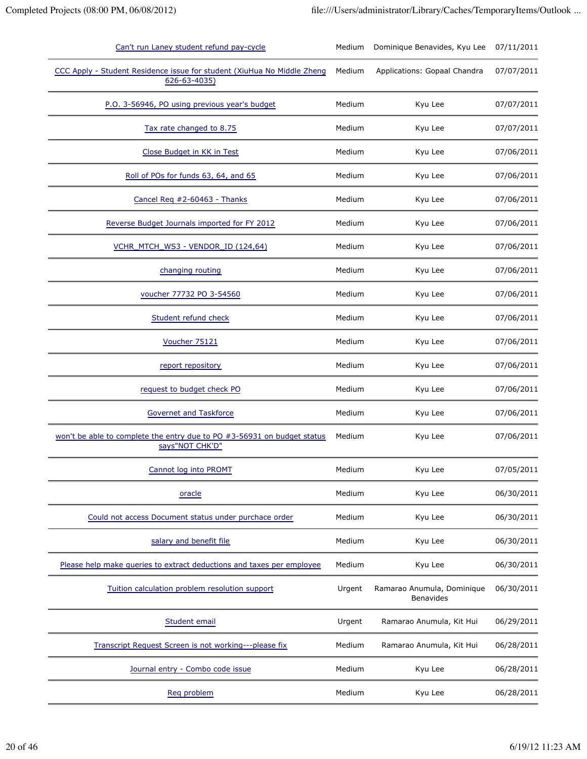| | | | |
|---|---|---|---|
| Can't run Laney student refund pay-cycle | Medium | Dominique Benavides, Kyu Lee | 07/11/2011 |
| CCC Apply - Student Residence issue for student (XiuHua No Middle Zheng 626-63-4035) | Medium | Applications: Gopaal Chandra | 07/07/2011 |
| P.O. 3-56946, PO using previous year's budget | Medium | Kyu Lee | 07/07/2011 |
| Tax rate changed to 8.75 | Medium | Kyu Lee | 07/07/2011 |
| Close Budget in KK in Test | Medium | Kyu Lee | 07/06/2011 |
| Roll of POs for funds 63, 64, and 65 | Medium | Kyu Lee | 07/06/2011 |
| Cancel Req #2-60463 - Thanks | Medium | Kyu Lee | 07/06/2011 |
| Reverse Budget Journals imported for FY 2012 | Medium | Kyu Lee | 07/06/2011 |
| VCHR_MTCH_WS3 - VENDOR_ID (124,64) | Medium | Kyu Lee | 07/06/2011 |
| changing routing | Medium | Kyu Lee | 07/06/2011 |
| voucher 77732 PO 3-54560 | Medium | Kyu Lee | 07/06/2011 |
| Student refund check | Medium | Kyu Lee | 07/06/2011 |
| Voucher 75121 | Medium | Kyu Lee | 07/06/2011 |
| report repository | Medium | Kyu Lee | 07/06/2011 |
| request to budget check PO | Medium | Kyu Lee | 07/06/2011 |
| Governet and Taskforce | Medium | Kyu Lee | 07/06/2011 |
| won't be able to complete the entry due to PO #3-56931 on budget status says"NOT CHK'D" | Medium | Kyu Lee | 07/06/2011 |
| Cannot log into PROMT | Medium | Kyu Lee | 07/05/2011 |
| oracle | Medium | Kyu Lee | 06/30/2011 |
| Could not access Document status under purchace order | Medium | Kyu Lee | 06/30/2011 |
| salary and benefit file | Medium | Kyu Lee | 06/30/2011 |
| Please help make queries to extract deductions and taxes per employee | Medium | Kyu Lee | 06/30/2011 |
| Tuition calculation problem resolution support | Urgent | Ramarao Anumula, Dominique Benavides | 06/30/2011 |
| Student email | Urgent | Ramarao Anumula, Kit Hui | 06/29/2011 |
| Transcript Request Screen is not working---please fix | Medium | Ramarao Anumula, Kit Hui | 06/28/2011 |
| Journal entry - Combo code issue | Medium | Kyu Lee | 06/28/2011 |
| Req problem | Medium | Kyu Lee | 06/28/2011 |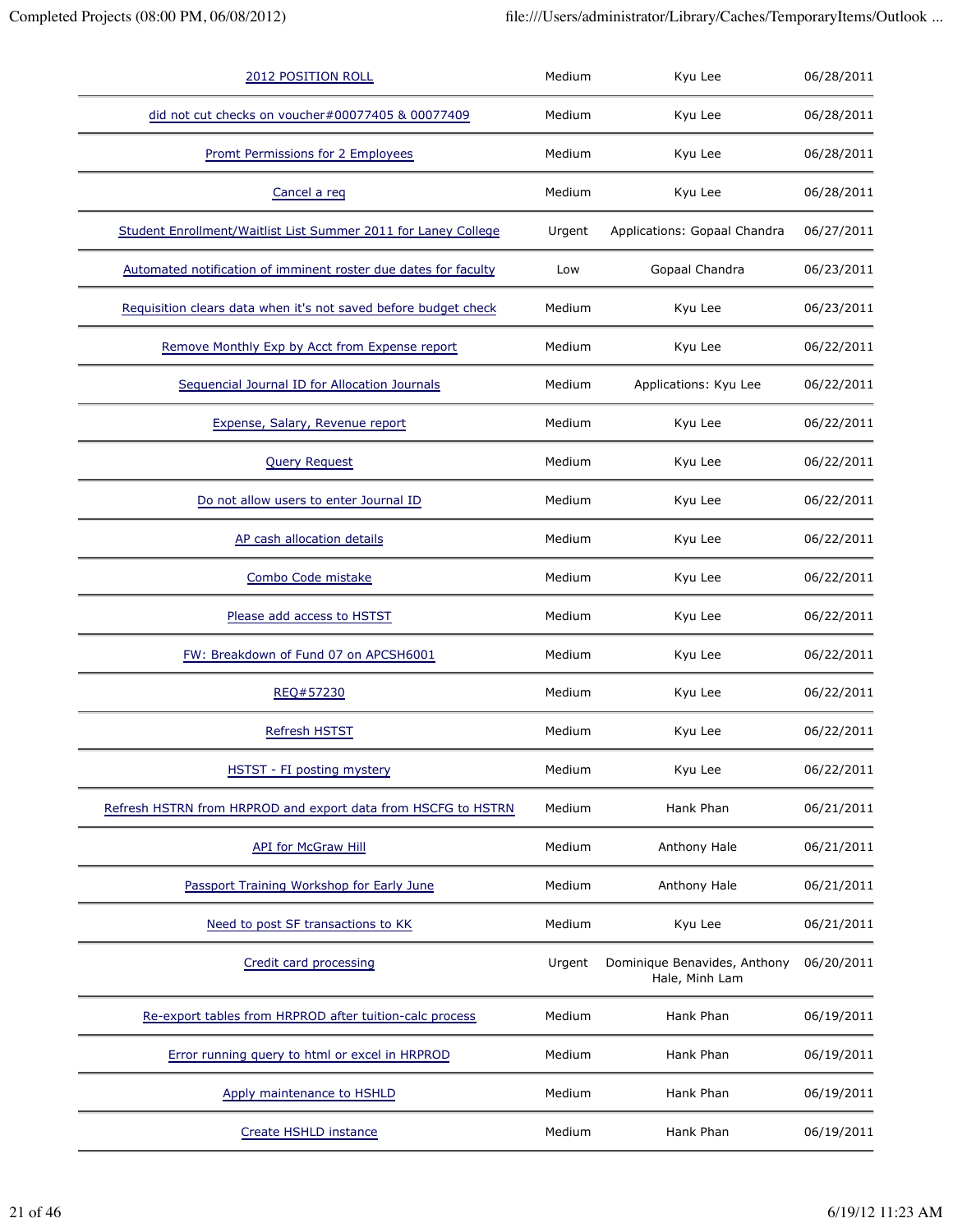| | | | |
|---|---|---|---|
| 2012 POSITION ROLL | Medium | Kyu Lee | 06/28/2011 |
| did not cut checks on voucher#00077405 & 00077409 | Medium | Kyu Lee | 06/28/2011 |
| Promt Permissions for 2 Employees | Medium | Kyu Lee | 06/28/2011 |
| Cancel a req | Medium | Kyu Lee | 06/28/2011 |
| Student Enrollment/Waitlist List Summer 2011 for Laney College | Urgent | Applications: Gopaal Chandra | 06/27/2011 |
| Automated notification of imminent roster due dates for faculty | Low | Gopaal Chandra | 06/23/2011 |
| Requisition clears data when it's not saved before budget check | Medium | Kyu Lee | 06/23/2011 |
| Remove Monthly Exp by Acct from Expense report | Medium | Kyu Lee | 06/22/2011 |
| Sequencial Journal ID for Allocation Journals | Medium | Applications: Kyu Lee | 06/22/2011 |
| Expense, Salary, Revenue report | Medium | Kyu Lee | 06/22/2011 |
| Query Request | Medium | Kyu Lee | 06/22/2011 |
| Do not allow users to enter Journal ID | Medium | Kyu Lee | 06/22/2011 |
| AP cash allocation details | Medium | Kyu Lee | 06/22/2011 |
| Combo Code mistake | Medium | Kyu Lee | 06/22/2011 |
| Please add access to HSTST | Medium | Kyu Lee | 06/22/2011 |
| FW: Breakdown of Fund 07 on APCSH6001 | Medium | Kyu Lee | 06/22/2011 |
| REQ#57230 | Medium | Kyu Lee | 06/22/2011 |
| Refresh HSTST | Medium | Kyu Lee | 06/22/2011 |
| HSTST - FI posting mystery | Medium | Kyu Lee | 06/22/2011 |
| Refresh HSTRN from HRPROD and export data from HSCFG to HSTRN | Medium | Hank Phan | 06/21/2011 |
| API for McGraw Hill | Medium | Anthony Hale | 06/21/2011 |
| Passport Training Workshop for Early June | Medium | Anthony Hale | 06/21/2011 |
| Need to post SF transactions to KK | Medium | Kyu Lee | 06/21/2011 |
| Credit card processing | Urgent | Dominique Benavides, Anthony Hale, Minh Lam | 06/20/2011 |
| Re-export tables from HRPROD after tuition-calc process | Medium | Hank Phan | 06/19/2011 |
| Error running query to html or excel in HRPROD | Medium | Hank Phan | 06/19/2011 |
| Apply maintenance to HSHLD | Medium | Hank Phan | 06/19/2011 |
| Create HSHLD instance | Medium | Hank Phan | 06/19/2011 |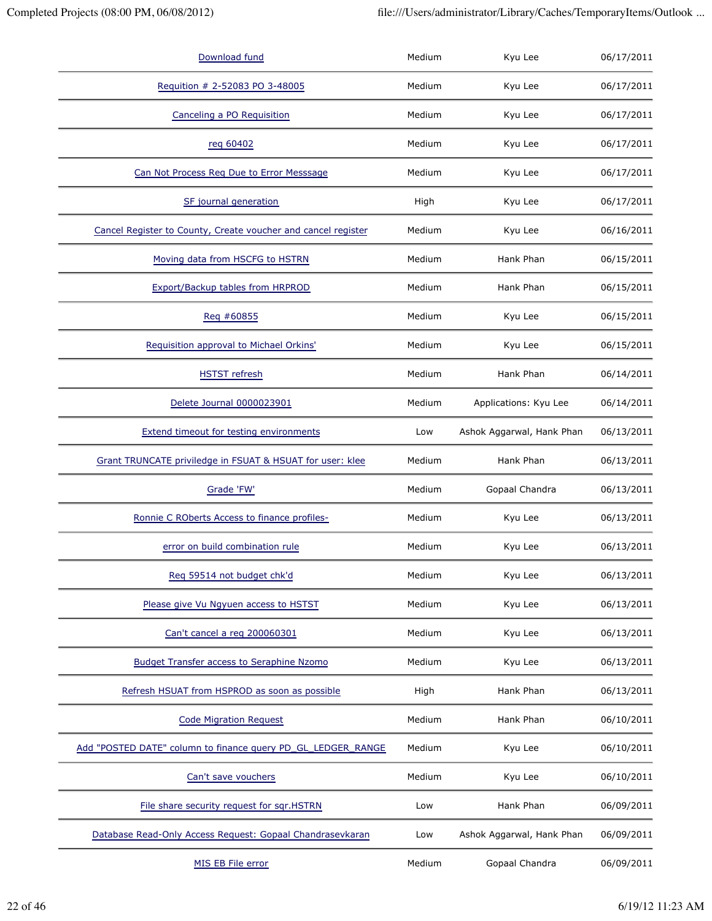| | | | |
|---|---|---|---|
| Download fund | Medium | Kyu Lee | 06/17/2011 |
| Requition # 2-52083 PO 3-48005 | Medium | Kyu Lee | 06/17/2011 |
| Canceling a PO Requisition | Medium | Kyu Lee | 06/17/2011 |
| req 60402 | Medium | Kyu Lee | 06/17/2011 |
| Can Not Process Req Due to Error Messsage | Medium | Kyu Lee | 06/17/2011 |
| SF journal generation | High | Kyu Lee | 06/17/2011 |
| Cancel Register to County, Create voucher and cancel register | Medium | Kyu Lee | 06/16/2011 |
| Moving data from HSCFG to HSTRN | Medium | Hank Phan | 06/15/2011 |
| Export/Backup tables from HRPROD | Medium | Hank Phan | 06/15/2011 |
| Req #60855 | Medium | Kyu Lee | 06/15/2011 |
| Requisition approval to Michael Orkins' | Medium | Kyu Lee | 06/15/2011 |
| HSTST refresh | Medium | Hank Phan | 06/14/2011 |
| Delete Journal 0000023901 | Medium | Applications: Kyu Lee | 06/14/2011 |
| Extend timeout for testing environments | Low | Ashok Aggarwal, Hank Phan | 06/13/2011 |
| Grant TRUNCATE priviledge in FSUAT & HSUAT for user: klee | Medium | Hank Phan | 06/13/2011 |
| Grade 'FW' | Medium | Gopaal Chandra | 06/13/2011 |
| Ronnie C ROberts Access to finance profiles- | Medium | Kyu Lee | 06/13/2011 |
| error on build combination rule | Medium | Kyu Lee | 06/13/2011 |
| Req 59514 not budget chk'd | Medium | Kyu Lee | 06/13/2011 |
| Please give Vu Ngyuen access to HSTST | Medium | Kyu Lee | 06/13/2011 |
| Can't cancel a req 200060301 | Medium | Kyu Lee | 06/13/2011 |
| Budget Transfer access to Seraphine Nzomo | Medium | Kyu Lee | 06/13/2011 |
| Refresh HSUAT from HSPROD as soon as possible | High | Hank Phan | 06/13/2011 |
| Code Migration Request | Medium | Hank Phan | 06/10/2011 |
| Add "POSTED DATE" column to finance query PD_GL_LEDGER_RANGE | Medium | Kyu Lee | 06/10/2011 |
| Can't save vouchers | Medium | Kyu Lee | 06/10/2011 |
| File share security request for sqr.HSTRN | Low | Hank Phan | 06/09/2011 |
| Database Read-Only Access Request: Gopaal Chandrasevkaran | Low | Ashok Aggarwal, Hank Phan | 06/09/2011 |
| MIS EB File error | Medium | Gopaal Chandra | 06/09/2011 |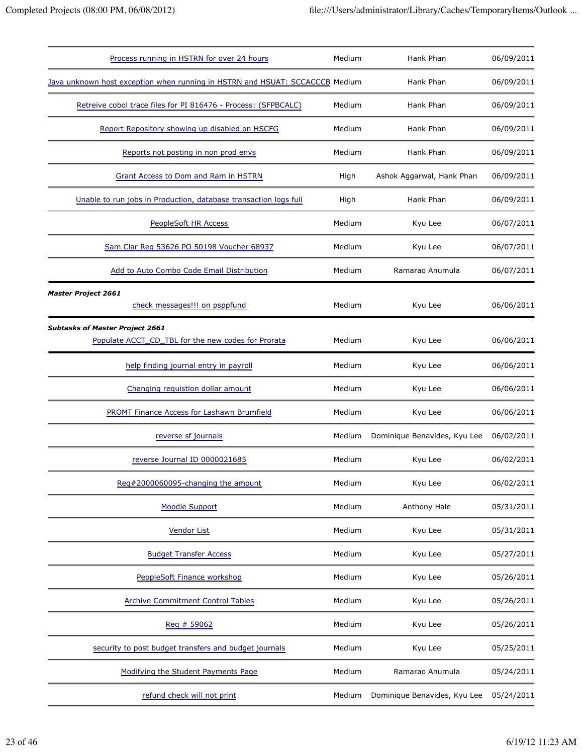| | | | |
|---|---|---|---|
| Process running in HSTRN for over 24 hours | Medium | Hank Phan | 06/09/2011 |
| Java unknown host exception when running in HSTRN and HSUAT: SCCACCCB | Medium | Hank Phan | 06/09/2011 |
| Retreive cobol trace files for PI 816476 - Process: (SFPBCALC) | Medium | Hank Phan | 06/09/2011 |
| Report Repository showing up disabled on HSCFG | Medium | Hank Phan | 06/09/2011 |
| Reports not posting in non prod envs | Medium | Hank Phan | 06/09/2011 |
| Grant Access to Dom and Ram in HSTRN | High | Ashok Aggarwal, Hank Phan | 06/09/2011 |
| Unable to run jobs in Production, database transaction logs full | High | Hank Phan | 06/09/2011 |
| PeopleSoft HR Access | Medium | Kyu Lee | 06/07/2011 |
| Sam Clar Req 53626 PO 50198 Voucher 68937 | Medium | Kyu Lee | 06/07/2011 |
| Add to Auto Combo Code Email Distribution | Medium | Ramarao Anumula | 06/07/2011 |

***Master Project 2661***

| | | | |
|---|---|---|---|
| check messages!!! on psppfund | Medium | Kyu Lee | 06/06/2011 |

***Subtasks of Master Project 2661***

| | | | |
|---|---|---|---|
| Populate ACCT_CD_TBL for the new codes for Prorata | Medium | Kyu Lee | 06/06/2011 |

| | | | |
|---|---|---|---|
| help finding journal entry in payroll | Medium | Kyu Lee | 06/06/2011 |
| Changing requistion dollar amount | Medium | Kyu Lee | 06/06/2011 |
| PROMT Finance Access for Lashawn Brumfield | Medium | Kyu Lee | 06/06/2011 |
| reverse sf journals | Medium | Dominique Benavides, Kyu Lee | 06/02/2011 |
| reverse Journal ID 0000021685 | Medium | Kyu Lee | 06/02/2011 |
| Req#2000060095-changing the amount | Medium | Kyu Lee | 06/02/2011 |
| Moodle Support | Medium | Anthony Hale | 05/31/2011 |
| Vendor List | Medium | Kyu Lee | 05/31/2011 |
| Budget Transfer Access | Medium | Kyu Lee | 05/27/2011 |
| PeopleSoft Finance workshop | Medium | Kyu Lee | 05/26/2011 |
| Archive Commitment Control Tables | Medium | Kyu Lee | 05/26/2011 |
| Req # 59062 | Medium | Kyu Lee | 05/26/2011 |
| security to post budget transfers and budget journals | Medium | Kyu Lee | 05/25/2011 |
| Modifying the Student Payments Page | Medium | Ramarao Anumula | 05/24/2011 |
| refund check will not print | Medium | Dominique Benavides, Kyu Lee | 05/24/2011 |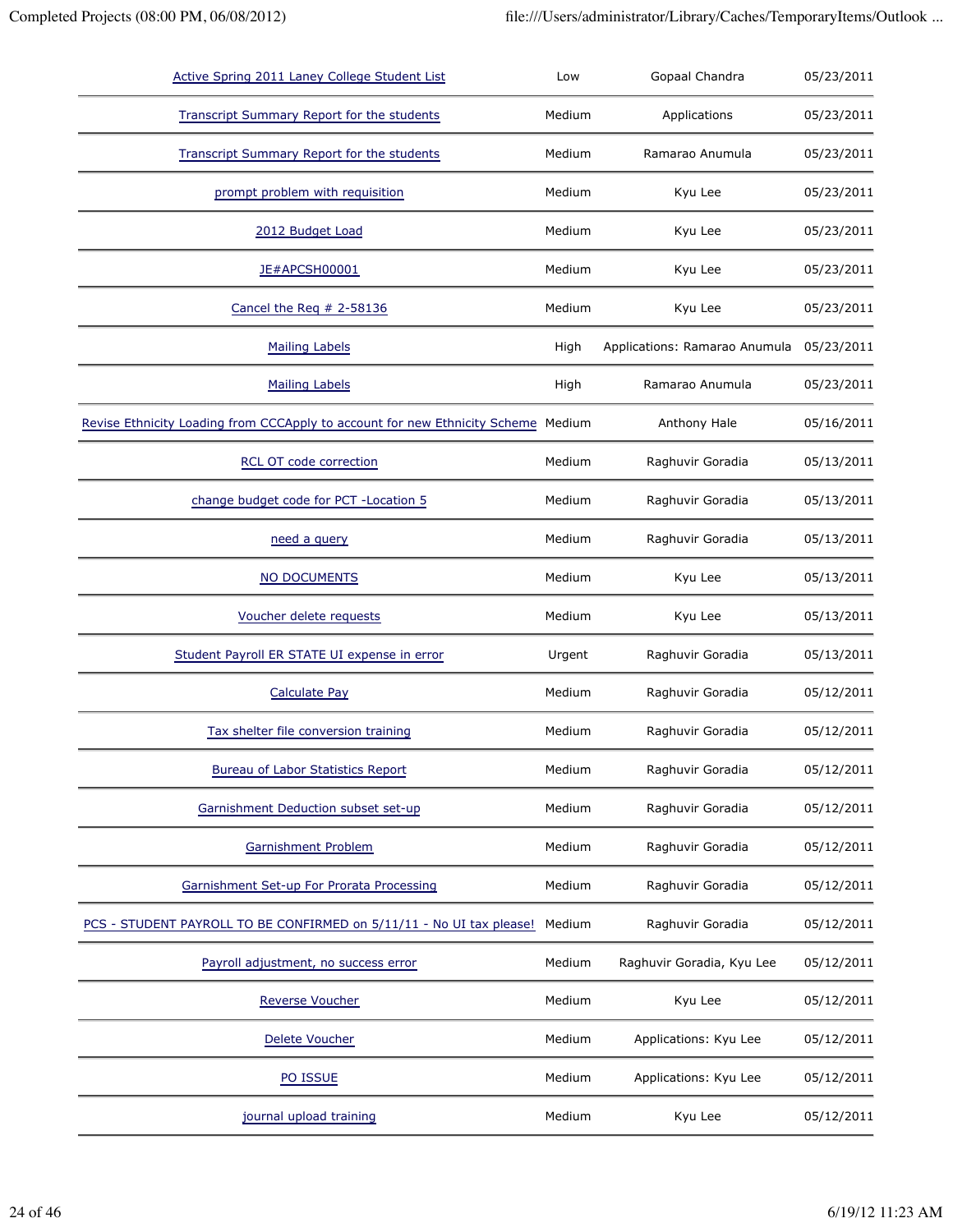| | | | |
|---|---|---|---|
| Active Spring 2011 Laney College Student List | Low | Gopaal Chandra | 05/23/2011 |
| Transcript Summary Report for the students | Medium | Applications | 05/23/2011 |
| Transcript Summary Report for the students | Medium | Ramarao Anumula | 05/23/2011 |
| prompt problem with requisition | Medium | Kyu Lee | 05/23/2011 |
| 2012 Budget Load | Medium | Kyu Lee | 05/23/2011 |
| JE#APCSH00001 | Medium | Kyu Lee | 05/23/2011 |
| Cancel the Req # 2-58136 | Medium | Kyu Lee | 05/23/2011 |
| Mailing Labels | High | Applications: Ramarao Anumula | 05/23/2011 |
| Mailing Labels | High | Ramarao Anumula | 05/23/2011 |
| Revise Ethnicity Loading from CCCApply to account for new Ethnicity Scheme | Medium | Anthony Hale | 05/16/2011 |
| RCL OT code correction | Medium | Raghuvir Goradia | 05/13/2011 |
| change budget code for PCT -Location 5 | Medium | Raghuvir Goradia | 05/13/2011 |
| need a query | Medium | Raghuvir Goradia | 05/13/2011 |
| NO DOCUMENTS | Medium | Kyu Lee | 05/13/2011 |
| Voucher delete requests | Medium | Kyu Lee | 05/13/2011 |
| Student Payroll ER STATE UI expense in error | Urgent | Raghuvir Goradia | 05/13/2011 |
| Calculate Pay | Medium | Raghuvir Goradia | 05/12/2011 |
| Tax shelter file conversion training | Medium | Raghuvir Goradia | 05/12/2011 |
| Bureau of Labor Statistics Report | Medium | Raghuvir Goradia | 05/12/2011 |
| Garnishment Deduction subset set-up | Medium | Raghuvir Goradia | 05/12/2011 |
| Garnishment Problem | Medium | Raghuvir Goradia | 05/12/2011 |
| Garnishment Set-up For Prorata Processing | Medium | Raghuvir Goradia | 05/12/2011 |
| PCS - STUDENT PAYROLL TO BE CONFIRMED on 5/11/11 - No UI tax please! | Medium | Raghuvir Goradia | 05/12/2011 |
| Payroll adjustment, no success error | Medium | Raghuvir Goradia, Kyu Lee | 05/12/2011 |
| Reverse Voucher | Medium | Kyu Lee | 05/12/2011 |
| Delete Voucher | Medium | Applications: Kyu Lee | 05/12/2011 |
| PO ISSUE | Medium | Applications: Kyu Lee | 05/12/2011 |
| journal upload training | Medium | Kyu Lee | 05/12/2011 |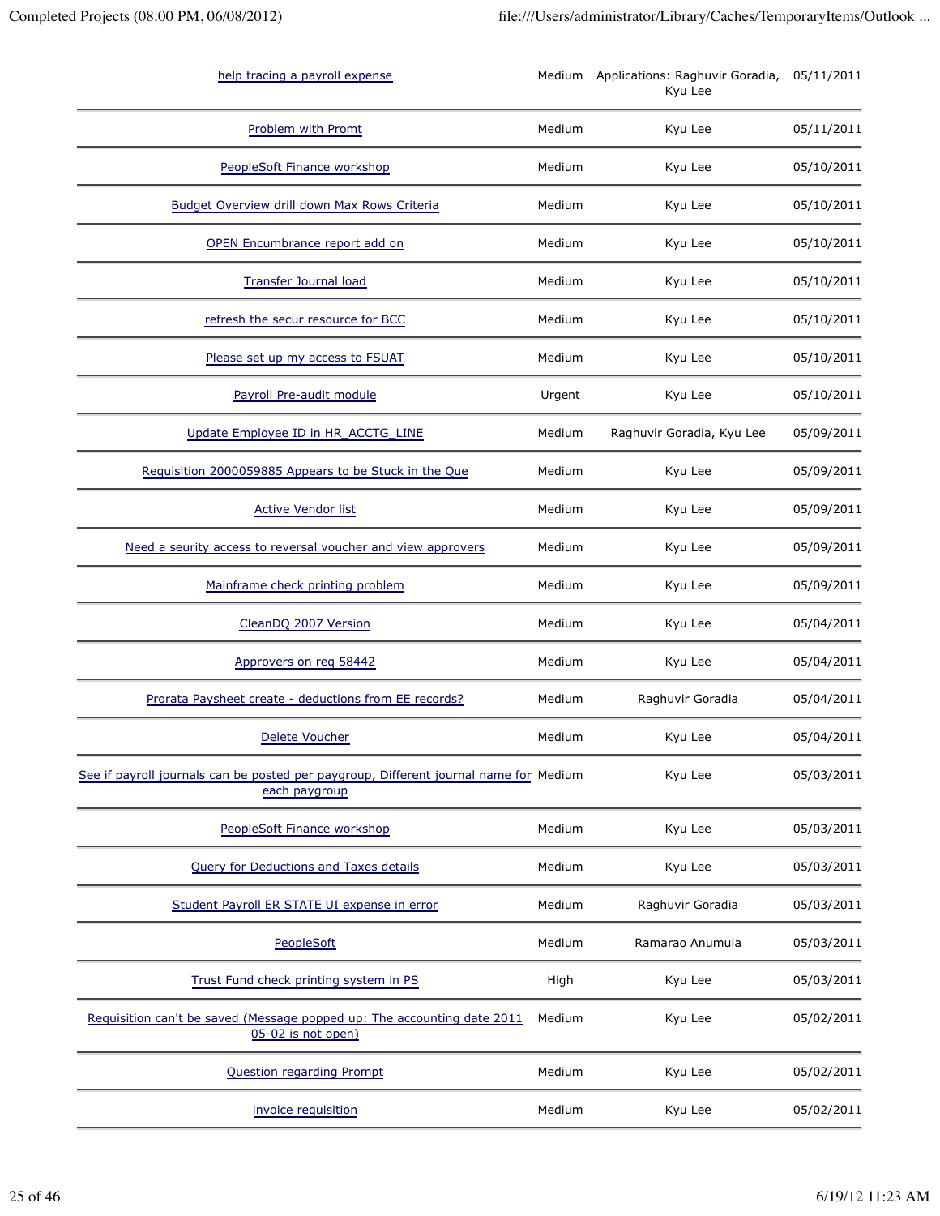| | | | |
|---|---|---|---|
| help tracing a payroll expense | Medium | Applications: Raghuvir Goradia, Kyu Lee | 05/11/2011 |
| Problem with Promt | Medium | Kyu Lee | 05/11/2011 |
| PeopleSoft Finance workshop | Medium | Kyu Lee | 05/10/2011 |
| Budget Overview drill down Max Rows Criteria | Medium | Kyu Lee | 05/10/2011 |
| OPEN Encumbrance report add on | Medium | Kyu Lee | 05/10/2011 |
| Transfer Journal load | Medium | Kyu Lee | 05/10/2011 |
| refresh the secur resource for BCC | Medium | Kyu Lee | 05/10/2011 |
| Please set up my access to FSUAT | Medium | Kyu Lee | 05/10/2011 |
| Payroll Pre-audit module | Urgent | Kyu Lee | 05/10/2011 |
| Update Employee ID in HR_ACCTG_LINE | Medium | Raghuvir Goradia, Kyu Lee | 05/09/2011 |
| Requisition 2000059885 Appears to be Stuck in the Que | Medium | Kyu Lee | 05/09/2011 |
| Active Vendor list | Medium | Kyu Lee | 05/09/2011 |
| Need a seurity access to reversal voucher and view approvers | Medium | Kyu Lee | 05/09/2011 |
| Mainframe check printing problem | Medium | Kyu Lee | 05/09/2011 |
| CleanDQ 2007 Version | Medium | Kyu Lee | 05/04/2011 |
| Approvers on req 58442 | Medium | Kyu Lee | 05/04/2011 |
| Prorata Paysheet create - deductions from EE records? | Medium | Raghuvir Goradia | 05/04/2011 |
| Delete Voucher | Medium | Kyu Lee | 05/04/2011 |
| See if payroll journals can be posted per paygroup, Different journal name for each paygroup | Medium | Kyu Lee | 05/03/2011 |
| PeopleSoft Finance workshop | Medium | Kyu Lee | 05/03/2011 |
| Query for Deductions and Taxes details | Medium | Kyu Lee | 05/03/2011 |
| Student Payroll ER STATE UI expense in error | Medium | Raghuvir Goradia | 05/03/2011 |
| PeopleSoft | Medium | Ramarao Anumula | 05/03/2011 |
| Trust Fund check printing system in PS | High | Kyu Lee | 05/03/2011 |
| Requisition can't be saved (Message popped up: The accounting date 2011 05-02 is not open) | Medium | Kyu Lee | 05/02/2011 |
| Question regarding Prompt | Medium | Kyu Lee | 05/02/2011 |
| invoice requisition | Medium | Kyu Lee | 05/02/2011 |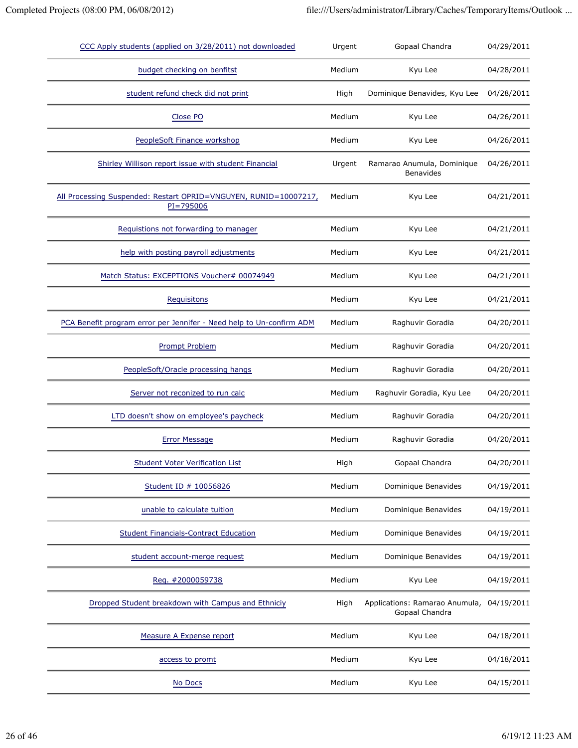| | | | |
|---|---|---|---|
| CCC Apply students (applied on 3/28/2011) not downloaded | Urgent | Gopaal Chandra | 04/29/2011 |
| budget checking on benfitst | Medium | Kyu Lee | 04/28/2011 |
| student refund check did not print | High | Dominique Benavides, Kyu Lee | 04/28/2011 |
| Close PO | Medium | Kyu Lee | 04/26/2011 |
| PeopleSoft Finance workshop | Medium | Kyu Lee | 04/26/2011 |
| Shirley Willison report issue with student Financial | Urgent | Ramarao Anumula, Dominique Benavides | 04/26/2011 |
| All Processing Suspended: Restart OPRID=VNGUYEN, RUNID=10007217, PI=795006 | Medium | Kyu Lee | 04/21/2011 |
| Requistions not forwarding to manager | Medium | Kyu Lee | 04/21/2011 |
| help with posting payroll adjustments | Medium | Kyu Lee | 04/21/2011 |
| Match Status: EXCEPTIONS Voucher# 00074949 | Medium | Kyu Lee | 04/21/2011 |
| Requisitons | Medium | Kyu Lee | 04/21/2011 |
| PCA Benefit program error per Jennifer - Need help to Un-confirm ADM | Medium | Raghuvir Goradia | 04/20/2011 |
| Prompt Problem | Medium | Raghuvir Goradia | 04/20/2011 |
| PeopleSoft/Oracle processing hangs | Medium | Raghuvir Goradia | 04/20/2011 |
| Server not reconized to run calc | Medium | Raghuvir Goradia, Kyu Lee | 04/20/2011 |
| LTD doesn't show on employee's paycheck | Medium | Raghuvir Goradia | 04/20/2011 |
| Error Message | Medium | Raghuvir Goradia | 04/20/2011 |
| Student Voter Verification List | High | Gopaal Chandra | 04/20/2011 |
| Student ID # 10056826 | Medium | Dominique Benavides | 04/19/2011 |
| unable to calculate tuition | Medium | Dominique Benavides | 04/19/2011 |
| Student Financials-Contract Education | Medium | Dominique Benavides | 04/19/2011 |
| student account-merge request | Medium | Dominique Benavides | 04/19/2011 |
| Req. #2000059738 | Medium | Kyu Lee | 04/19/2011 |
| Dropped Student breakdown with Campus and Ethniciy | High | Applications: Ramarao Anumula, Gopaal Chandra | 04/19/2011 |
| Measure A Expense report | Medium | Kyu Lee | 04/18/2011 |
| access to promt | Medium | Kyu Lee | 04/18/2011 |
| No Docs | Medium | Kyu Lee | 04/15/2011 |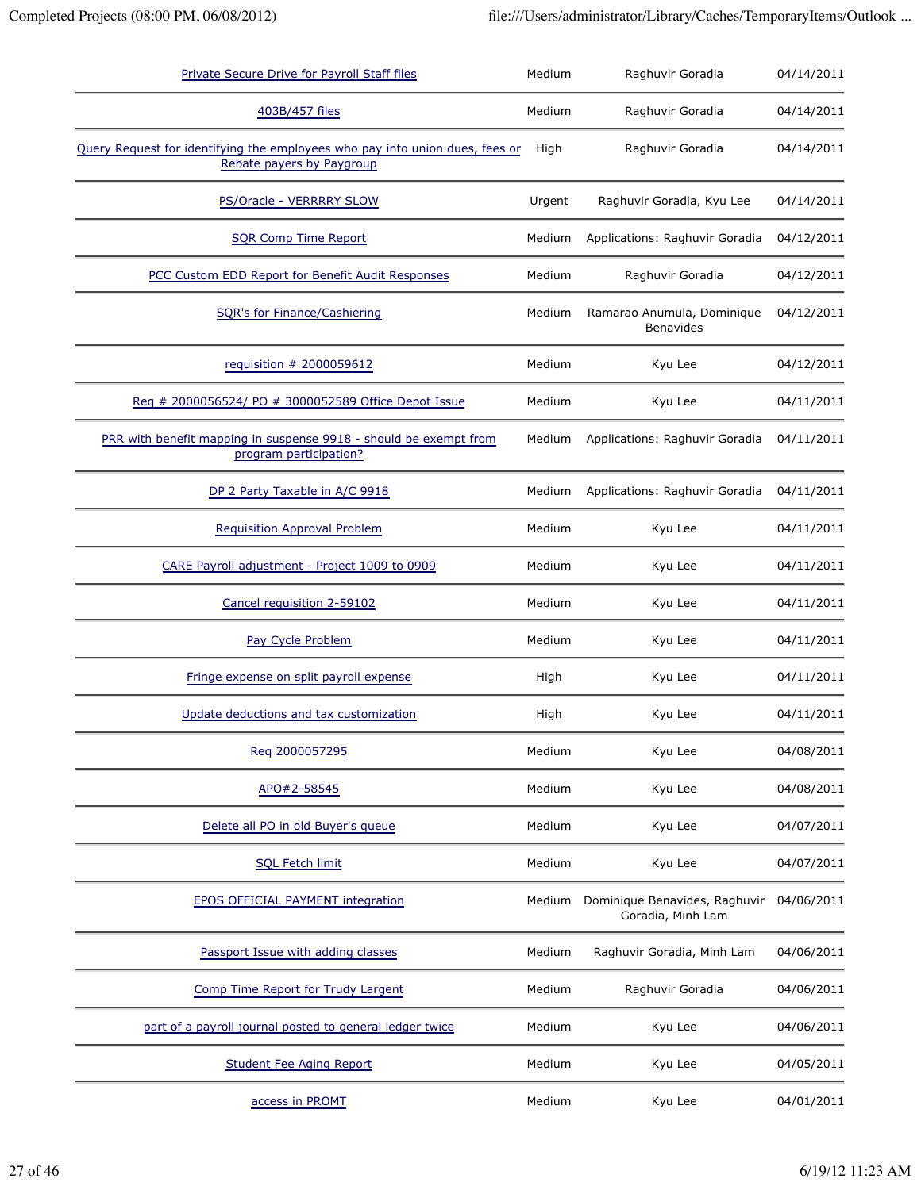| | | | |
|---|---|---|---|
| Private Secure Drive for Payroll Staff files | Medium | Raghuvir Goradia | 04/14/2011 |
| 403B/457 files | Medium | Raghuvir Goradia | 04/14/2011 |
| Query Request for identifying the employees who pay into union dues, fees or Rebate payers by Paygroup | High | Raghuvir Goradia | 04/14/2011 |
| PS/Oracle - VERRRRY SLOW | Urgent | Raghuvir Goradia, Kyu Lee | 04/14/2011 |
| SQR Comp Time Report | Medium | Applications: Raghuvir Goradia | 04/12/2011 |
| PCC Custom EDD Report for Benefit Audit Responses | Medium | Raghuvir Goradia | 04/12/2011 |
| SQR's for Finance/Cashiering | Medium | Ramarao Anumula, Dominique Benavides | 04/12/2011 |
| requisition # 2000059612 | Medium | Kyu Lee | 04/12/2011 |
| Req # 2000056524/ PO # 3000052589 Office Depot Issue | Medium | Kyu Lee | 04/11/2011 |
| PRR with benefit mapping in suspense 9918 - should be exempt from program participation? | Medium | Applications: Raghuvir Goradia | 04/11/2011 |
| DP 2 Party Taxable in A/C 9918 | Medium | Applications: Raghuvir Goradia | 04/11/2011 |
| Requisition Approval Problem | Medium | Kyu Lee | 04/11/2011 |
| CARE Payroll adjustment - Project 1009 to 0909 | Medium | Kyu Lee | 04/11/2011 |
| Cancel requisition 2-59102 | Medium | Kyu Lee | 04/11/2011 |
| Pay Cycle Problem | Medium | Kyu Lee | 04/11/2011 |
| Fringe expense on split payroll expense | High | Kyu Lee | 04/11/2011 |
| Update deductions and tax customization | High | Kyu Lee | 04/11/2011 |
| Req 2000057295 | Medium | Kyu Lee | 04/08/2011 |
| APO#2-58545 | Medium | Kyu Lee | 04/08/2011 |
| Delete all PO in old Buyer's queue | Medium | Kyu Lee | 04/07/2011 |
| SQL Fetch limit | Medium | Kyu Lee | 04/07/2011 |
| EPOS OFFICIAL PAYMENT integration | Medium | Dominique Benavides, Raghuvir Goradia, Minh Lam | 04/06/2011 |
| Passport Issue with adding classes | Medium | Raghuvir Goradia, Minh Lam | 04/06/2011 |
| Comp Time Report for Trudy Largent | Medium | Raghuvir Goradia | 04/06/2011 |
| part of a payroll journal posted to general ledger twice | Medium | Kyu Lee | 04/06/2011 |
| Student Fee Aging Report | Medium | Kyu Lee | 04/05/2011 |
| access in PROMT | Medium | Kyu Lee | 04/01/2011 |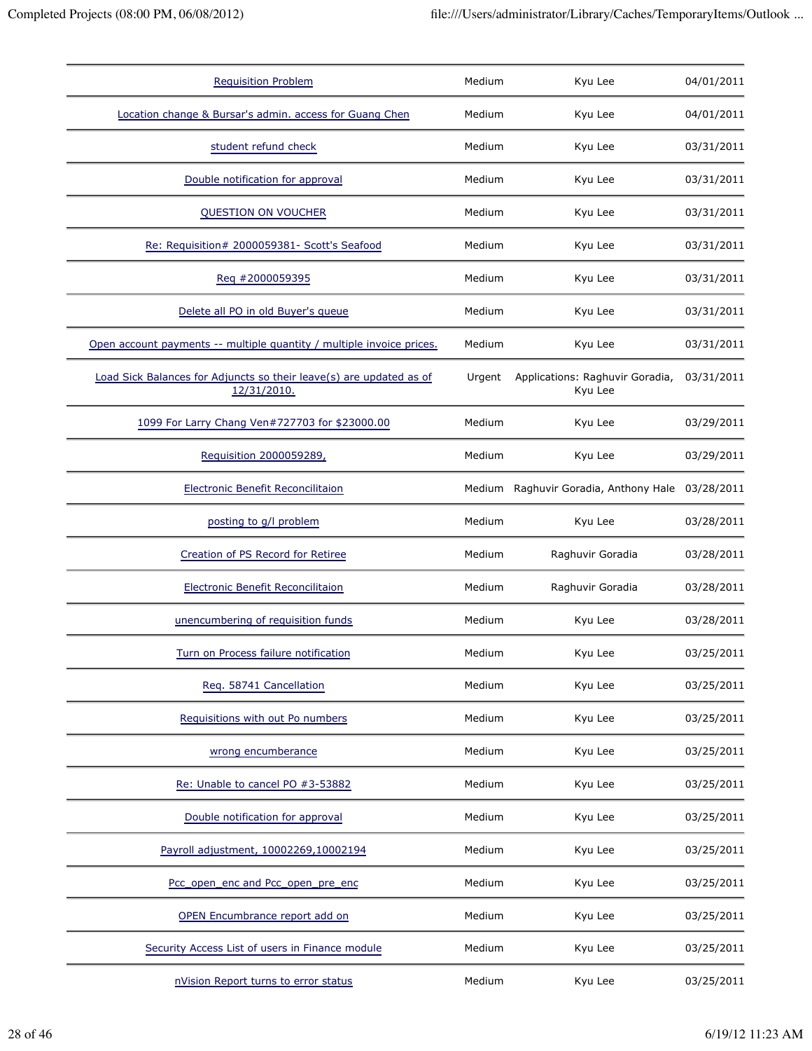| | | | |
|---|---|---|---|
| Requisition Problem | Medium | Kyu Lee | 04/01/2011 |
| Location change & Bursar's admin. access for Guang Chen | Medium | Kyu Lee | 04/01/2011 |
| student refund check | Medium | Kyu Lee | 03/31/2011 |
| Double notification for approval | Medium | Kyu Lee | 03/31/2011 |
| QUESTION ON VOUCHER | Medium | Kyu Lee | 03/31/2011 |
| Re: Requisition# 2000059381- Scott's Seafood | Medium | Kyu Lee | 03/31/2011 |
| Req #2000059395 | Medium | Kyu Lee | 03/31/2011 |
| Delete all PO in old Buyer's queue | Medium | Kyu Lee | 03/31/2011 |
| Open account payments -- multiple quantity / multiple invoice prices. | Medium | Kyu Lee | 03/31/2011 |
| Load Sick Balances for Adjuncts so their leave(s) are updated as of 12/31/2010. | Urgent | Applications: Raghuvir Goradia, Kyu Lee | 03/31/2011 |
| 1099 For Larry Chang Ven#727703 for $23000.00 | Medium | Kyu Lee | 03/29/2011 |
| Requisition 2000059289, | Medium | Kyu Lee | 03/29/2011 |
| Electronic Benefit Reconcilitaion | Medium | Raghuvir Goradia, Anthony Hale | 03/28/2011 |
| posting to g/l problem | Medium | Kyu Lee | 03/28/2011 |
| Creation of PS Record for Retiree | Medium | Raghuvir Goradia | 03/28/2011 |
| Electronic Benefit Reconcilitaion | Medium | Raghuvir Goradia | 03/28/2011 |
| unencumbering of requisition funds | Medium | Kyu Lee | 03/28/2011 |
| Turn on Process failure notification | Medium | Kyu Lee | 03/25/2011 |
| Req. 58741 Cancellation | Medium | Kyu Lee | 03/25/2011 |
| Requisitions with out Po numbers | Medium | Kyu Lee | 03/25/2011 |
| wrong encumberance | Medium | Kyu Lee | 03/25/2011 |
| Re: Unable to cancel PO #3-53882 | Medium | Kyu Lee | 03/25/2011 |
| Double notification for approval | Medium | Kyu Lee | 03/25/2011 |
| Payroll adjustment, 10002269,10002194 | Medium | Kyu Lee | 03/25/2011 |
| Pcc_open_enc and Pcc_open_pre_enc | Medium | Kyu Lee | 03/25/2011 |
| OPEN Encumbrance report add on | Medium | Kyu Lee | 03/25/2011 |
| Security Access List of users in Finance module | Medium | Kyu Lee | 03/25/2011 |
| nVision Report turns to error status | Medium | Kyu Lee | 03/25/2011 |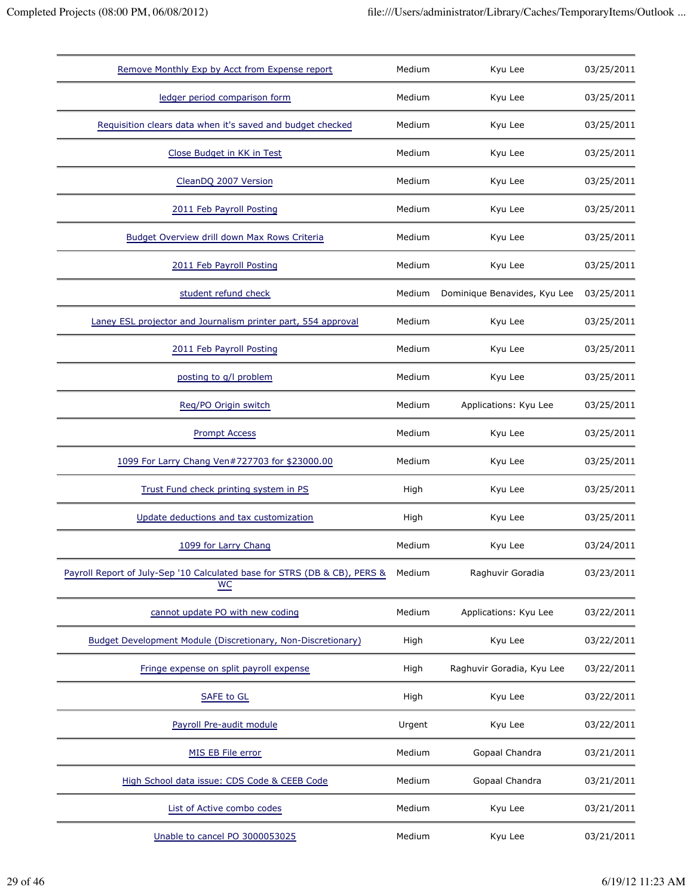| | | | |
|---|---|---|---|
| Remove Monthly Exp by Acct from Expense report | Medium | Kyu Lee | 03/25/2011 |
| ledger period comparison form | Medium | Kyu Lee | 03/25/2011 |
| Requisition clears data when it's saved and budget checked | Medium | Kyu Lee | 03/25/2011 |
| Close Budget in KK in Test | Medium | Kyu Lee | 03/25/2011 |
| CleanDQ 2007 Version | Medium | Kyu Lee | 03/25/2011 |
| 2011 Feb Payroll Posting | Medium | Kyu Lee | 03/25/2011 |
| Budget Overview drill down Max Rows Criteria | Medium | Kyu Lee | 03/25/2011 |
| 2011 Feb Payroll Posting | Medium | Kyu Lee | 03/25/2011 |
| student refund check | Medium | Dominique Benavides, Kyu Lee | 03/25/2011 |
| Laney ESL projector and Journalism printer part, 554 approval | Medium | Kyu Lee | 03/25/2011 |
| 2011 Feb Payroll Posting | Medium | Kyu Lee | 03/25/2011 |
| posting to g/l problem | Medium | Kyu Lee | 03/25/2011 |
| Req/PO Origin switch | Medium | Applications: Kyu Lee | 03/25/2011 |
| Prompt Access | Medium | Kyu Lee | 03/25/2011 |
| 1099 For Larry Chang Ven#727703 for $23000.00 | Medium | Kyu Lee | 03/25/2011 |
| Trust Fund check printing system in PS | High | Kyu Lee | 03/25/2011 |
| Update deductions and tax customization | High | Kyu Lee | 03/25/2011 |
| 1099 for Larry Chang | Medium | Kyu Lee | 03/24/2011 |
| Payroll Report of July-Sep '10 Calculated base for STRS (DB & CB), PERS & WC | Medium | Raghuvir Goradia | 03/23/2011 |
| cannot update PO with new coding | Medium | Applications: Kyu Lee | 03/22/2011 |
| Budget Development Module (Discretionary, Non-Discretionary) | High | Kyu Lee | 03/22/2011 |
| Fringe expense on split payroll expense | High | Raghuvir Goradia, Kyu Lee | 03/22/2011 |
| SAFE to GL | High | Kyu Lee | 03/22/2011 |
| Payroll Pre-audit module | Urgent | Kyu Lee | 03/22/2011 |
| MIS EB File error | Medium | Gopaal Chandra | 03/21/2011 |
| High School data issue: CDS Code & CEEB Code | Medium | Gopaal Chandra | 03/21/2011 |
| List of Active combo codes | Medium | Kyu Lee | 03/21/2011 |
| Unable to cancel PO 3000053025 | Medium | Kyu Lee | 03/21/2011 |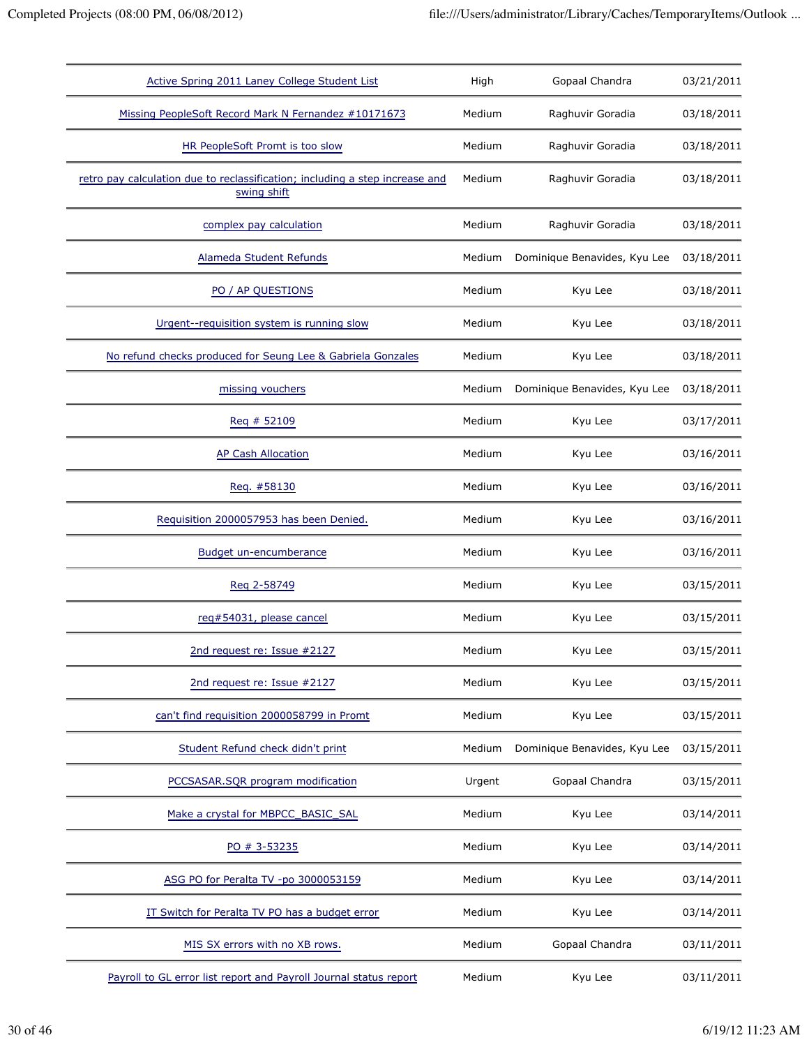| | | | |
|---|---|---|---|
| Active Spring 2011 Laney College Student List | High | Gopaal Chandra | 03/21/2011 |
| Missing PeopleSoft Record Mark N Fernandez #10171673 | Medium | Raghuvir Goradia | 03/18/2011 |
| HR PeopleSoft Promt is too slow | Medium | Raghuvir Goradia | 03/18/2011 |
| retro pay calculation due to reclassification; including a step increase and swing shift | Medium | Raghuvir Goradia | 03/18/2011 |
| complex pay calculation | Medium | Raghuvir Goradia | 03/18/2011 |
| Alameda Student Refunds | Medium | Dominique Benavides, Kyu Lee | 03/18/2011 |
| PO / AP QUESTIONS | Medium | Kyu Lee | 03/18/2011 |
| Urgent--requisition system is running slow | Medium | Kyu Lee | 03/18/2011 |
| No refund checks produced for Seung Lee & Gabriela Gonzales | Medium | Kyu Lee | 03/18/2011 |
| missing vouchers | Medium | Dominique Benavides, Kyu Lee | 03/18/2011 |
| Req # 52109 | Medium | Kyu Lee | 03/17/2011 |
| AP Cash Allocation | Medium | Kyu Lee | 03/16/2011 |
| Req. #58130 | Medium | Kyu Lee | 03/16/2011 |
| Requisition 2000057953 has been Denied. | Medium | Kyu Lee | 03/16/2011 |
| Budget un-encumberance | Medium | Kyu Lee | 03/16/2011 |
| Req 2-58749 | Medium | Kyu Lee | 03/15/2011 |
| req#54031, please cancel | Medium | Kyu Lee | 03/15/2011 |
| 2nd request re: Issue #2127 | Medium | Kyu Lee | 03/15/2011 |
| 2nd request re: Issue #2127 | Medium | Kyu Lee | 03/15/2011 |
| can't find requisition 2000058799 in Promt | Medium | Kyu Lee | 03/15/2011 |
| Student Refund check didn't print | Medium | Dominique Benavides, Kyu Lee | 03/15/2011 |
| PCCSASAR.SQR program modification | Urgent | Gopaal Chandra | 03/15/2011 |
| Make a crystal for MBPCC_BASIC_SAL | Medium | Kyu Lee | 03/14/2011 |
| PO # 3-53235 | Medium | Kyu Lee | 03/14/2011 |
| ASG PO for Peralta TV -po 3000053159 | Medium | Kyu Lee | 03/14/2011 |
| IT Switch for Peralta TV PO has a budget error | Medium | Kyu Lee | 03/14/2011 |
| MIS SX errors with no XB rows. | Medium | Gopaal Chandra | 03/11/2011 |
| Payroll to GL error list report and Payroll Journal status report | Medium | Kyu Lee | 03/11/2011 |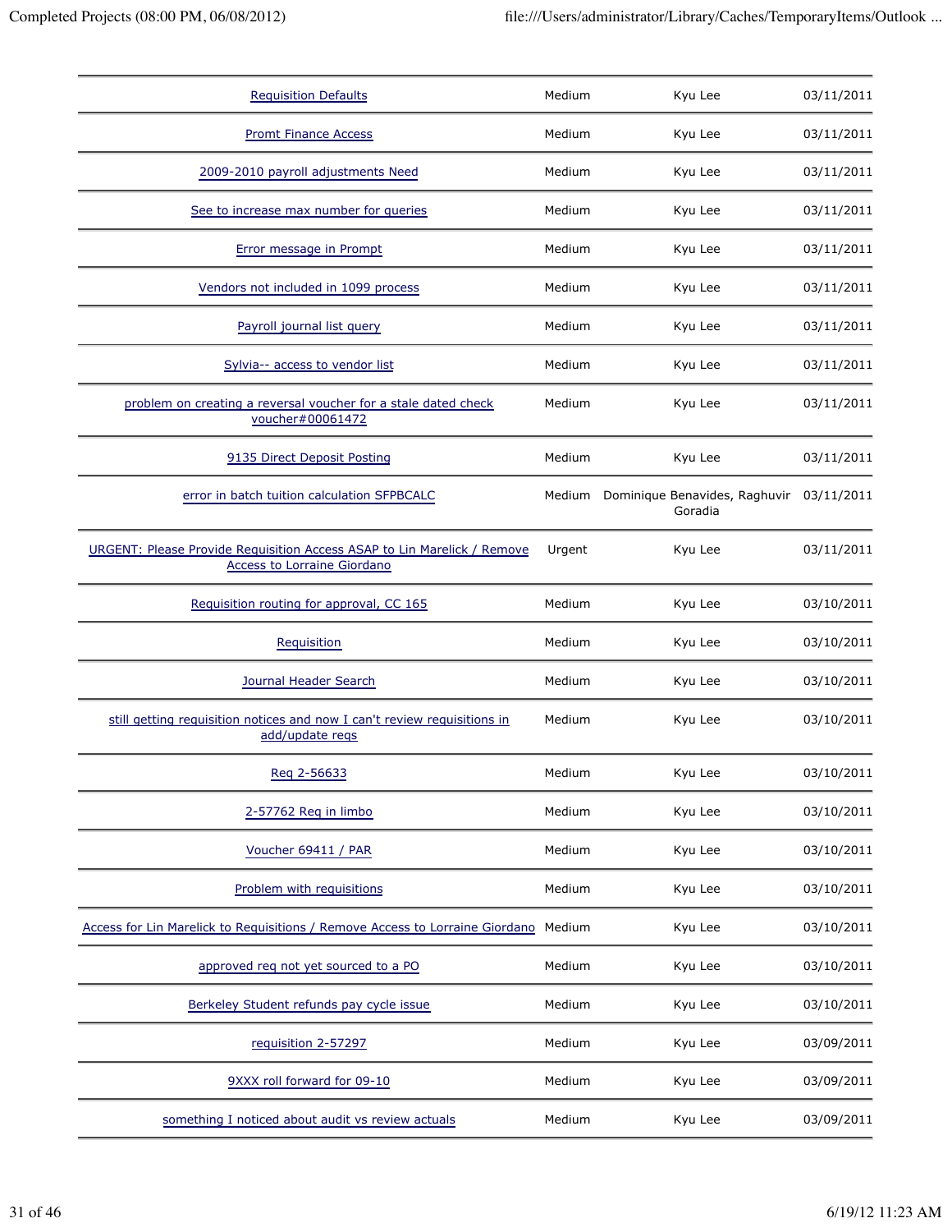| | | | |
|---|---|---|---|
| Requisition Defaults | Medium | Kyu Lee | 03/11/2011 |
| Promt Finance Access | Medium | Kyu Lee | 03/11/2011 |
| 2009-2010 payroll adjustments Need | Medium | Kyu Lee | 03/11/2011 |
| See to increase max number for queries | Medium | Kyu Lee | 03/11/2011 |
| Error message in Prompt | Medium | Kyu Lee | 03/11/2011 |
| Vendors not included in 1099 process | Medium | Kyu Lee | 03/11/2011 |
| Payroll journal list query | Medium | Kyu Lee | 03/11/2011 |
| Sylvia-- access to vendor list | Medium | Kyu Lee | 03/11/2011 |
| problem on creating a reversal voucher for a stale dated check voucher#00061472 | Medium | Kyu Lee | 03/11/2011 |
| 9135 Direct Deposit Posting | Medium | Kyu Lee | 03/11/2011 |
| error in batch tuition calculation SFPBCALC | Medium | Dominique Benavides, Raghuvir Goradia | 03/11/2011 |
| URGENT: Please Provide Requisition Access ASAP to Lin Marelick / Remove Access to Lorraine Giordano | Urgent | Kyu Lee | 03/11/2011 |
| Requisition routing for approval, CC 165 | Medium | Kyu Lee | 03/10/2011 |
| Requisition | Medium | Kyu Lee | 03/10/2011 |
| Journal Header Search | Medium | Kyu Lee | 03/10/2011 |
| still getting requisition notices and now I can't review requisitions in add/update reqs | Medium | Kyu Lee | 03/10/2011 |
| Req 2-56633 | Medium | Kyu Lee | 03/10/2011 |
| 2-57762 Req in limbo | Medium | Kyu Lee | 03/10/2011 |
| Voucher 69411 / PAR | Medium | Kyu Lee | 03/10/2011 |
| Problem with requisitions | Medium | Kyu Lee | 03/10/2011 |
| Access for Lin Marelick to Requisitions / Remove Access to Lorraine Giordano | Medium | Kyu Lee | 03/10/2011 |
| approved req not yet sourced to a PO | Medium | Kyu Lee | 03/10/2011 |
| Berkeley Student refunds pay cycle issue | Medium | Kyu Lee | 03/10/2011 |
| requisition 2-57297 | Medium | Kyu Lee | 03/09/2011 |
| 9XXX roll forward for 09-10 | Medium | Kyu Lee | 03/09/2011 |
| something I noticed about audit vs review actuals | Medium | Kyu Lee | 03/09/2011 |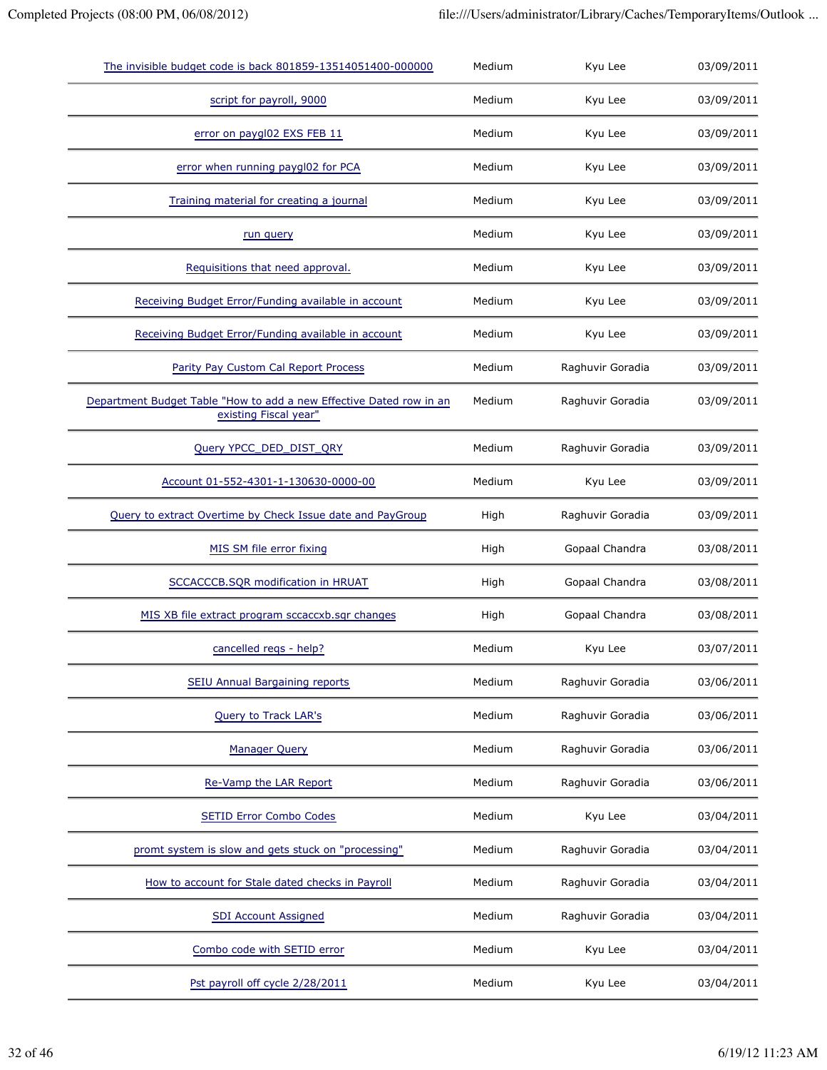| | | | |
|---|---|---|---|
| The invisible budget code is back 801859-13514051400-000000 | Medium | Kyu Lee | 03/09/2011 |
| script for payroll, 9000 | Medium | Kyu Lee | 03/09/2011 |
| error on paygl02 EXS FEB 11 | Medium | Kyu Lee | 03/09/2011 |
| error when running paygl02 for PCA | Medium | Kyu Lee | 03/09/2011 |
| Training material for creating a journal | Medium | Kyu Lee | 03/09/2011 |
| run query | Medium | Kyu Lee | 03/09/2011 |
| Requisitions that need approval. | Medium | Kyu Lee | 03/09/2011 |
| Receiving Budget Error/Funding available in account | Medium | Kyu Lee | 03/09/2011 |
| Receiving Budget Error/Funding available in account | Medium | Kyu Lee | 03/09/2011 |
| Parity Pay Custom Cal Report Process | Medium | Raghuvir Goradia | 03/09/2011 |
| Department Budget Table "How to add a new Effective Dated row in an existing Fiscal year" | Medium | Raghuvir Goradia | 03/09/2011 |
| Query YPCC_DED_DIST_QRY | Medium | Raghuvir Goradia | 03/09/2011 |
| Account 01-552-4301-1-130630-0000-00 | Medium | Kyu Lee | 03/09/2011 |
| Query to extract Overtime by Check Issue date and PayGroup | High | Raghuvir Goradia | 03/09/2011 |
| MIS SM file error fixing | High | Gopaal Chandra | 03/08/2011 |
| SCCACCCB.SQR modification in HRUAT | High | Gopaal Chandra | 03/08/2011 |
| MIS XB file extract program sccaccxb.sqr changes | High | Gopaal Chandra | 03/08/2011 |
| cancelled reqs - help? | Medium | Kyu Lee | 03/07/2011 |
| SEIU Annual Bargaining reports | Medium | Raghuvir Goradia | 03/06/2011 |
| Query to Track LAR's | Medium | Raghuvir Goradia | 03/06/2011 |
| Manager Query | Medium | Raghuvir Goradia | 03/06/2011 |
| Re-Vamp the LAR Report | Medium | Raghuvir Goradia | 03/06/2011 |
| SETID Error Combo Codes | Medium | Kyu Lee | 03/04/2011 |
| promt system is slow and gets stuck on "processing" | Medium | Raghuvir Goradia | 03/04/2011 |
| How to account for Stale dated checks in Payroll | Medium | Raghuvir Goradia | 03/04/2011 |
| SDI Account Assigned | Medium | Raghuvir Goradia | 03/04/2011 |
| Combo code with SETID error | Medium | Kyu Lee | 03/04/2011 |
| Pst payroll off cycle 2/28/2011 | Medium | Kyu Lee | 03/04/2011 |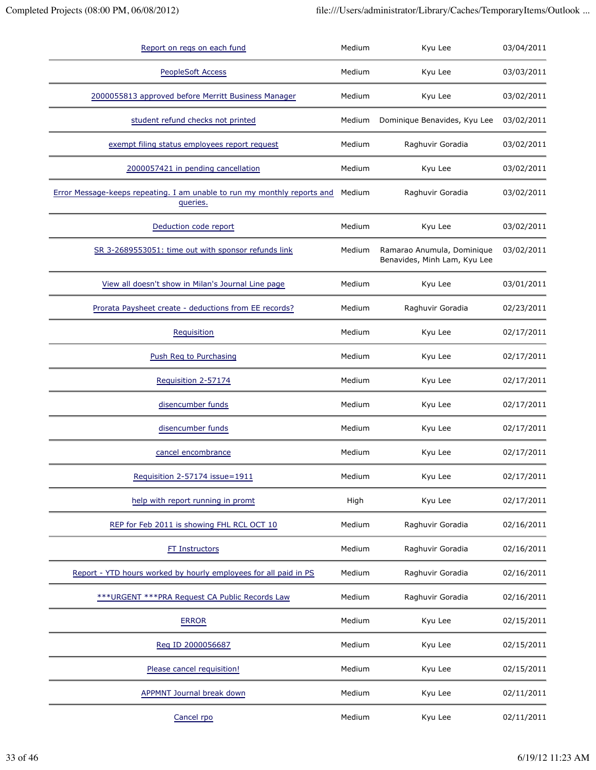| | | | |
|---|---|---|---|
| Report on reqs on each fund | Medium | Kyu Lee | 03/04/2011 |
| PeopleSoft Access | Medium | Kyu Lee | 03/03/2011 |
| 2000055813 approved before Merritt Business Manager | Medium | Kyu Lee | 03/02/2011 |
| student refund checks not printed | Medium | Dominique Benavides, Kyu Lee | 03/02/2011 |
| exempt filing status employees report request | Medium | Raghuvir Goradia | 03/02/2011 |
| 2000057421 in pending cancellation | Medium | Kyu Lee | 03/02/2011 |
| Error Message-keeps repeating. I am unable to run my monthly reports and queries. | Medium | Raghuvir Goradia | 03/02/2011 |
| Deduction code report | Medium | Kyu Lee | 03/02/2011 |
| SR 3-2689553051: time out with sponsor refunds link | Medium | Ramarao Anumula, Dominique Benavides, Minh Lam, Kyu Lee | 03/02/2011 |
| View all doesn't show in Milan's Journal Line page | Medium | Kyu Lee | 03/01/2011 |
| Prorata Paysheet create - deductions from EE records? | Medium | Raghuvir Goradia | 02/23/2011 |
| Requisition | Medium | Kyu Lee | 02/17/2011 |
| Push Req to Purchasing | Medium | Kyu Lee | 02/17/2011 |
| Requisition 2-57174 | Medium | Kyu Lee | 02/17/2011 |
| disencumber funds | Medium | Kyu Lee | 02/17/2011 |
| disencumber funds | Medium | Kyu Lee | 02/17/2011 |
| cancel encombrance | Medium | Kyu Lee | 02/17/2011 |
| Requisition 2-57174 issue=1911 | Medium | Kyu Lee | 02/17/2011 |
| help with report running in promt | High | Kyu Lee | 02/17/2011 |
| REP for Feb 2011 is showing FHL RCL OCT 10 | Medium | Raghuvir Goradia | 02/16/2011 |
| FT Instructors | Medium | Raghuvir Goradia | 02/16/2011 |
| Report - YTD hours worked by hourly employees for all paid in PS | Medium | Raghuvir Goradia | 02/16/2011 |
| ***URGENT ***PRA Request CA Public Records Law | Medium | Raghuvir Goradia | 02/16/2011 |
| ERROR | Medium | Kyu Lee | 02/15/2011 |
| Req ID 2000056687 | Medium | Kyu Lee | 02/15/2011 |
| Please cancel requisition! | Medium | Kyu Lee | 02/15/2011 |
| APPMNT Journal break down | Medium | Kyu Lee | 02/11/2011 |
| Cancel rpo | Medium | Kyu Lee | 02/11/2011 |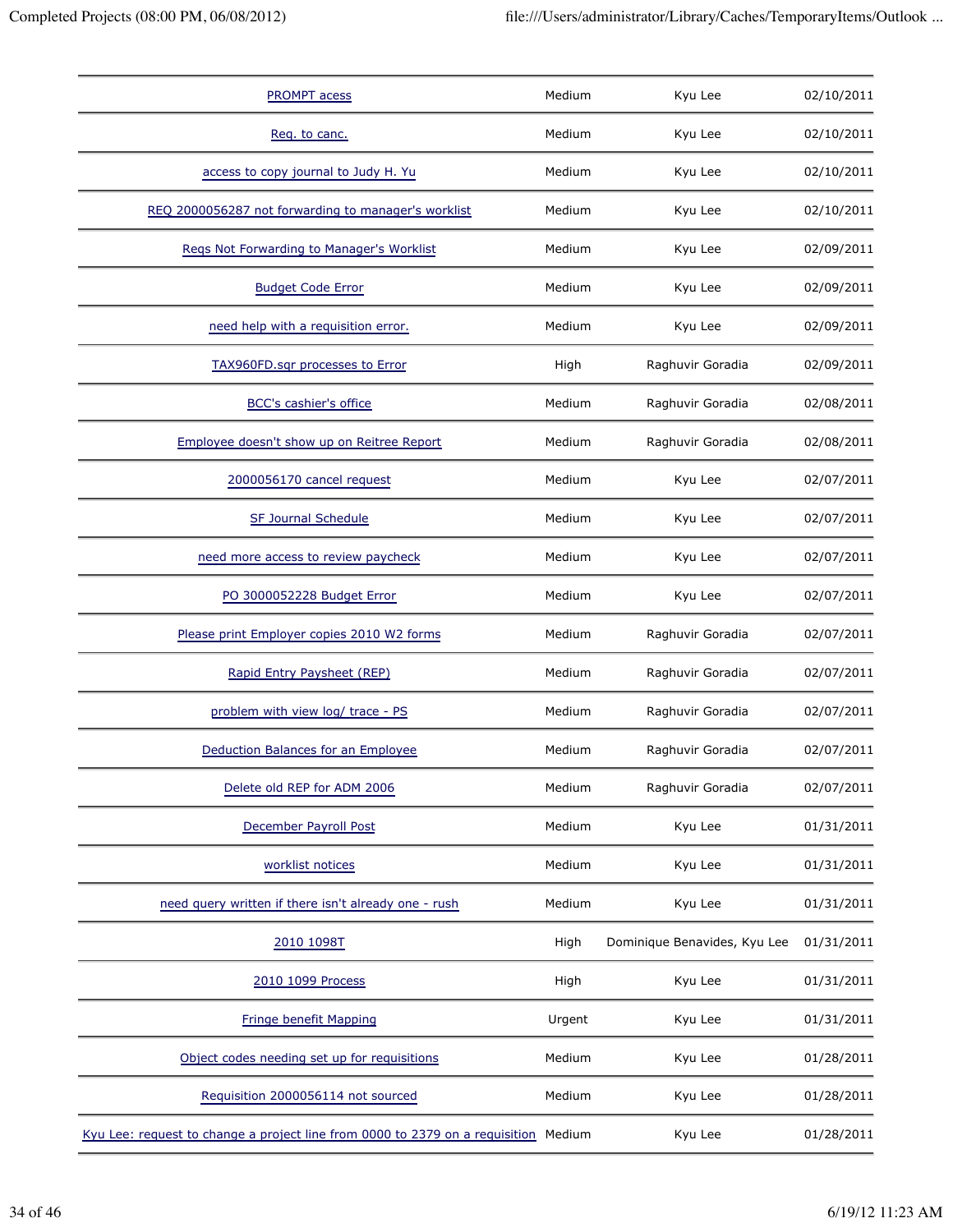| | | | |
|---|---|---|---|
| PROMPT acess | Medium | Kyu Lee | 02/10/2011 |
| Req. to canc. | Medium | Kyu Lee | 02/10/2011 |
| access to copy journal to Judy H. Yu | Medium | Kyu Lee | 02/10/2011 |
| REQ 2000056287 not forwarding to manager's worklist | Medium | Kyu Lee | 02/10/2011 |
| Reqs Not Forwarding to Manager's Worklist | Medium | Kyu Lee | 02/09/2011 |
| Budget Code Error | Medium | Kyu Lee | 02/09/2011 |
| need help with a requisition error. | Medium | Kyu Lee | 02/09/2011 |
| TAX960FD.sqr processes to Error | High | Raghuvir Goradia | 02/09/2011 |
| BCC's cashier's office | Medium | Raghuvir Goradia | 02/08/2011 |
| Employee doesn't show up on Reitree Report | Medium | Raghuvir Goradia | 02/08/2011 |
| 2000056170 cancel request | Medium | Kyu Lee | 02/07/2011 |
| SF Journal Schedule | Medium | Kyu Lee | 02/07/2011 |
| need more access to review paycheck | Medium | Kyu Lee | 02/07/2011 |
| PO 3000052228 Budget Error | Medium | Kyu Lee | 02/07/2011 |
| Please print Employer copies 2010 W2 forms | Medium | Raghuvir Goradia | 02/07/2011 |
| Rapid Entry Paysheet (REP) | Medium | Raghuvir Goradia | 02/07/2011 |
| problem with view log/ trace - PS | Medium | Raghuvir Goradia | 02/07/2011 |
| Deduction Balances for an Employee | Medium | Raghuvir Goradia | 02/07/2011 |
| Delete old REP for ADM 2006 | Medium | Raghuvir Goradia | 02/07/2011 |
| December Payroll Post | Medium | Kyu Lee | 01/31/2011 |
| worklist notices | Medium | Kyu Lee | 01/31/2011 |
| need query written if there isn't already one - rush | Medium | Kyu Lee | 01/31/2011 |
| 2010 1098T | High | Dominique Benavides, Kyu Lee | 01/31/2011 |
| 2010 1099 Process | High | Kyu Lee | 01/31/2011 |
| Fringe benefit Mapping | Urgent | Kyu Lee | 01/31/2011 |
| Object codes needing set up for requisitions | Medium | Kyu Lee | 01/28/2011 |
| Requisition 2000056114 not sourced | Medium | Kyu Lee | 01/28/2011 |
| Kyu Lee: request to change a project line from 0000 to 2379 on a requisition | Medium | Kyu Lee | 01/28/2011 |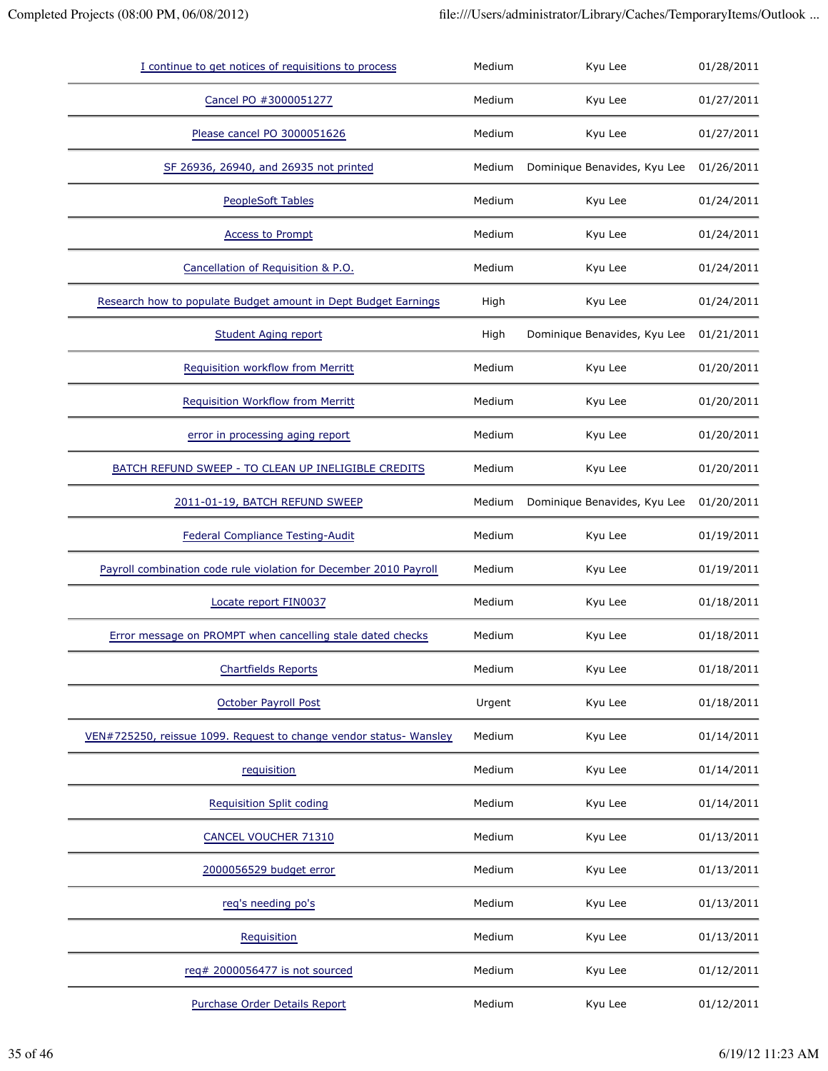| | | | |
|---|---|---|---|
| I continue to get notices of requisitions to process | Medium | Kyu Lee | 01/28/2011 |
| Cancel PO #3000051277 | Medium | Kyu Lee | 01/27/2011 |
| Please cancel PO 3000051626 | Medium | Kyu Lee | 01/27/2011 |
| SF 26936, 26940, and 26935 not printed | Medium | Dominique Benavides, Kyu Lee | 01/26/2011 |
| PeopleSoft Tables | Medium | Kyu Lee | 01/24/2011 |
| Access to Prompt | Medium | Kyu Lee | 01/24/2011 |
| Cancellation of Requisition & P.O. | Medium | Kyu Lee | 01/24/2011 |
| Research how to populate Budget amount in Dept Budget Earnings | High | Kyu Lee | 01/24/2011 |
| Student Aging report | High | Dominique Benavides, Kyu Lee | 01/21/2011 |
| Requisition workflow from Merritt | Medium | Kyu Lee | 01/20/2011 |
| Requisition Workflow from Merritt | Medium | Kyu Lee | 01/20/2011 |
| error in processing aging report | Medium | Kyu Lee | 01/20/2011 |
| BATCH REFUND SWEEP - TO CLEAN UP INELIGIBLE CREDITS | Medium | Kyu Lee | 01/20/2011 |
| 2011-01-19, BATCH REFUND SWEEP | Medium | Dominique Benavides, Kyu Lee | 01/20/2011 |
| Federal Compliance Testing-Audit | Medium | Kyu Lee | 01/19/2011 |
| Payroll combination code rule violation for December 2010 Payroll | Medium | Kyu Lee | 01/19/2011 |
| Locate report FIN0037 | Medium | Kyu Lee | 01/18/2011 |
| Error message on PROMPT when cancelling stale dated checks | Medium | Kyu Lee | 01/18/2011 |
| Chartfields Reports | Medium | Kyu Lee | 01/18/2011 |
| October Payroll Post | Urgent | Kyu Lee | 01/18/2011 |
| VEN#725250, reissue 1099. Request to change vendor status- Wansley | Medium | Kyu Lee | 01/14/2011 |
| requisition | Medium | Kyu Lee | 01/14/2011 |
| Requisition Split coding | Medium | Kyu Lee | 01/14/2011 |
| CANCEL VOUCHER 71310 | Medium | Kyu Lee | 01/13/2011 |
| 2000056529 budget error | Medium | Kyu Lee | 01/13/2011 |
| req's needing po's | Medium | Kyu Lee | 01/13/2011 |
| Requisition | Medium | Kyu Lee | 01/13/2011 |
| req# 2000056477 is not sourced | Medium | Kyu Lee | 01/12/2011 |
| Purchase Order Details Report | Medium | Kyu Lee | 01/12/2011 |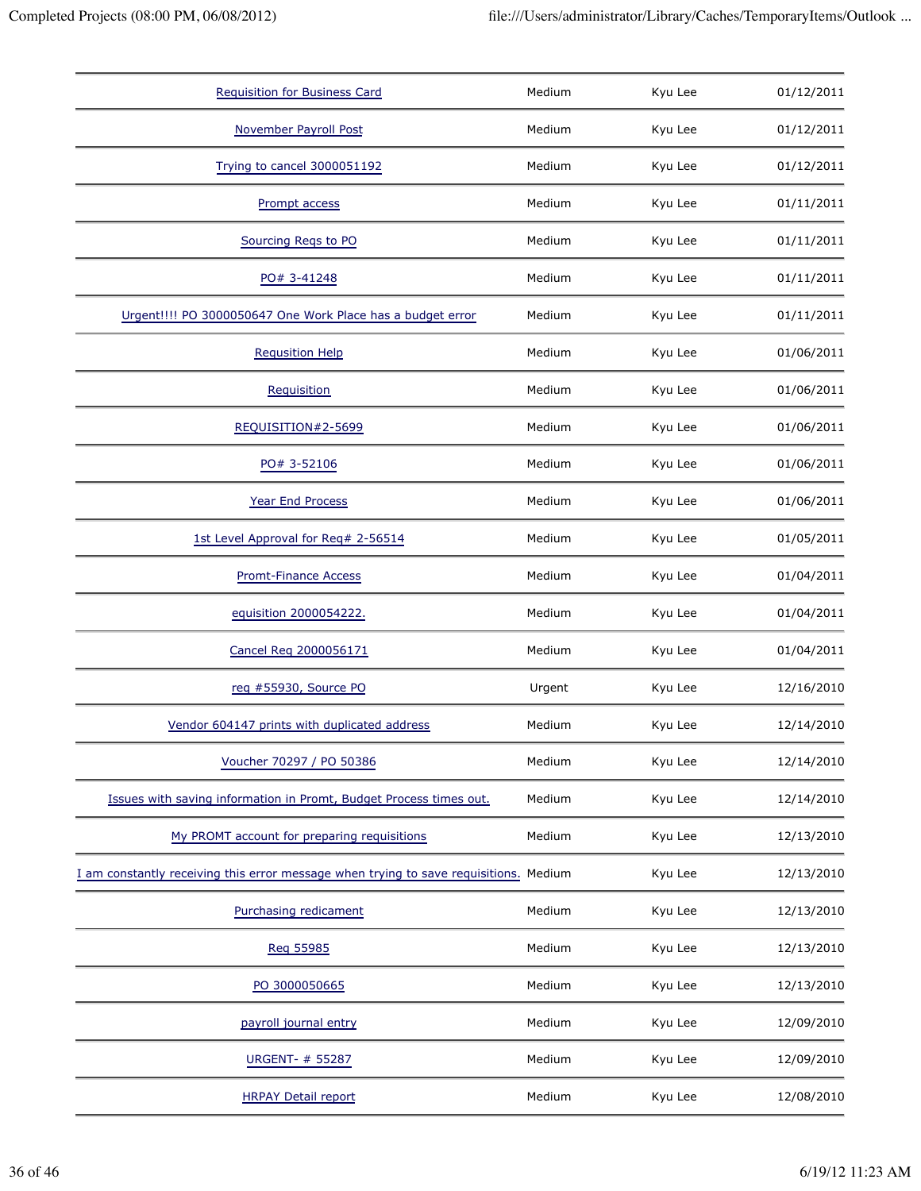| | | | |
|---|---|---|---|
| Requisition for Business Card | Medium | Kyu Lee | 01/12/2011 |
| November Payroll Post | Medium | Kyu Lee | 01/12/2011 |
| Trying to cancel 3000051192 | Medium | Kyu Lee | 01/12/2011 |
| Prompt access | Medium | Kyu Lee | 01/11/2011 |
| Sourcing Reqs to PO | Medium | Kyu Lee | 01/11/2011 |
| PO# 3-41248 | Medium | Kyu Lee | 01/11/2011 |
| Urgent!!!! PO 3000050647 One Work Place has a budget error | Medium | Kyu Lee | 01/11/2011 |
| Requsition Help | Medium | Kyu Lee | 01/06/2011 |
| Requisition | Medium | Kyu Lee | 01/06/2011 |
| REQUISITION#2-5699 | Medium | Kyu Lee | 01/06/2011 |
| PO# 3-52106 | Medium | Kyu Lee | 01/06/2011 |
| Year End Process | Medium | Kyu Lee | 01/06/2011 |
| 1st Level Approval for Req# 2-56514 | Medium | Kyu Lee | 01/05/2011 |
| Promt-Finance Access | Medium | Kyu Lee | 01/04/2011 |
| equisition 2000054222. | Medium | Kyu Lee | 01/04/2011 |
| Cancel Req 2000056171 | Medium | Kyu Lee | 01/04/2011 |
| req #55930, Source PO | Urgent | Kyu Lee | 12/16/2010 |
| Vendor 604147 prints with duplicated address | Medium | Kyu Lee | 12/14/2010 |
| Voucher 70297 / PO 50386 | Medium | Kyu Lee | 12/14/2010 |
| Issues with saving information in Promt, Budget Process times out. | Medium | Kyu Lee | 12/14/2010 |
| My PROMT account for preparing requisitions | Medium | Kyu Lee | 12/13/2010 |
| I am constantly receiving this error message when trying to save requisitions. | Medium | Kyu Lee | 12/13/2010 |
| Purchasing redicament | Medium | Kyu Lee | 12/13/2010 |
| Req 55985 | Medium | Kyu Lee | 12/13/2010 |
| PO 3000050665 | Medium | Kyu Lee | 12/13/2010 |
| payroll journal entry | Medium | Kyu Lee | 12/09/2010 |
| URGENT- # 55287 | Medium | Kyu Lee | 12/09/2010 |
| HRPAY Detail report | Medium | Kyu Lee | 12/08/2010 |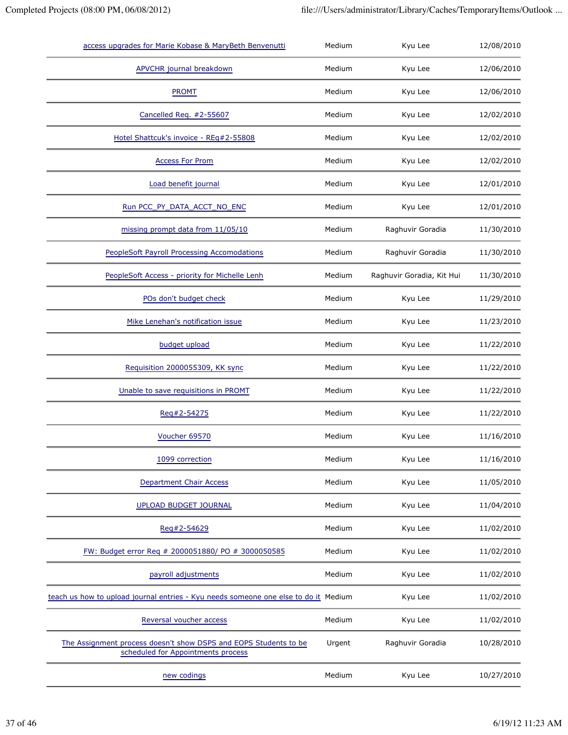| | | | |
|---|---|---|---|
| access upgrades for Marie Kobase & MaryBeth Benvenutti | Medium | Kyu Lee | 12/08/2010 |
| APVCHR journal breakdown | Medium | Kyu Lee | 12/06/2010 |
| PROMT | Medium | Kyu Lee | 12/06/2010 |
| Cancelled Req. #2-55607 | Medium | Kyu Lee | 12/02/2010 |
| Hotel Shattcuk's invoice - REq#2-55808 | Medium | Kyu Lee | 12/02/2010 |
| Access For Prom | Medium | Kyu Lee | 12/02/2010 |
| Load benefit journal | Medium | Kyu Lee | 12/01/2010 |
| Run PCC_PY_DATA_ACCT_NO_ENC | Medium | Kyu Lee | 12/01/2010 |
| missing prompt data from 11/05/10 | Medium | Raghuvir Goradia | 11/30/2010 |
| PeopleSoft Payroll Processing Accomodations | Medium | Raghuvir Goradia | 11/30/2010 |
| PeopleSoft Access - priority for Michelle Lenh | Medium | Raghuvir Goradia, Kit Hui | 11/30/2010 |
| POs don't budget check | Medium | Kyu Lee | 11/29/2010 |
| Mike Lenehan's notification issue | Medium | Kyu Lee | 11/23/2010 |
| budget upload | Medium | Kyu Lee | 11/22/2010 |
| Requisition 2000055309, KK sync | Medium | Kyu Lee | 11/22/2010 |
| Unable to save requisitions in PROMT | Medium | Kyu Lee | 11/22/2010 |
| Req#2-54275 | Medium | Kyu Lee | 11/22/2010 |
| Voucher 69570 | Medium | Kyu Lee | 11/16/2010 |
| 1099 correction | Medium | Kyu Lee | 11/16/2010 |
| Department Chair Access | Medium | Kyu Lee | 11/05/2010 |
| UPLOAD BUDGET JOURNAL | Medium | Kyu Lee | 11/04/2010 |
| Req#2-54629 | Medium | Kyu Lee | 11/02/2010 |
| FW: Budget error Req # 2000051880/ PO # 3000050585 | Medium | Kyu Lee | 11/02/2010 |
| payroll adjustments | Medium | Kyu Lee | 11/02/2010 |
| teach us how to upload journal entries - Kyu needs someone one else to do it | Medium | Kyu Lee | 11/02/2010 |
| Reversal voucher access | Medium | Kyu Lee | 11/02/2010 |
| The Assignment process doesn't show DSPS and EOPS Students to be scheduled for Appointments process | Urgent | Raghuvir Goradia | 10/28/2010 |
| new codings | Medium | Kyu Lee | 10/27/2010 |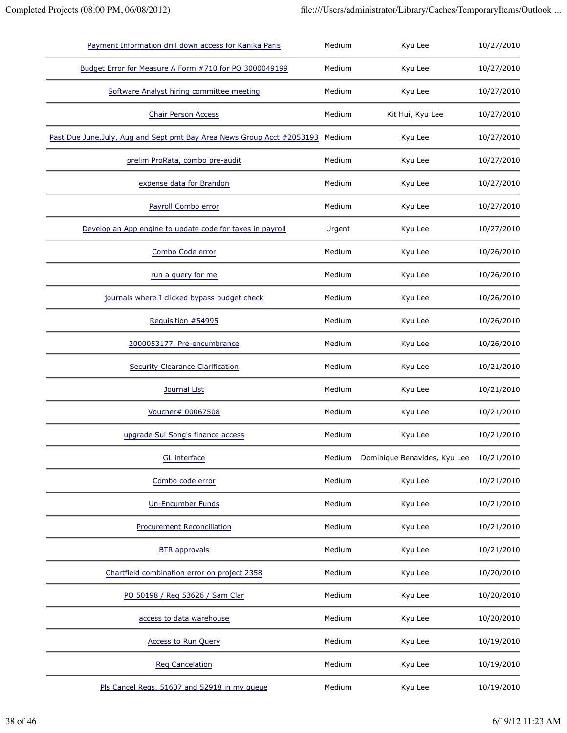| | | | |
|---|---|---|---|
| Payment Information drill down access for Kanika Paris | Medium | Kyu Lee | 10/27/2010 |
| Budget Error for Measure A Form #710 for PO 3000049199 | Medium | Kyu Lee | 10/27/2010 |
| Software Analyst hiring committee meeting | Medium | Kyu Lee | 10/27/2010 |
| Chair Person Access | Medium | Kit Hui, Kyu Lee | 10/27/2010 |
| Past Due June,July, Aug and Sept pmt Bay Area News Group Acct #2053193 | Medium | Kyu Lee | 10/27/2010 |
| prelim ProRata, combo pre-audit | Medium | Kyu Lee | 10/27/2010 |
| expense data for Brandon | Medium | Kyu Lee | 10/27/2010 |
| Payroll Combo error | Medium | Kyu Lee | 10/27/2010 |
| Develop an App engine to update code for taxes in payroll | Urgent | Kyu Lee | 10/27/2010 |
| Combo Code error | Medium | Kyu Lee | 10/26/2010 |
| run a query for me | Medium | Kyu Lee | 10/26/2010 |
| journals where I clicked bypass budget check | Medium | Kyu Lee | 10/26/2010 |
| Requisition #54995 | Medium | Kyu Lee | 10/26/2010 |
| 2000053177, Pre-encumbrance | Medium | Kyu Lee | 10/26/2010 |
| Security Clearance Clarification | Medium | Kyu Lee | 10/21/2010 |
| Journal List | Medium | Kyu Lee | 10/21/2010 |
| Voucher# 00067508 | Medium | Kyu Lee | 10/21/2010 |
| upgrade Sui Song's finance access | Medium | Kyu Lee | 10/21/2010 |
| GL interface | Medium | Dominique Benavides, Kyu Lee | 10/21/2010 |
| Combo code error | Medium | Kyu Lee | 10/21/2010 |
| Un-Encumber Funds | Medium | Kyu Lee | 10/21/2010 |
| Procurement Reconciliation | Medium | Kyu Lee | 10/21/2010 |
| BTR approvals | Medium | Kyu Lee | 10/21/2010 |
| Chartfield combination error on project 2358 | Medium | Kyu Lee | 10/20/2010 |
| PO 50198 / Req 53626 / Sam Clar | Medium | Kyu Lee | 10/20/2010 |
| access to data warehouse | Medium | Kyu Lee | 10/20/2010 |
| Access to Run Query | Medium | Kyu Lee | 10/19/2010 |
| Req Cancelation | Medium | Kyu Lee | 10/19/2010 |
| Pls Cancel Reqs. 51607 and 52918 in my queue | Medium | Kyu Lee | 10/19/2010 |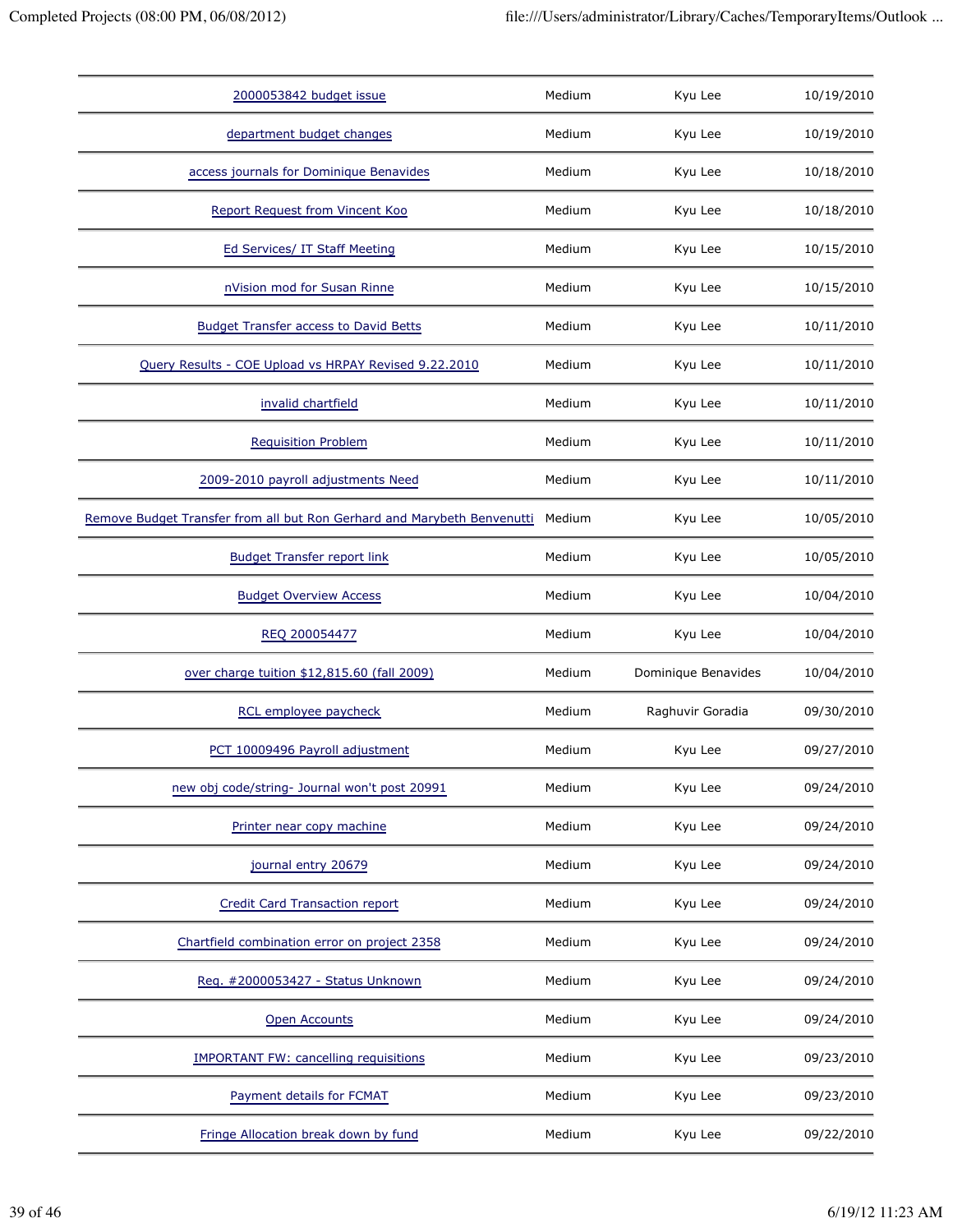| | | | |
|---|---|---|---|
| 2000053842 budget issue | Medium | Kyu Lee | 10/19/2010 |
| department budget changes | Medium | Kyu Lee | 10/19/2010 |
| access journals for Dominique Benavides | Medium | Kyu Lee | 10/18/2010 |
| Report Request from Vincent Koo | Medium | Kyu Lee | 10/18/2010 |
| Ed Services/ IT Staff Meeting | Medium | Kyu Lee | 10/15/2010 |
| nVision mod for Susan Rinne | Medium | Kyu Lee | 10/15/2010 |
| Budget Transfer access to David Betts | Medium | Kyu Lee | 10/11/2010 |
| Query Results - COE Upload vs HRPAY Revised 9.22.2010 | Medium | Kyu Lee | 10/11/2010 |
| invalid chartfield | Medium | Kyu Lee | 10/11/2010 |
| Requisition Problem | Medium | Kyu Lee | 10/11/2010 |
| 2009-2010 payroll adjustments Need | Medium | Kyu Lee | 10/11/2010 |
| Remove Budget Transfer from all but Ron Gerhard and Marybeth Benvenutti | Medium | Kyu Lee | 10/05/2010 |
| Budget Transfer report link | Medium | Kyu Lee | 10/05/2010 |
| Budget Overview Access | Medium | Kyu Lee | 10/04/2010 |
| REQ 200054477 | Medium | Kyu Lee | 10/04/2010 |
| over charge tuition $12,815.60 (fall 2009) | Medium | Dominique Benavides | 10/04/2010 |
| RCL employee paycheck | Medium | Raghuvir Goradia | 09/30/2010 |
| PCT 10009496 Payroll adjustment | Medium | Kyu Lee | 09/27/2010 |
| new obj code/string- Journal won't post 20991 | Medium | Kyu Lee | 09/24/2010 |
| Printer near copy machine | Medium | Kyu Lee | 09/24/2010 |
| journal entry 20679 | Medium | Kyu Lee | 09/24/2010 |
| Credit Card Transaction report | Medium | Kyu Lee | 09/24/2010 |
| Chartfield combination error on project 2358 | Medium | Kyu Lee | 09/24/2010 |
| Req. #2000053427 - Status Unknown | Medium | Kyu Lee | 09/24/2010 |
| Open Accounts | Medium | Kyu Lee | 09/24/2010 |
| IMPORTANT FW: cancelling requisitions | Medium | Kyu Lee | 09/23/2010 |
| Payment details for FCMAT | Medium | Kyu Lee | 09/23/2010 |
| Fringe Allocation break down by fund | Medium | Kyu Lee | 09/22/2010 |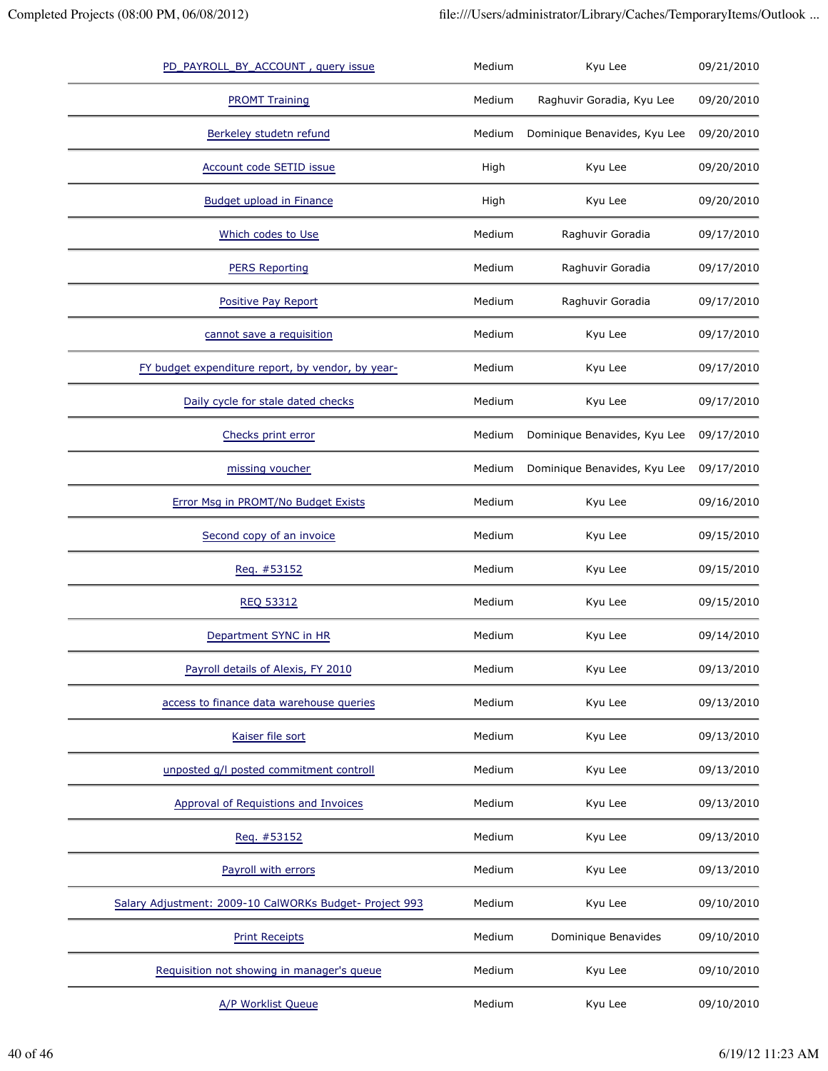| | | | |
|---|---|---|---|
| PD_PAYROLL_BY_ACCOUNT , query issue | Medium | Kyu Lee | 09/21/2010 |
| PROMT Training | Medium | Raghuvir Goradia, Kyu Lee | 09/20/2010 |
| Berkeley studetn refund | Medium | Dominique Benavides, Kyu Lee | 09/20/2010 |
| Account code SETID issue | High | Kyu Lee | 09/20/2010 |
| Budget upload in Finance | High | Kyu Lee | 09/20/2010 |
| Which codes to Use | Medium | Raghuvir Goradia | 09/17/2010 |
| PERS Reporting | Medium | Raghuvir Goradia | 09/17/2010 |
| Positive Pay Report | Medium | Raghuvir Goradia | 09/17/2010 |
| cannot save a requisition | Medium | Kyu Lee | 09/17/2010 |
| FY budget expenditure report, by vendor, by year- | Medium | Kyu Lee | 09/17/2010 |
| Daily cycle for stale dated checks | Medium | Kyu Lee | 09/17/2010 |
| Checks print error | Medium | Dominique Benavides, Kyu Lee | 09/17/2010 |
| missing voucher | Medium | Dominique Benavides, Kyu Lee | 09/17/2010 |
| Error Msg in PROMT/No Budget Exists | Medium | Kyu Lee | 09/16/2010 |
| Second copy of an invoice | Medium | Kyu Lee | 09/15/2010 |
| Req. #53152 | Medium | Kyu Lee | 09/15/2010 |
| REQ 53312 | Medium | Kyu Lee | 09/15/2010 |
| Department SYNC in HR | Medium | Kyu Lee | 09/14/2010 |
| Payroll details of Alexis, FY 2010 | Medium | Kyu Lee | 09/13/2010 |
| access to finance data warehouse queries | Medium | Kyu Lee | 09/13/2010 |
| Kaiser file sort | Medium | Kyu Lee | 09/13/2010 |
| unposted g/l posted commitment controll | Medium | Kyu Lee | 09/13/2010 |
| Approval of Requistions and Invoices | Medium | Kyu Lee | 09/13/2010 |
| Req. #53152 | Medium | Kyu Lee | 09/13/2010 |
| Payroll with errors | Medium | Kyu Lee | 09/13/2010 |
| Salary Adjustment: 2009-10 CalWORKs Budget- Project 993 | Medium | Kyu Lee | 09/10/2010 |
| Print Receipts | Medium | Dominique Benavides | 09/10/2010 |
| Requisition not showing in manager's queue | Medium | Kyu Lee | 09/10/2010 |
| A/P Worklist Queue | Medium | Kyu Lee | 09/10/2010 |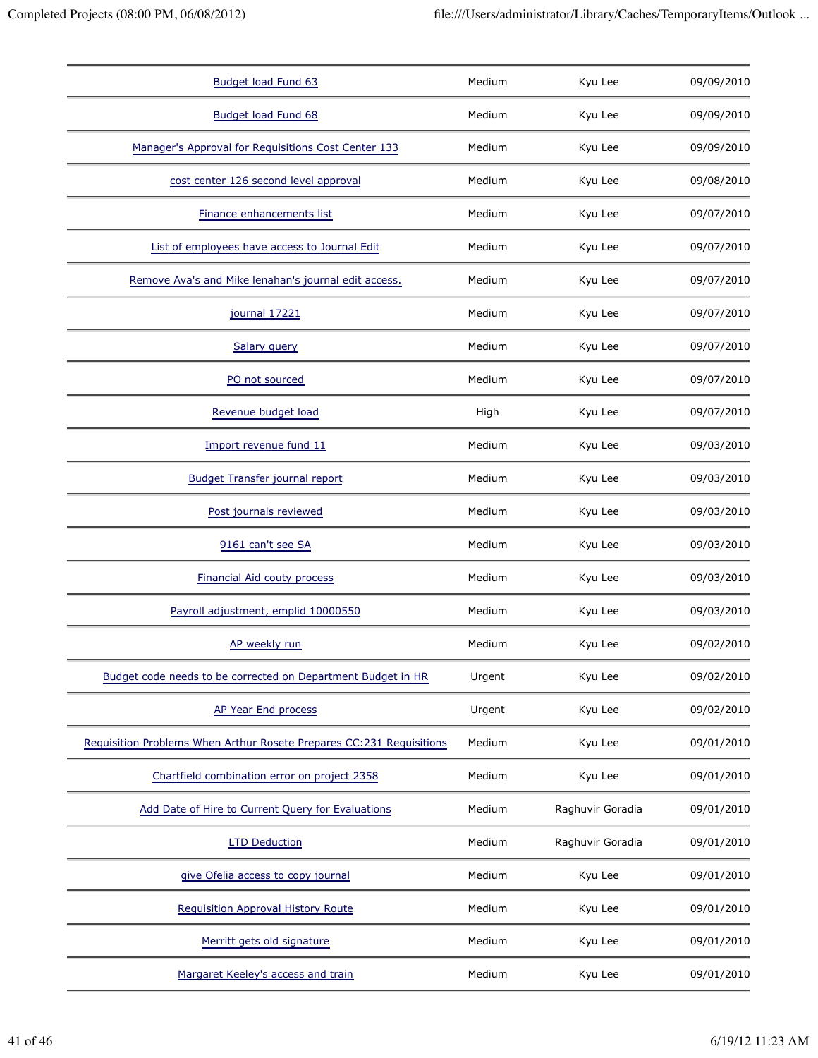| | | | |
|---|---|---|---|
| Budget load Fund 63 | Medium | Kyu Lee | 09/09/2010 |
| Budget load Fund 68 | Medium | Kyu Lee | 09/09/2010 |
| Manager's Approval for Requisitions Cost Center 133 | Medium | Kyu Lee | 09/09/2010 |
| cost center 126 second level approval | Medium | Kyu Lee | 09/08/2010 |
| Finance enhancements list | Medium | Kyu Lee | 09/07/2010 |
| List of employees have access to Journal Edit | Medium | Kyu Lee | 09/07/2010 |
| Remove Ava's and Mike lenahan's journal edit access. | Medium | Kyu Lee | 09/07/2010 |
| journal 17221 | Medium | Kyu Lee | 09/07/2010 |
| Salary query | Medium | Kyu Lee | 09/07/2010 |
| PO not sourced | Medium | Kyu Lee | 09/07/2010 |
| Revenue budget load | High | Kyu Lee | 09/07/2010 |
| Import revenue fund 11 | Medium | Kyu Lee | 09/03/2010 |
| Budget Transfer journal report | Medium | Kyu Lee | 09/03/2010 |
| Post journals reviewed | Medium | Kyu Lee | 09/03/2010 |
| 9161 can't see SA | Medium | Kyu Lee | 09/03/2010 |
| Financial Aid couty process | Medium | Kyu Lee | 09/03/2010 |
| Payroll adjustment, emplid 10000550 | Medium | Kyu Lee | 09/03/2010 |
| AP weekly run | Medium | Kyu Lee | 09/02/2010 |
| Budget code needs to be corrected on Department Budget in HR | Urgent | Kyu Lee | 09/02/2010 |
| AP Year End process | Urgent | Kyu Lee | 09/02/2010 |
| Requisition Problems When Arthur Rosete Prepares CC:231 Requisitions | Medium | Kyu Lee | 09/01/2010 |
| Chartfield combination error on project 2358 | Medium | Kyu Lee | 09/01/2010 |
| Add Date of Hire to Current Query for Evaluations | Medium | Raghuvir Goradia | 09/01/2010 |
| LTD Deduction | Medium | Raghuvir Goradia | 09/01/2010 |
| give Ofelia access to copy journal | Medium | Kyu Lee | 09/01/2010 |
| Requisition Approval History Route | Medium | Kyu Lee | 09/01/2010 |
| Merritt gets old signature | Medium | Kyu Lee | 09/01/2010 |
| Margaret Keeley's access and train | Medium | Kyu Lee | 09/01/2010 |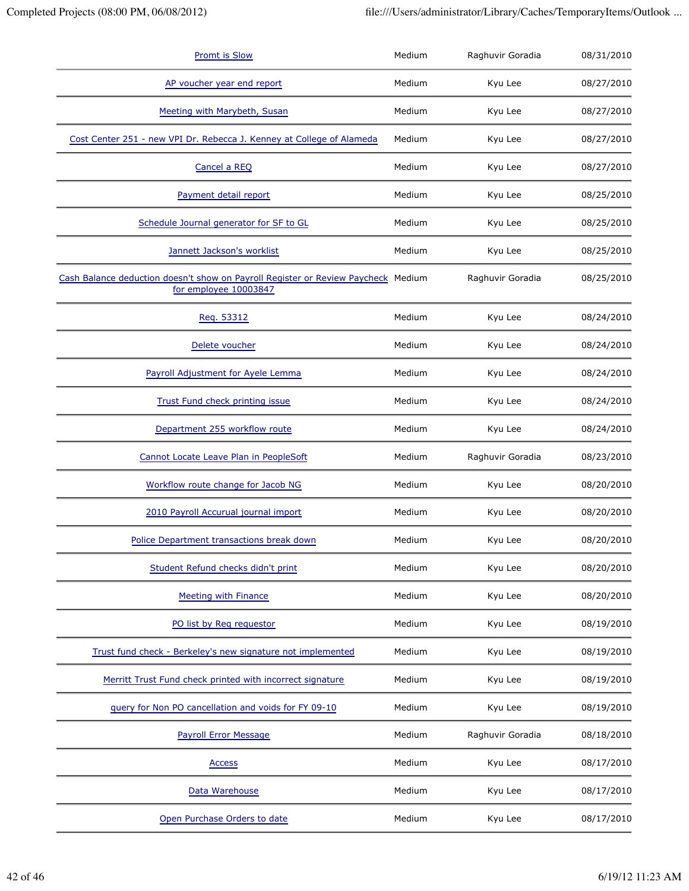| | | | |
|---|---|---|---|
| Promt is Slow | Medium | Raghuvir Goradia | 08/31/2010 |
| AP voucher year end report | Medium | Kyu Lee | 08/27/2010 |
| Meeting with Marybeth, Susan | Medium | Kyu Lee | 08/27/2010 |
| Cost Center 251 - new VPI Dr. Rebecca J. Kenney at College of Alameda | Medium | Kyu Lee | 08/27/2010 |
| Cancel a REQ | Medium | Kyu Lee | 08/27/2010 |
| Payment detail report | Medium | Kyu Lee | 08/25/2010 |
| Schedule Journal generator for SF to GL | Medium | Kyu Lee | 08/25/2010 |
| Jannett Jackson's worklist | Medium | Kyu Lee | 08/25/2010 |
| Cash Balance deduction doesn't show on Payroll Register or Review Paycheck for employee 10003847 | Medium | Raghuvir Goradia | 08/25/2010 |
| Req. 53312 | Medium | Kyu Lee | 08/24/2010 |
| Delete voucher | Medium | Kyu Lee | 08/24/2010 |
| Payroll Adjustment for Ayele Lemma | Medium | Kyu Lee | 08/24/2010 |
| Trust Fund check printing issue | Medium | Kyu Lee | 08/24/2010 |
| Department 255 workflow route | Medium | Kyu Lee | 08/24/2010 |
| Cannot Locate Leave Plan in PeopleSoft | Medium | Raghuvir Goradia | 08/23/2010 |
| Workflow route change for Jacob NG | Medium | Kyu Lee | 08/20/2010 |
| 2010 Payroll Accurual journal import | Medium | Kyu Lee | 08/20/2010 |
| Police Department transactions break down | Medium | Kyu Lee | 08/20/2010 |
| Student Refund checks didn't print | Medium | Kyu Lee | 08/20/2010 |
| Meeting with Finance | Medium | Kyu Lee | 08/20/2010 |
| PO list by Req requestor | Medium | Kyu Lee | 08/19/2010 |
| Trust fund check - Berkeley's new signature not implemented | Medium | Kyu Lee | 08/19/2010 |
| Merritt Trust Fund check printed with incorrect signature | Medium | Kyu Lee | 08/19/2010 |
| query for Non PO cancellation and voids for FY 09-10 | Medium | Kyu Lee | 08/19/2010 |
| Payroll Error Message | Medium | Raghuvir Goradia | 08/18/2010 |
| Access | Medium | Kyu Lee | 08/17/2010 |
| Data Warehouse | Medium | Kyu Lee | 08/17/2010 |
| Open Purchase Orders to date | Medium | Kyu Lee | 08/17/2010 |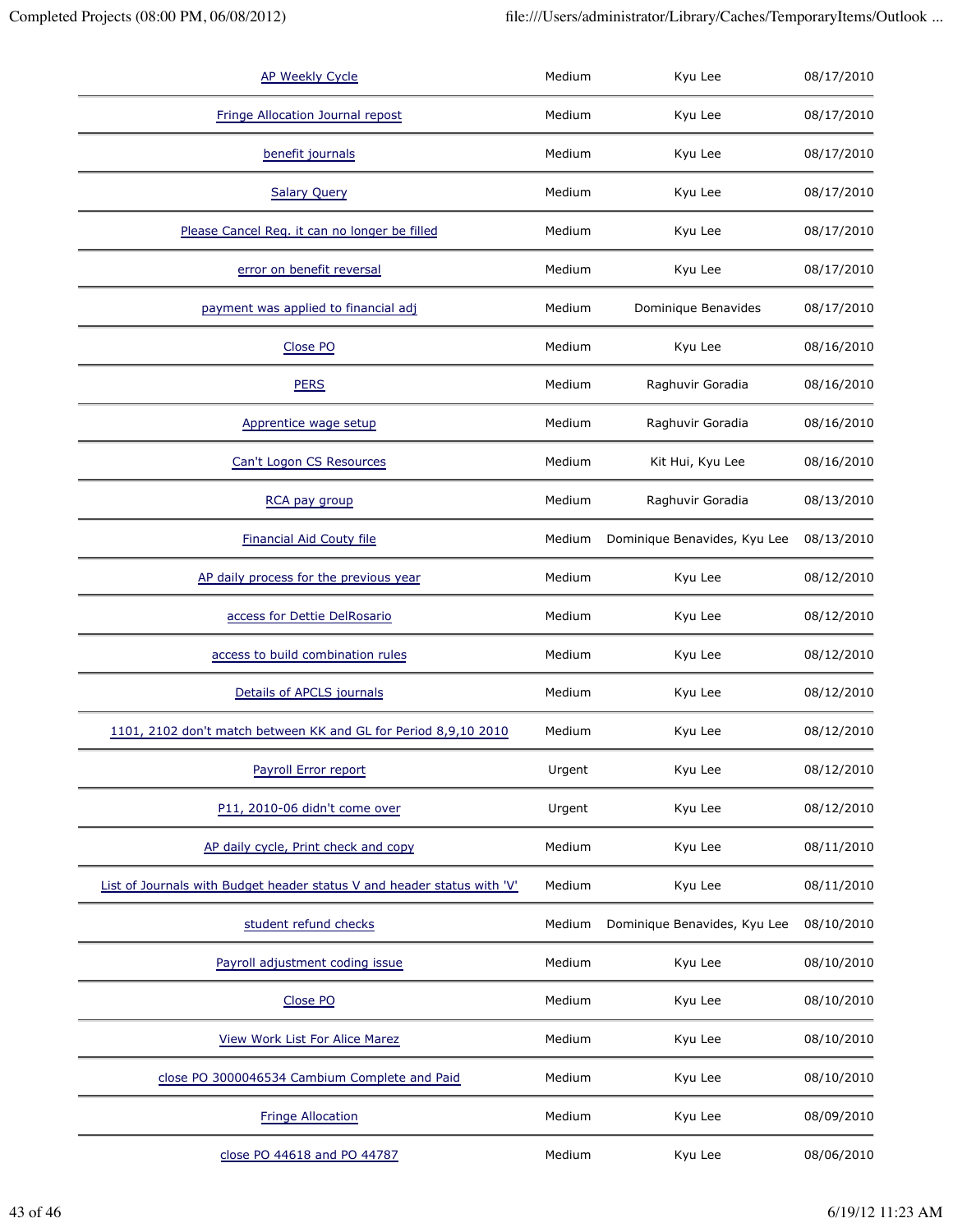| | | | |
|---|---|---|---|
| AP Weekly Cycle | Medium | Kyu Lee | 08/17/2010 |
| Fringe Allocation Journal repost | Medium | Kyu Lee | 08/17/2010 |
| benefit journals | Medium | Kyu Lee | 08/17/2010 |
| Salary Query | Medium | Kyu Lee | 08/17/2010 |
| Please Cancel Req. it can no longer be filled | Medium | Kyu Lee | 08/17/2010 |
| error on benefit reversal | Medium | Kyu Lee | 08/17/2010 |
| payment was applied to financial adj | Medium | Dominique Benavides | 08/17/2010 |
| Close PO | Medium | Kyu Lee | 08/16/2010 |
| PERS | Medium | Raghuvir Goradia | 08/16/2010 |
| Apprentice wage setup | Medium | Raghuvir Goradia | 08/16/2010 |
| Can't Logon CS Resources | Medium | Kit Hui, Kyu Lee | 08/16/2010 |
| RCA pay group | Medium | Raghuvir Goradia | 08/13/2010 |
| Financial Aid Couty file | Medium | Dominique Benavides, Kyu Lee | 08/13/2010 |
| AP daily process for the previous year | Medium | Kyu Lee | 08/12/2010 |
| access for Dettie DelRosario | Medium | Kyu Lee | 08/12/2010 |
| access to build combination rules | Medium | Kyu Lee | 08/12/2010 |
| Details of APCLS journals | Medium | Kyu Lee | 08/12/2010 |
| 1101, 2102 don't match between KK and GL for Period 8,9,10 2010 | Medium | Kyu Lee | 08/12/2010 |
| Payroll Error report | Urgent | Kyu Lee | 08/12/2010 |
| P11, 2010-06 didn't come over | Urgent | Kyu Lee | 08/12/2010 |
| AP daily cycle, Print check and copy | Medium | Kyu Lee | 08/11/2010 |
| List of Journals with Budget header status V and header status with 'V' | Medium | Kyu Lee | 08/11/2010 |
| student refund checks | Medium | Dominique Benavides, Kyu Lee | 08/10/2010 |
| Payroll adjustment coding issue | Medium | Kyu Lee | 08/10/2010 |
| Close PO | Medium | Kyu Lee | 08/10/2010 |
| View Work List For Alice Marez | Medium | Kyu Lee | 08/10/2010 |
| close PO 3000046534 Cambium Complete and Paid | Medium | Kyu Lee | 08/10/2010 |
| Fringe Allocation | Medium | Kyu Lee | 08/09/2010 |
| close PO 44618 and PO 44787 | Medium | Kyu Lee | 08/06/2010 |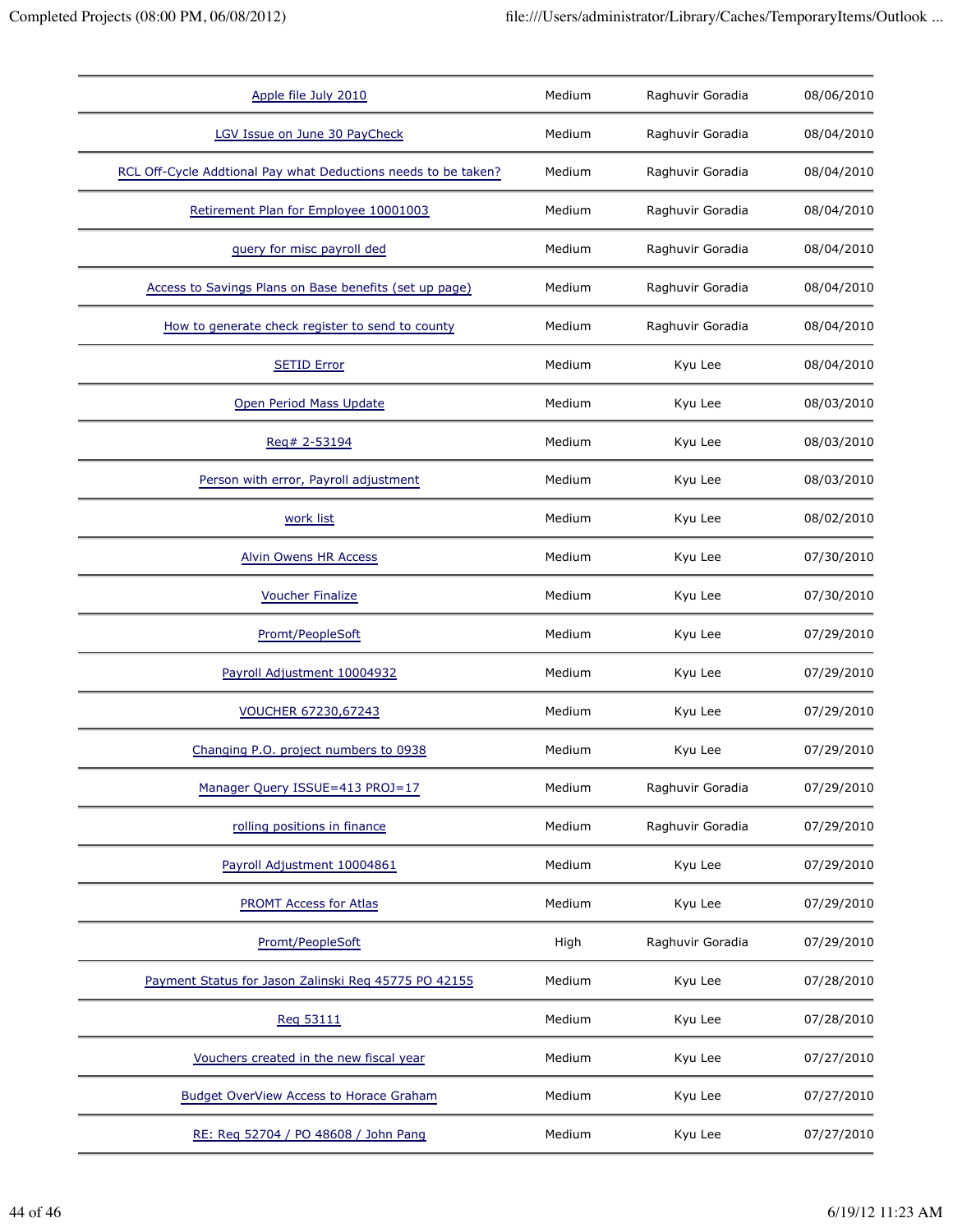| | | | |
|---|---|---|---|
| Apple file July 2010 | Medium | Raghuvir Goradia | 08/06/2010 |
| LGV Issue on June 30 PayCheck | Medium | Raghuvir Goradia | 08/04/2010 |
| RCL Off-Cycle Addtional Pay what Deductions needs to be taken? | Medium | Raghuvir Goradia | 08/04/2010 |
| Retirement Plan for Employee 10001003 | Medium | Raghuvir Goradia | 08/04/2010 |
| query for misc payroll ded | Medium | Raghuvir Goradia | 08/04/2010 |
| Access to Savings Plans on Base benefits (set up page) | Medium | Raghuvir Goradia | 08/04/2010 |
| How to generate check register to send to county | Medium | Raghuvir Goradia | 08/04/2010 |
| SETID Error | Medium | Kyu Lee | 08/04/2010 |
| Open Period Mass Update | Medium | Kyu Lee | 08/03/2010 |
| Req# 2-53194 | Medium | Kyu Lee | 08/03/2010 |
| Person with error, Payroll adjustment | Medium | Kyu Lee | 08/03/2010 |
| work list | Medium | Kyu Lee | 08/02/2010 |
| Alvin Owens HR Access | Medium | Kyu Lee | 07/30/2010 |
| Voucher Finalize | Medium | Kyu Lee | 07/30/2010 |
| Promt/PeopleSoft | Medium | Kyu Lee | 07/29/2010 |
| Payroll Adjustment 10004932 | Medium | Kyu Lee | 07/29/2010 |
| VOUCHER 67230,67243 | Medium | Kyu Lee | 07/29/2010 |
| Changing P.O. project numbers to 0938 | Medium | Kyu Lee | 07/29/2010 |
| Manager Query ISSUE=413 PROJ=17 | Medium | Raghuvir Goradia | 07/29/2010 |
| rolling positions in finance | Medium | Raghuvir Goradia | 07/29/2010 |
| Payroll Adjustment 10004861 | Medium | Kyu Lee | 07/29/2010 |
| PROMT Access for Atlas | Medium | Kyu Lee | 07/29/2010 |
| Promt/PeopleSoft | High | Raghuvir Goradia | 07/29/2010 |
| Payment Status for Jason Zalinski Req 45775 PO 42155 | Medium | Kyu Lee | 07/28/2010 |
| Req 53111 | Medium | Kyu Lee | 07/28/2010 |
| Vouchers created in the new fiscal year | Medium | Kyu Lee | 07/27/2010 |
| Budget OverView Access to Horace Graham | Medium | Kyu Lee | 07/27/2010 |
| RE: Req 52704 / PO 48608 / John Pang | Medium | Kyu Lee | 07/27/2010 |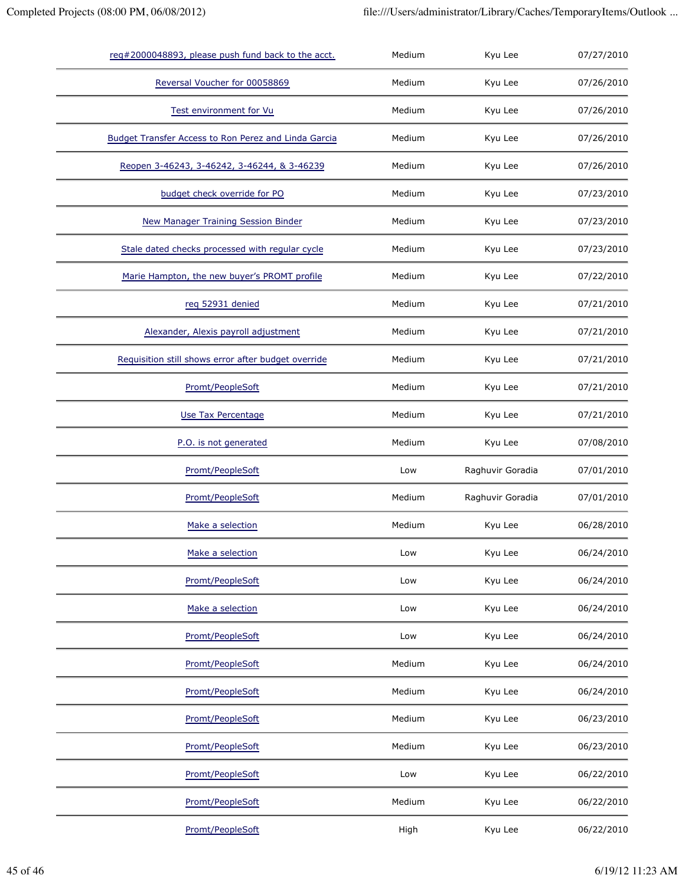| | | | |
|---|---|---|---|
| req#2000048893, please push fund back to the acct. | Medium | Kyu Lee | 07/27/2010 |
| Reversal Voucher for 00058869 | Medium | Kyu Lee | 07/26/2010 |
| Test environment for Vu | Medium | Kyu Lee | 07/26/2010 |
| Budget Transfer Access to Ron Perez and Linda Garcia | Medium | Kyu Lee | 07/26/2010 |
| Reopen 3-46243, 3-46242, 3-46244, & 3-46239 | Medium | Kyu Lee | 07/26/2010 |
| budget check override for PO | Medium | Kyu Lee | 07/23/2010 |
| New Manager Training Session Binder | Medium | Kyu Lee | 07/23/2010 |
| Stale dated checks processed with regular cycle | Medium | Kyu Lee | 07/23/2010 |
| Marie Hampton, the new buyer's PROMT profile | Medium | Kyu Lee | 07/22/2010 |
| req 52931 denied | Medium | Kyu Lee | 07/21/2010 |
| Alexander, Alexis payroll adjustment | Medium | Kyu Lee | 07/21/2010 |
| Requisition still shows error after budget override | Medium | Kyu Lee | 07/21/2010 |
| Promt/PeopleSoft | Medium | Kyu Lee | 07/21/2010 |
| Use Tax Percentage | Medium | Kyu Lee | 07/21/2010 |
| P.O. is not generated | Medium | Kyu Lee | 07/08/2010 |
| Promt/PeopleSoft | Low | Raghuvir Goradia | 07/01/2010 |
| Promt/PeopleSoft | Medium | Raghuvir Goradia | 07/01/2010 |
| Make a selection | Medium | Kyu Lee | 06/28/2010 |
| Make a selection | Low | Kyu Lee | 06/24/2010 |
| Promt/PeopleSoft | Low | Kyu Lee | 06/24/2010 |
| Make a selection | Low | Kyu Lee | 06/24/2010 |
| Promt/PeopleSoft | Low | Kyu Lee | 06/24/2010 |
| Promt/PeopleSoft | Medium | Kyu Lee | 06/24/2010 |
| Promt/PeopleSoft | Medium | Kyu Lee | 06/24/2010 |
| Promt/PeopleSoft | Medium | Kyu Lee | 06/23/2010 |
| Promt/PeopleSoft | Medium | Kyu Lee | 06/23/2010 |
| Promt/PeopleSoft | Low | Kyu Lee | 06/22/2010 |
| Promt/PeopleSoft | Medium | Kyu Lee | 06/22/2010 |
| Promt/PeopleSoft | High | Kyu Lee | 06/22/2010 |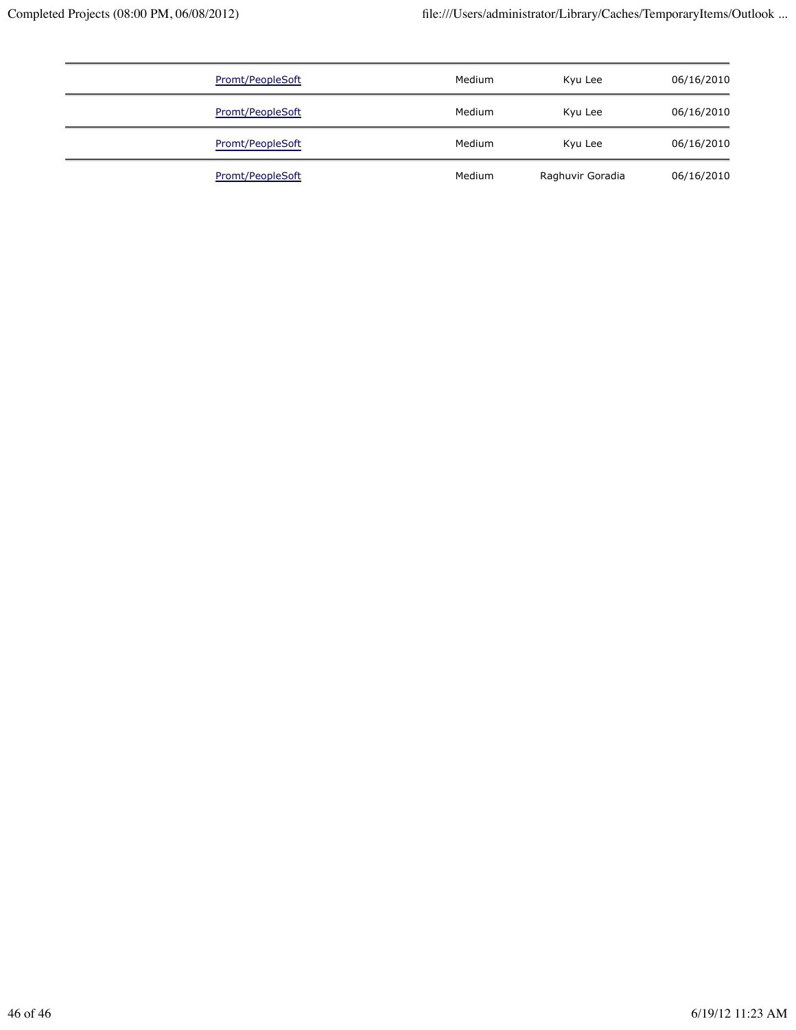| | | | | |
|---|---|---|---|---|
| | Promt/PeopleSoft | Medium | Kyu Lee | 06/16/2010 |
| | Promt/PeopleSoft | Medium | Kyu Lee | 06/16/2010 |
| | Promt/PeopleSoft | Medium | Kyu Lee | 06/16/2010 |
| | Promt/PeopleSoft | Medium | Raghuvir Goradia | 06/16/2010 |